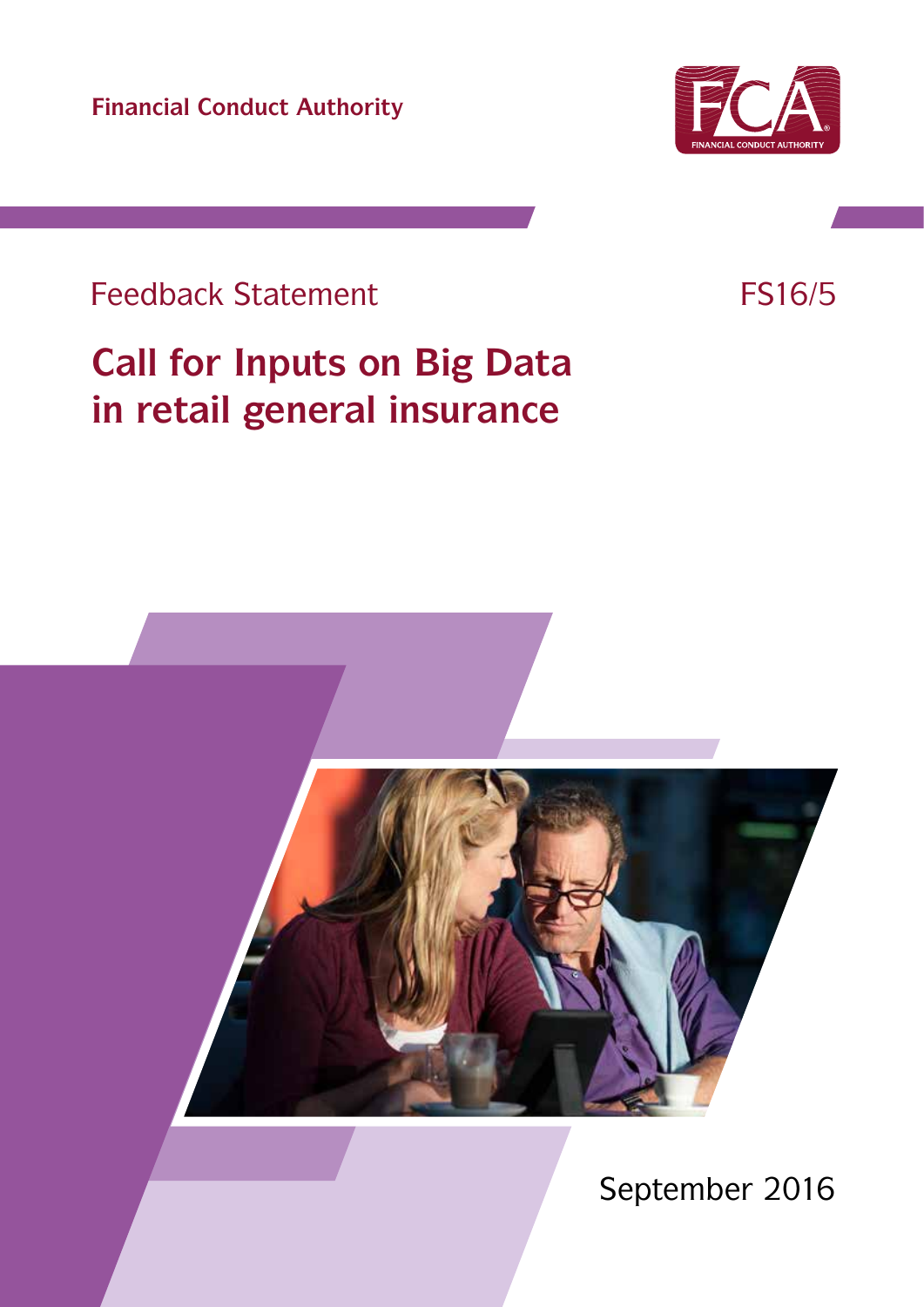Financial Conduct Authority

Feedback Statement

FS16/5

# Call for Inputs on Big Data in retail general insurance

September 2016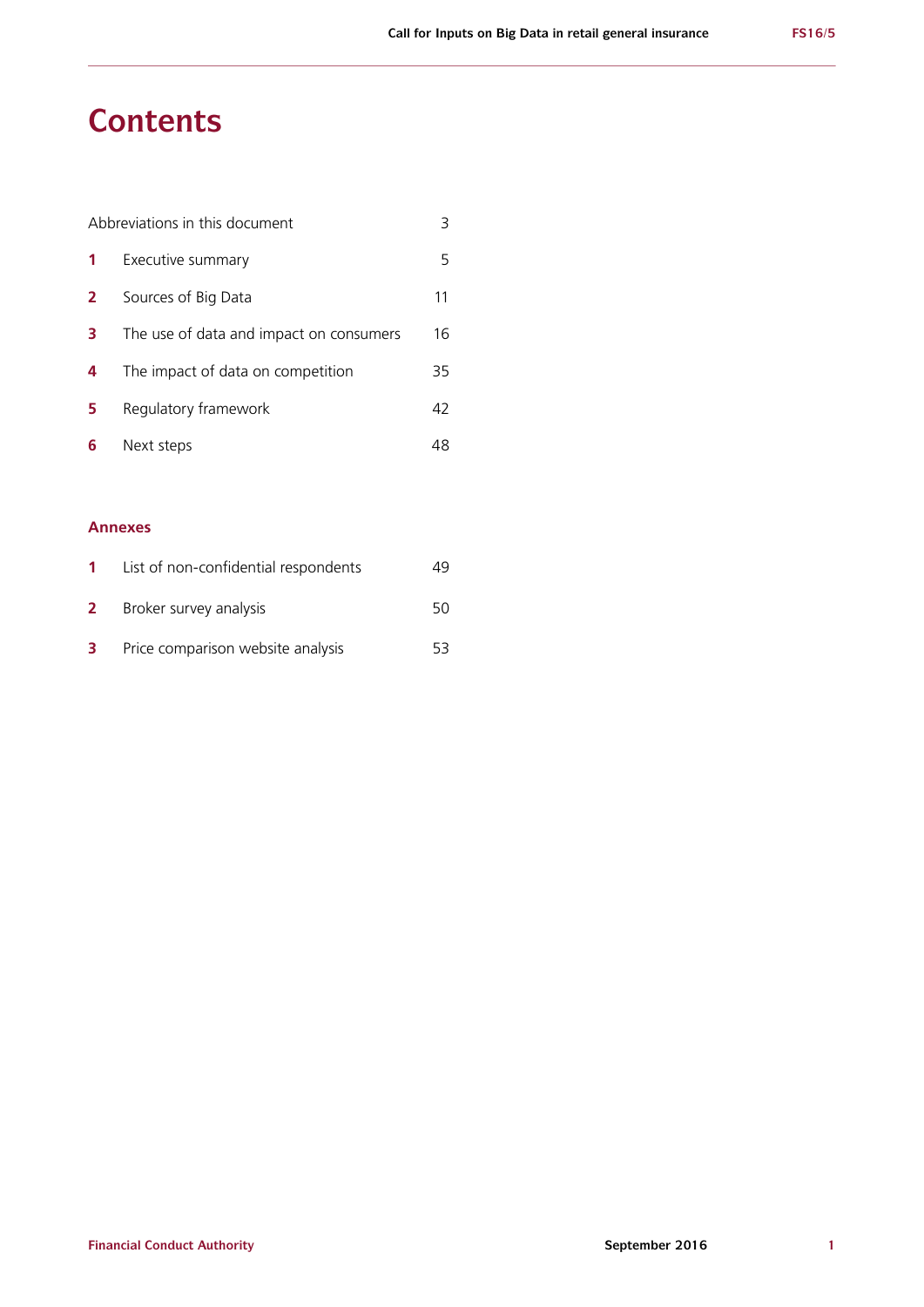# Contents

| | | |
|---|---|---|
| Abbreviations in this document | | 3 |
| **1** | Executive summary | 5 |
| **2** | Sources of Big Data | 11 |
| **3** | The use of data and impact on consumers | 16 |
| **4** | The impact of data on competition | 35 |
| **5** | Regulatory framework | 42 |
| **6** | Next steps | 48 |

## Annexes

| | | |
|---|---|---|
| **1** | List of non-confidential respondents | 49 |
| **2** | Broker survey analysis | 50 |
| **3** | Price comparison website analysis | 53 |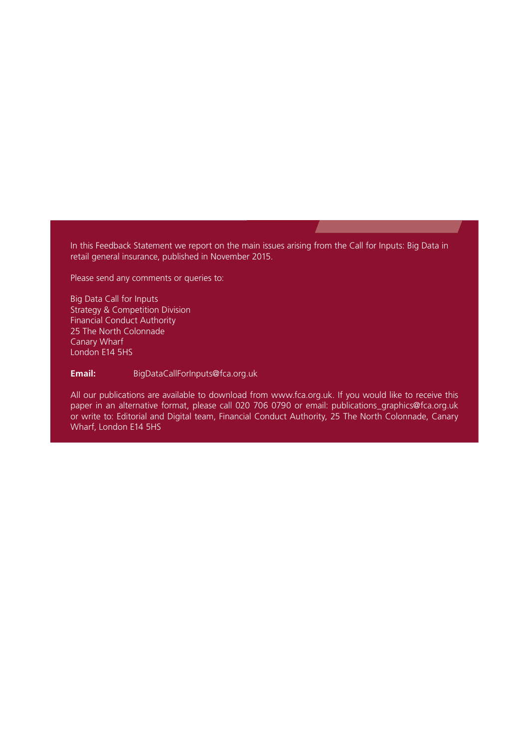In this Feedback Statement we report on the main issues arising from the Call for Inputs: Big Data in retail general insurance, published in November 2015.

Please send any comments or queries to:

Big Data Call for Inputs
Strategy & Competition Division
Financial Conduct Authority
25 The North Colonnade
Canary Wharf
London E14 5HS

**Email:** BigDataCallForInputs@fca.org.uk

All our publications are available to download from www.fca.org.uk. If you would like to receive this paper in an alternative format, please call 020 706 0790 or email: publications_graphics@fca.org.uk or write to: Editorial and Digital team, Financial Conduct Authority, 25 The North Colonnade, Canary Wharf, London E14 5HS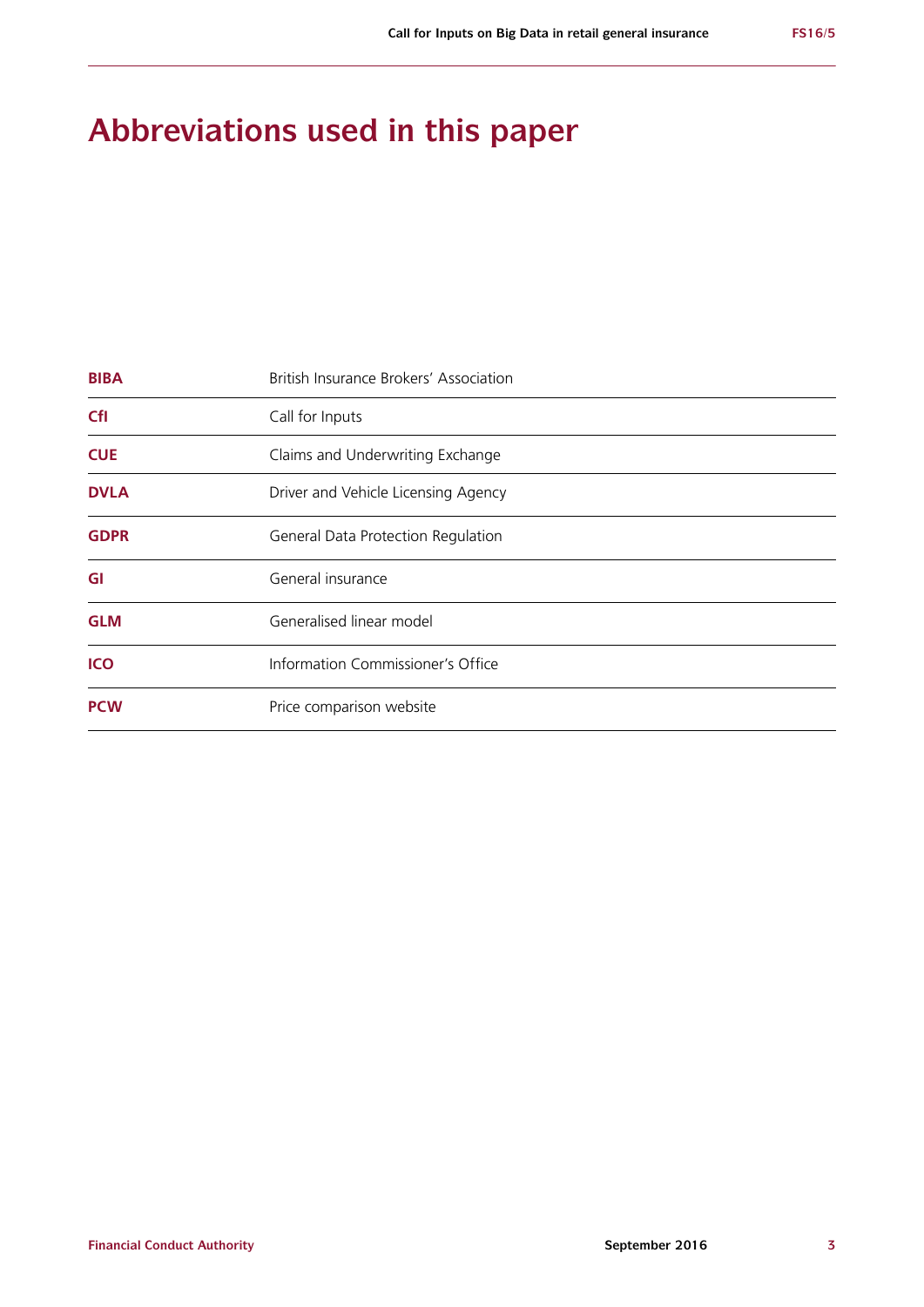# Abbreviations used in this paper

| | |
|---|---|
| **BIBA** | British Insurance Brokers' Association |
| **CfI** | Call for Inputs |
| **CUE** | Claims and Underwriting Exchange |
| **DVLA** | Driver and Vehicle Licensing Agency |
| **GDPR** | General Data Protection Regulation |
| **GI** | General insurance |
| **GLM** | Generalised linear model |
| **ICO** | Information Commissioner's Office |
| **PCW** | Price comparison website |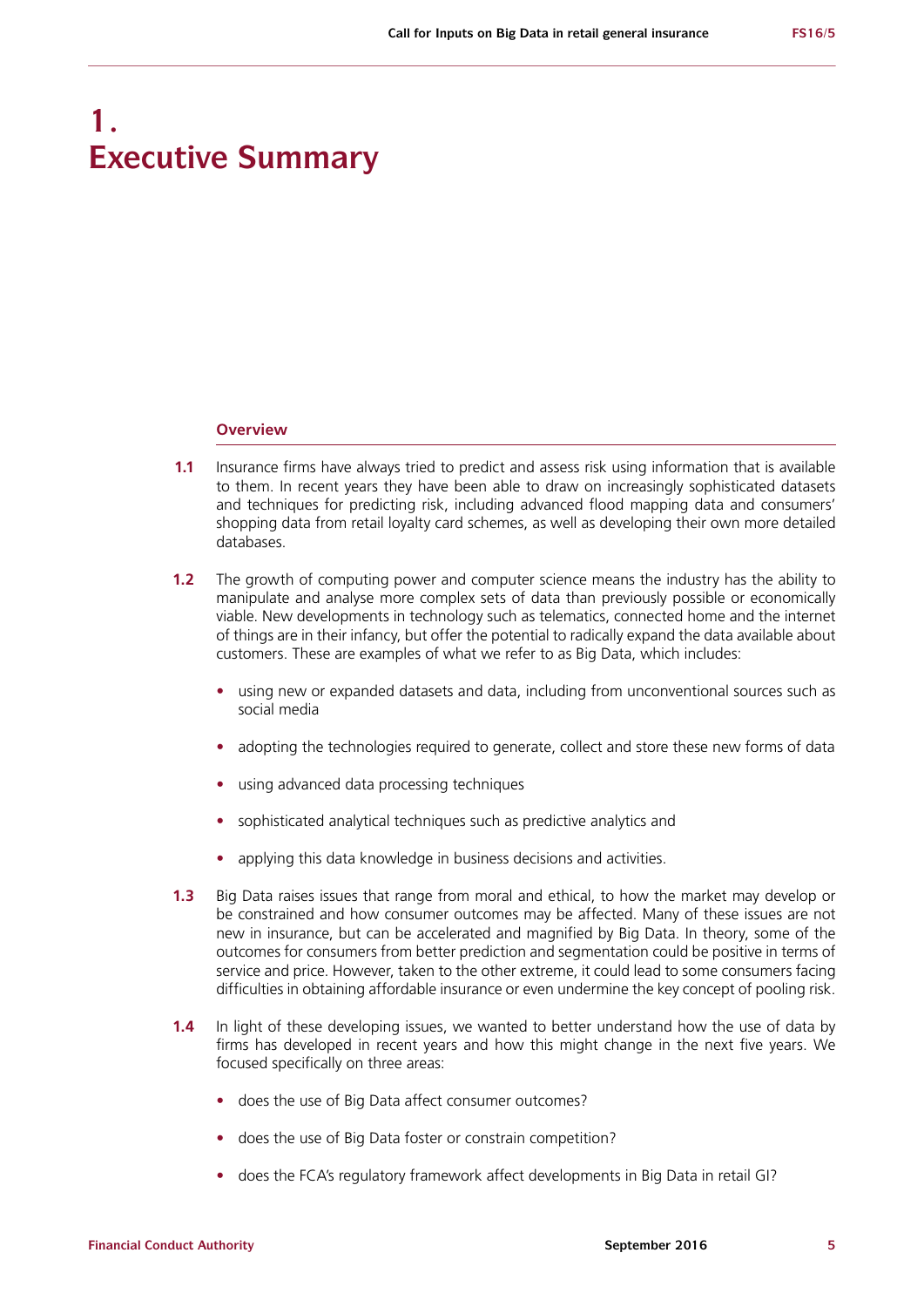# 1. Executive Summary

### Overview

**1.1** Insurance firms have always tried to predict and assess risk using information that is available to them. In recent years they have been able to draw on increasingly sophisticated datasets and techniques for predicting risk, including advanced flood mapping data and consumers' shopping data from retail loyalty card schemes, as well as developing their own more detailed databases.

**1.2** The growth of computing power and computer science means the industry has the ability to manipulate and analyse more complex sets of data than previously possible or economically viable. New developments in technology such as telematics, connected home and the internet of things are in their infancy, but offer the potential to radically expand the data available about customers. These are examples of what we refer to as Big Data, which includes:

- using new or expanded datasets and data, including from unconventional sources such as social media
- adopting the technologies required to generate, collect and store these new forms of data
- using advanced data processing techniques
- sophisticated analytical techniques such as predictive analytics and
- applying this data knowledge in business decisions and activities.

**1.3** Big Data raises issues that range from moral and ethical, to how the market may develop or be constrained and how consumer outcomes may be affected. Many of these issues are not new in insurance, but can be accelerated and magnified by Big Data. In theory, some of the outcomes for consumers from better prediction and segmentation could be positive in terms of service and price. However, taken to the other extreme, it could lead to some consumers facing difficulties in obtaining affordable insurance or even undermine the key concept of pooling risk.

**1.4** In light of these developing issues, we wanted to better understand how the use of data by firms has developed in recent years and how this might change in the next five years. We focused specifically on three areas:

- does the use of Big Data affect consumer outcomes?
- does the use of Big Data foster or constrain competition?
- does the FCA's regulatory framework affect developments in Big Data in retail GI?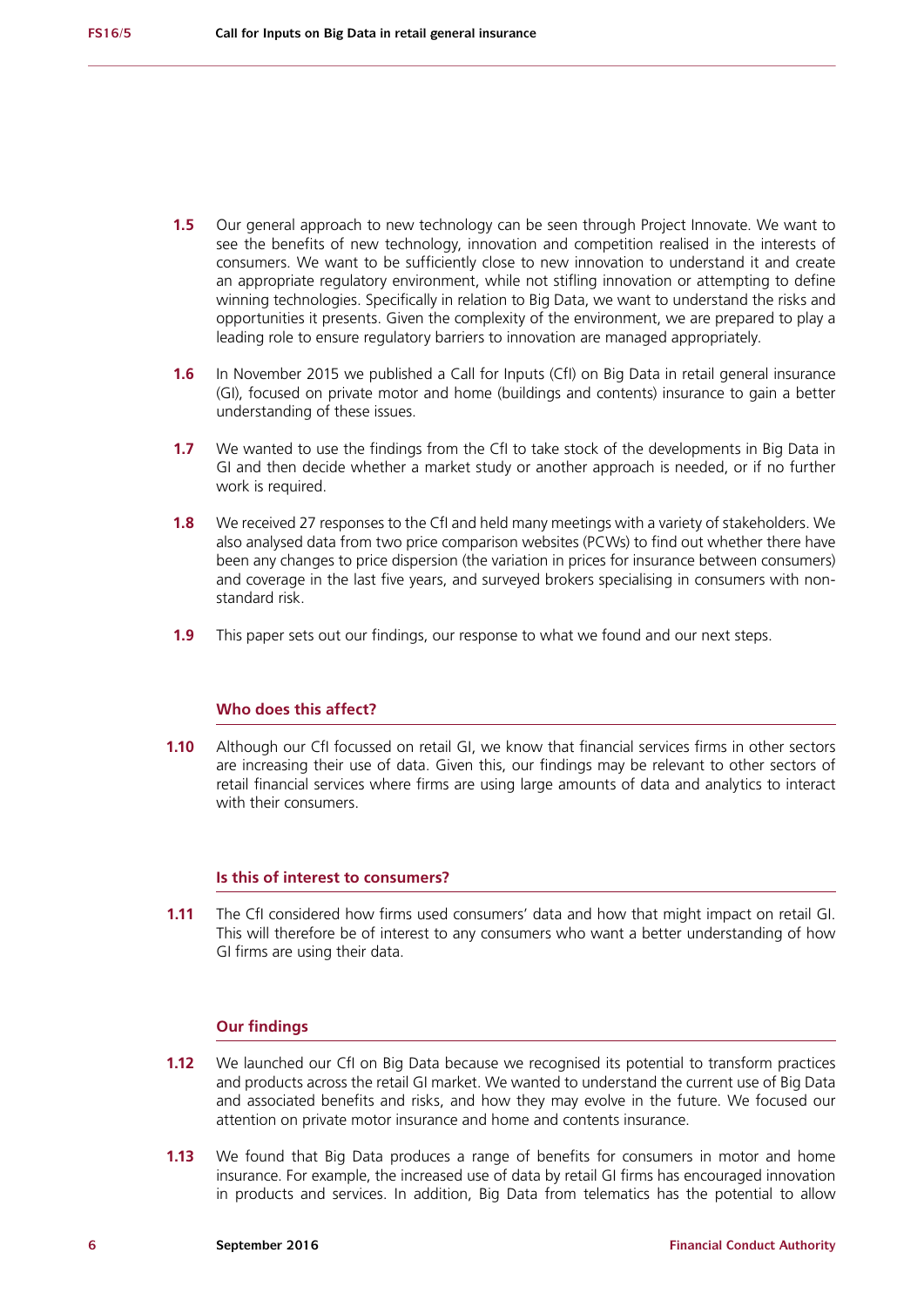**1.5** Our general approach to new technology can be seen through Project Innovate. We want to see the benefits of new technology, innovation and competition realised in the interests of consumers. We want to be sufficiently close to new innovation to understand it and create an appropriate regulatory environment, while not stifling innovation or attempting to define winning technologies. Specifically in relation to Big Data, we want to understand the risks and opportunities it presents. Given the complexity of the environment, we are prepared to play a leading role to ensure regulatory barriers to innovation are managed appropriately.

**1.6** In November 2015 we published a Call for Inputs (CfI) on Big Data in retail general insurance (GI), focused on private motor and home (buildings and contents) insurance to gain a better understanding of these issues.

**1.7** We wanted to use the findings from the CfI to take stock of the developments in Big Data in GI and then decide whether a market study or another approach is needed, or if no further work is required.

**1.8** We received 27 responses to the CfI and held many meetings with a variety of stakeholders. We also analysed data from two price comparison websites (PCWs) to find out whether there have been any changes to price dispersion (the variation in prices for insurance between consumers) and coverage in the last five years, and surveyed brokers specialising in consumers with non-standard risk.

**1.9** This paper sets out our findings, our response to what we found and our next steps.

### Who does this affect?

**1.10** Although our CfI focussed on retail GI, we know that financial services firms in other sectors are increasing their use of data. Given this, our findings may be relevant to other sectors of retail financial services where firms are using large amounts of data and analytics to interact with their consumers.

### Is this of interest to consumers?

**1.11** The CfI considered how firms used consumers' data and how that might impact on retail GI. This will therefore be of interest to any consumers who want a better understanding of how GI firms are using their data.

### Our findings

**1.12** We launched our CfI on Big Data because we recognised its potential to transform practices and products across the retail GI market. We wanted to understand the current use of Big Data and associated benefits and risks, and how they may evolve in the future. We focused our attention on private motor insurance and home and contents insurance.

**1.13** We found that Big Data produces a range of benefits for consumers in motor and home insurance. For example, the increased use of data by retail GI firms has encouraged innovation in products and services. In addition, Big Data from telematics has the potential to allow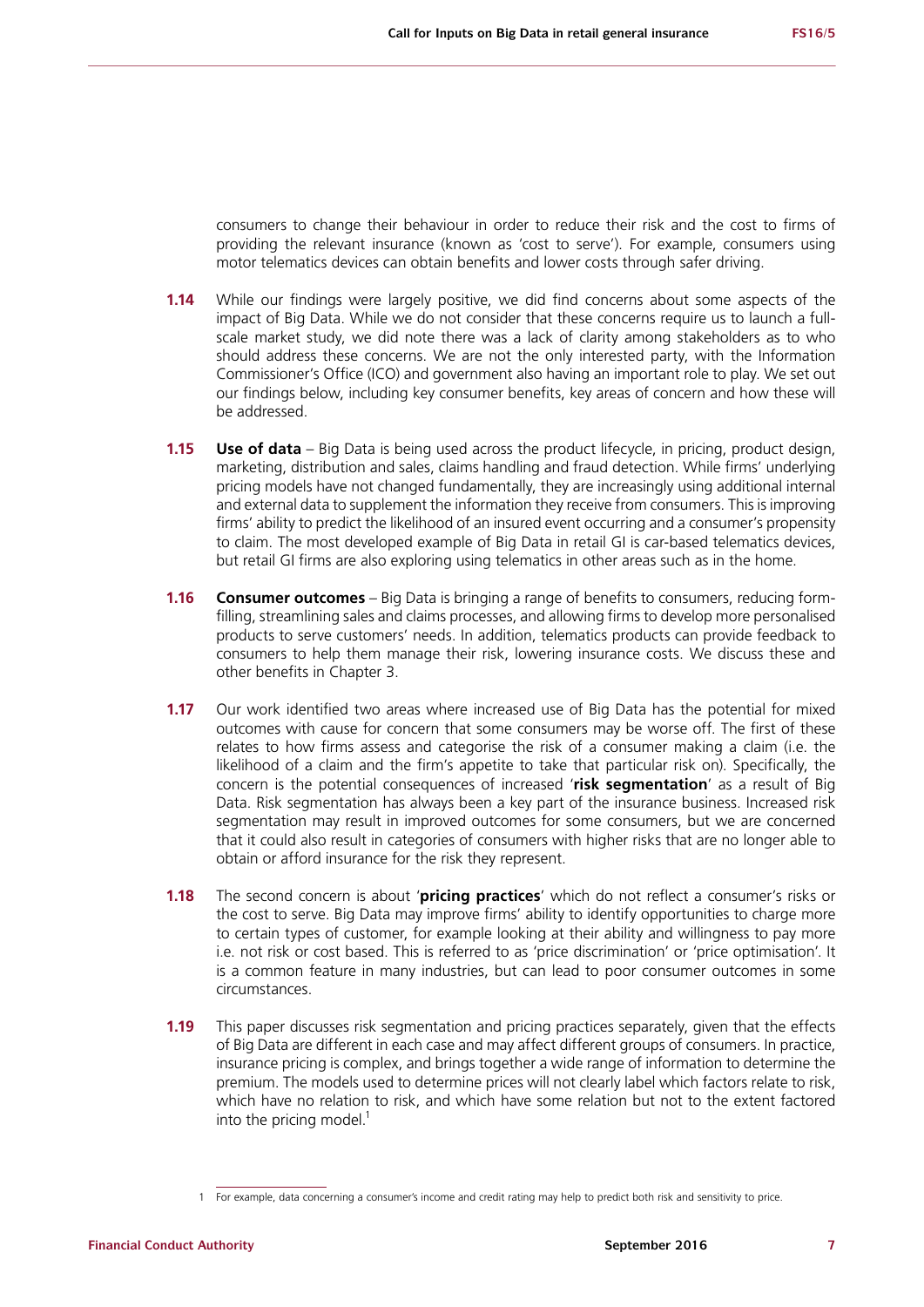consumers to change their behaviour in order to reduce their risk and the cost to firms of providing the relevant insurance (known as 'cost to serve'). For example, consumers using motor telematics devices can obtain benefits and lower costs through safer driving.

**1.14** While our findings were largely positive, we did find concerns about some aspects of the impact of Big Data. While we do not consider that these concerns require us to launch a full-scale market study, we did note there was a lack of clarity among stakeholders as to who should address these concerns. We are not the only interested party, with the Information Commissioner's Office (ICO) and government also having an important role to play. We set out our findings below, including key consumer benefits, key areas of concern and how these will be addressed.

**1.15** **Use of data** – Big Data is being used across the product lifecycle, in pricing, product design, marketing, distribution and sales, claims handling and fraud detection. While firms' underlying pricing models have not changed fundamentally, they are increasingly using additional internal and external data to supplement the information they receive from consumers. This is improving firms' ability to predict the likelihood of an insured event occurring and a consumer's propensity to claim. The most developed example of Big Data in retail GI is car-based telematics devices, but retail GI firms are also exploring using telematics in other areas such as in the home.

**1.16** **Consumer outcomes** – Big Data is bringing a range of benefits to consumers, reducing form-filling, streamlining sales and claims processes, and allowing firms to develop more personalised products to serve customers' needs. In addition, telematics products can provide feedback to consumers to help them manage their risk, lowering insurance costs. We discuss these and other benefits in Chapter 3.

**1.17** Our work identified two areas where increased use of Big Data has the potential for mixed outcomes with cause for concern that some consumers may be worse off. The first of these relates to how firms assess and categorise the risk of a consumer making a claim (i.e. the likelihood of a claim and the firm's appetite to take that particular risk on). Specifically, the concern is the potential consequences of increased '**risk segmentation**' as a result of Big Data. Risk segmentation has always been a key part of the insurance business. Increased risk segmentation may result in improved outcomes for some consumers, but we are concerned that it could also result in categories of consumers with higher risks that are no longer able to obtain or afford insurance for the risk they represent.

**1.18** The second concern is about '**pricing practices**' which do not reflect a consumer's risks or the cost to serve. Big Data may improve firms' ability to identify opportunities to charge more to certain types of customer, for example looking at their ability and willingness to pay more i.e. not risk or cost based. This is referred to as 'price discrimination' or 'price optimisation'. It is a common feature in many industries, but can lead to poor consumer outcomes in some circumstances.

**1.19** This paper discusses risk segmentation and pricing practices separately, given that the effects of Big Data are different in each case and may affect different groups of consumers. In practice, insurance pricing is complex, and brings together a wide range of information to determine the premium. The models used to determine prices will not clearly label which factors relate to risk, which have no relation to risk, and which have some relation but not to the extent factored into the pricing model.[1]

[1] For example, data concerning a consumer's income and credit rating may help to predict both risk and sensitivity to price.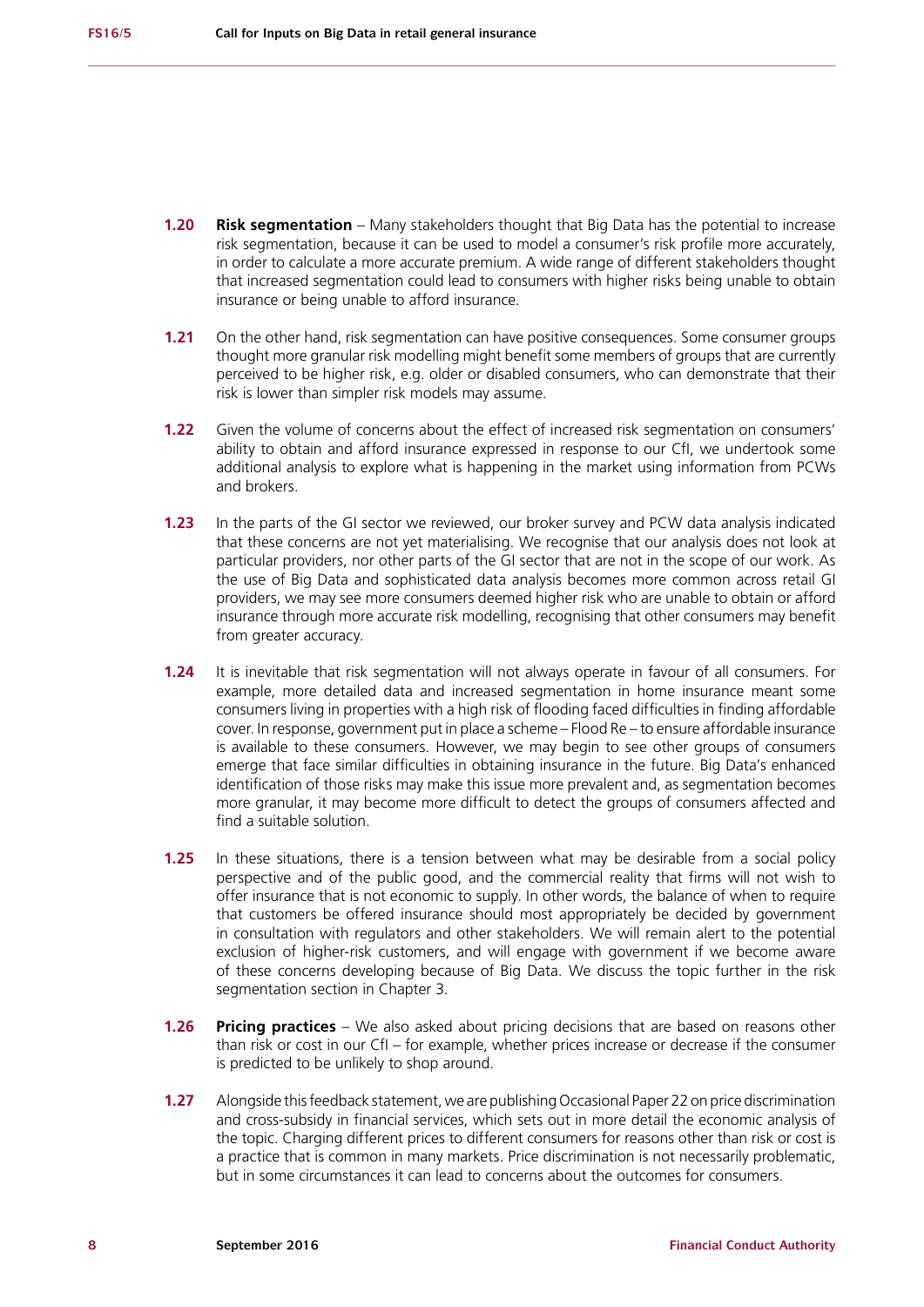**1.20** **Risk segmentation** – Many stakeholders thought that Big Data has the potential to increase risk segmentation, because it can be used to model a consumer's risk profile more accurately, in order to calculate a more accurate premium. A wide range of different stakeholders thought that increased segmentation could lead to consumers with higher risks being unable to obtain insurance or being unable to afford insurance.

**1.21** On the other hand, risk segmentation can have positive consequences. Some consumer groups thought more granular risk modelling might benefit some members of groups that are currently perceived to be higher risk, e.g. older or disabled consumers, who can demonstrate that their risk is lower than simpler risk models may assume.

**1.22** Given the volume of concerns about the effect of increased risk segmentation on consumers' ability to obtain and afford insurance expressed in response to our CfI, we undertook some additional analysis to explore what is happening in the market using information from PCWs and brokers.

**1.23** In the parts of the GI sector we reviewed, our broker survey and PCW data analysis indicated that these concerns are not yet materialising. We recognise that our analysis does not look at particular providers, nor other parts of the GI sector that are not in the scope of our work. As the use of Big Data and sophisticated data analysis becomes more common across retail GI providers, we may see more consumers deemed higher risk who are unable to obtain or afford insurance through more accurate risk modelling, recognising that other consumers may benefit from greater accuracy.

**1.24** It is inevitable that risk segmentation will not always operate in favour of all consumers. For example, more detailed data and increased segmentation in home insurance meant some consumers living in properties with a high risk of flooding faced difficulties in finding affordable cover. In response, government put in place a scheme – Flood Re – to ensure affordable insurance is available to these consumers. However, we may begin to see other groups of consumers emerge that face similar difficulties in obtaining insurance in the future. Big Data's enhanced identification of those risks may make this issue more prevalent and, as segmentation becomes more granular, it may become more difficult to detect the groups of consumers affected and find a suitable solution.

**1.25** In these situations, there is a tension between what may be desirable from a social policy perspective and of the public good, and the commercial reality that firms will not wish to offer insurance that is not economic to supply. In other words, the balance of when to require that customers be offered insurance should most appropriately be decided by government in consultation with regulators and other stakeholders. We will remain alert to the potential exclusion of higher-risk customers, and will engage with government if we become aware of these concerns developing because of Big Data. We discuss the topic further in the risk segmentation section in Chapter 3.

**1.26** **Pricing practices** – We also asked about pricing decisions that are based on reasons other than risk or cost in our CfI – for example, whether prices increase or decrease if the consumer is predicted to be unlikely to shop around.

**1.27** Alongside this feedback statement, we are publishing Occasional Paper 22 on price discrimination and cross-subsidy in financial services, which sets out in more detail the economic analysis of the topic. Charging different prices to different consumers for reasons other than risk or cost is a practice that is common in many markets. Price discrimination is not necessarily problematic, but in some circumstances it can lead to concerns about the outcomes for consumers.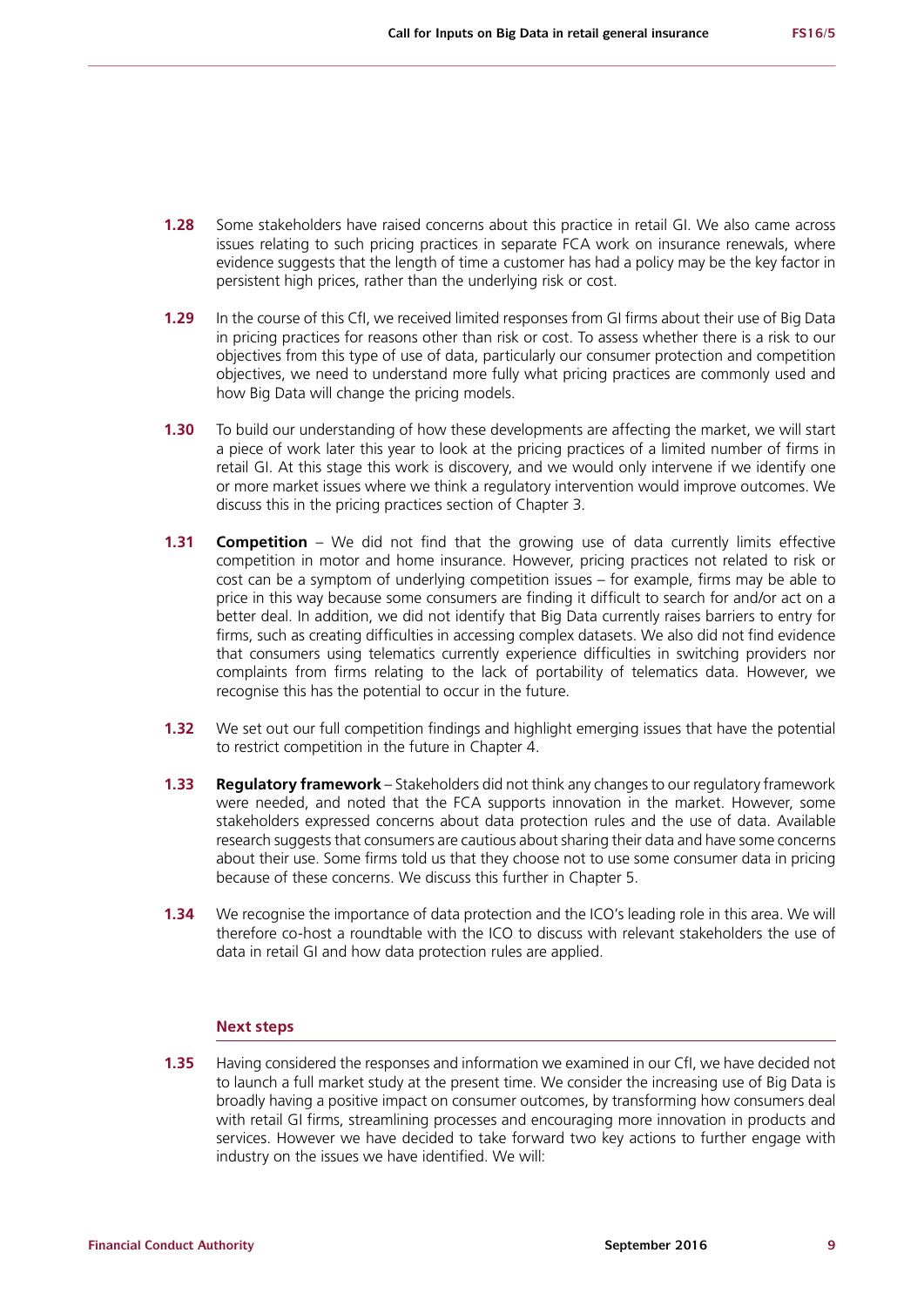**1.28** Some stakeholders have raised concerns about this practice in retail GI. We also came across issues relating to such pricing practices in separate FCA work on insurance renewals, where evidence suggests that the length of time a customer has had a policy may be the key factor in persistent high prices, rather than the underlying risk or cost.

**1.29** In the course of this CfI, we received limited responses from GI firms about their use of Big Data in pricing practices for reasons other than risk or cost. To assess whether there is a risk to our objectives from this type of use of data, particularly our consumer protection and competition objectives, we need to understand more fully what pricing practices are commonly used and how Big Data will change the pricing models.

**1.30** To build our understanding of how these developments are affecting the market, we will start a piece of work later this year to look at the pricing practices of a limited number of firms in retail GI. At this stage this work is discovery, and we would only intervene if we identify one or more market issues where we think a regulatory intervention would improve outcomes. We discuss this in the pricing practices section of Chapter 3.

**1.31** **Competition** – We did not find that the growing use of data currently limits effective competition in motor and home insurance. However, pricing practices not related to risk or cost can be a symptom of underlying competition issues – for example, firms may be able to price in this way because some consumers are finding it difficult to search for and/or act on a better deal. In addition, we did not identify that Big Data currently raises barriers to entry for firms, such as creating difficulties in accessing complex datasets. We also did not find evidence that consumers using telematics currently experience difficulties in switching providers nor complaints from firms relating to the lack of portability of telematics data. However, we recognise this has the potential to occur in the future.

**1.32** We set out our full competition findings and highlight emerging issues that have the potential to restrict competition in the future in Chapter 4.

**1.33** **Regulatory framework** – Stakeholders did not think any changes to our regulatory framework were needed, and noted that the FCA supports innovation in the market. However, some stakeholders expressed concerns about data protection rules and the use of data. Available research suggests that consumers are cautious about sharing their data and have some concerns about their use. Some firms told us that they choose not to use some consumer data in pricing because of these concerns. We discuss this further in Chapter 5.

**1.34** We recognise the importance of data protection and the ICO's leading role in this area. We will therefore co-host a roundtable with the ICO to discuss with relevant stakeholders the use of data in retail GI and how data protection rules are applied.

### Next steps

**1.35** Having considered the responses and information we examined in our CfI, we have decided not to launch a full market study at the present time. We consider the increasing use of Big Data is broadly having a positive impact on consumer outcomes, by transforming how consumers deal with retail GI firms, streamlining processes and encouraging more innovation in products and services. However we have decided to take forward two key actions to further engage with industry on the issues we have identified. We will: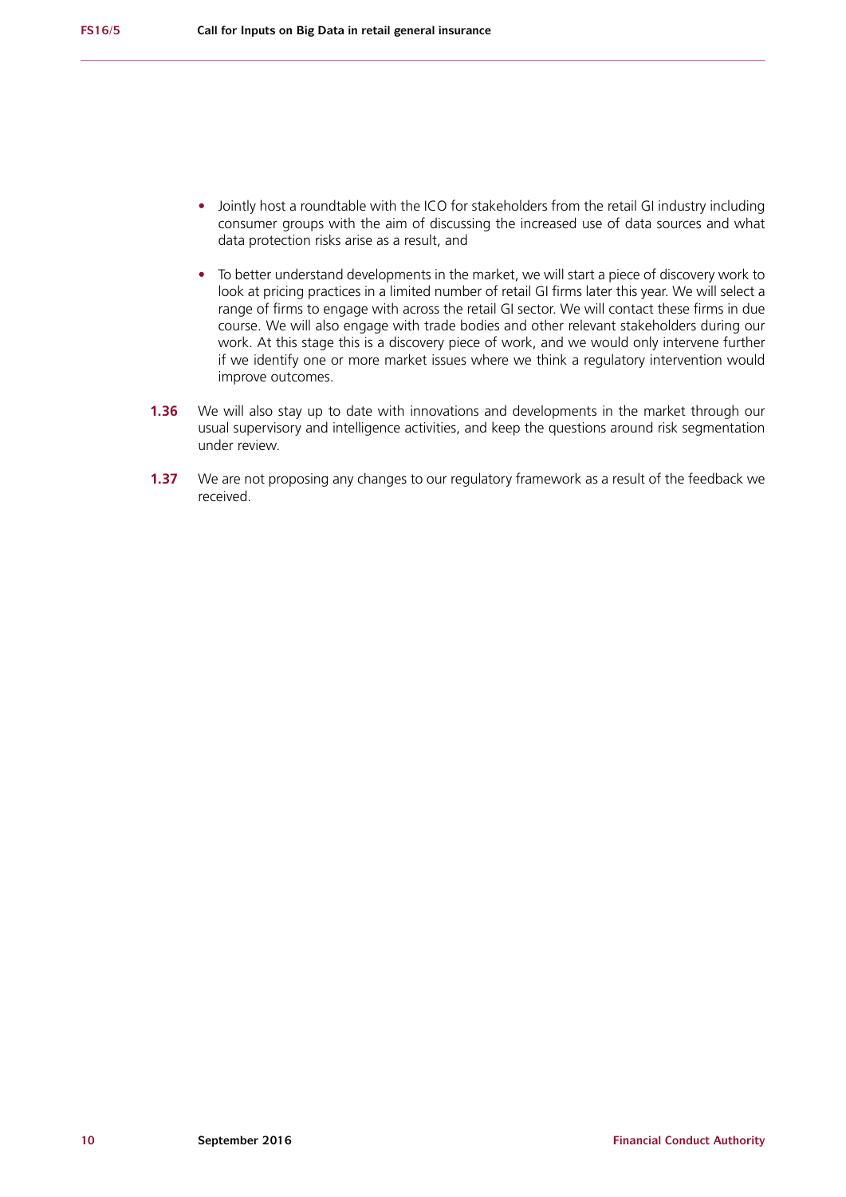- Jointly host a roundtable with the ICO for stakeholders from the retail GI industry including consumer groups with the aim of discussing the increased use of data sources and what data protection risks arise as a result, and

- To better understand developments in the market, we will start a piece of discovery work to look at pricing practices in a limited number of retail GI firms later this year. We will select a range of firms to engage with across the retail GI sector. We will contact these firms in due course. We will also engage with trade bodies and other relevant stakeholders during our work. At this stage this is a discovery piece of work, and we would only intervene further if we identify one or more market issues where we think a regulatory intervention would improve outcomes.

**1.36** We will also stay up to date with innovations and developments in the market through our usual supervisory and intelligence activities, and keep the questions around risk segmentation under review.

**1.37** We are not proposing any changes to our regulatory framework as a result of the feedback we received.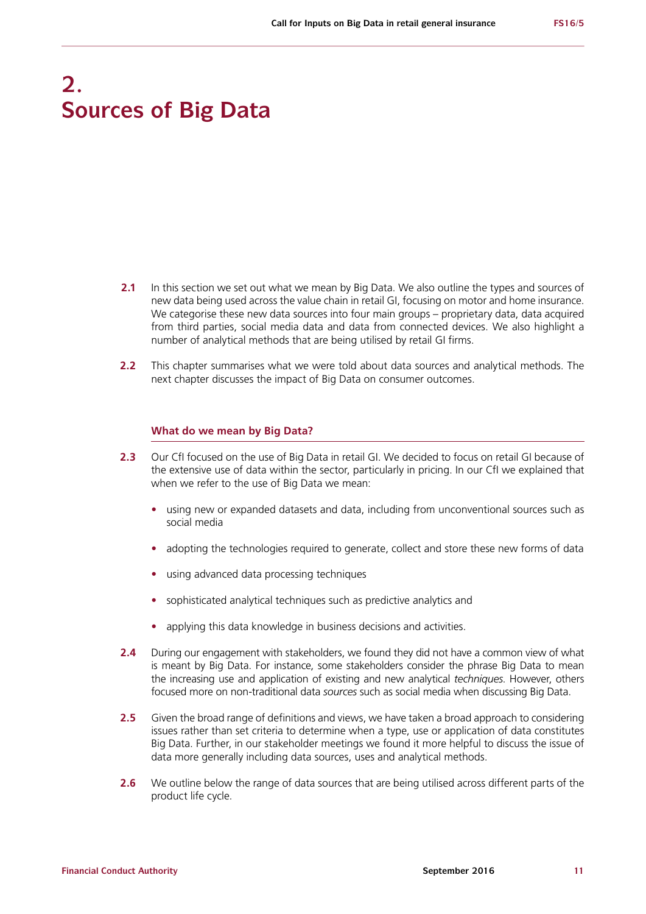# 2. Sources of Big Data

**2.1** In this section we set out what we mean by Big Data. We also outline the types and sources of new data being used across the value chain in retail GI, focusing on motor and home insurance. We categorise these new data sources into four main groups – proprietary data, data acquired from third parties, social media data and data from connected devices. We also highlight a number of analytical methods that are being utilised by retail GI firms.

**2.2** This chapter summarises what we were told about data sources and analytical methods. The next chapter discusses the impact of Big Data on consumer outcomes.

### What do we mean by Big Data?

**2.3** Our CfI focused on the use of Big Data in retail GI. We decided to focus on retail GI because of the extensive use of data within the sector, particularly in pricing. In our CfI we explained that when we refer to the use of Big Data we mean:

- using new or expanded datasets and data, including from unconventional sources such as social media
- adopting the technologies required to generate, collect and store these new forms of data
- using advanced data processing techniques
- sophisticated analytical techniques such as predictive analytics and
- applying this data knowledge in business decisions and activities.

**2.4** During our engagement with stakeholders, we found they did not have a common view of what is meant by Big Data. For instance, some stakeholders consider the phrase Big Data to mean the increasing use and application of existing and new analytical *techniques*. However, others focused more on non-traditional data *sources* such as social media when discussing Big Data.

**2.5** Given the broad range of definitions and views, we have taken a broad approach to considering issues rather than set criteria to determine when a type, use or application of data constitutes Big Data. Further, in our stakeholder meetings we found it more helpful to discuss the issue of data more generally including data sources, uses and analytical methods.

**2.6** We outline below the range of data sources that are being utilised across different parts of the product life cycle.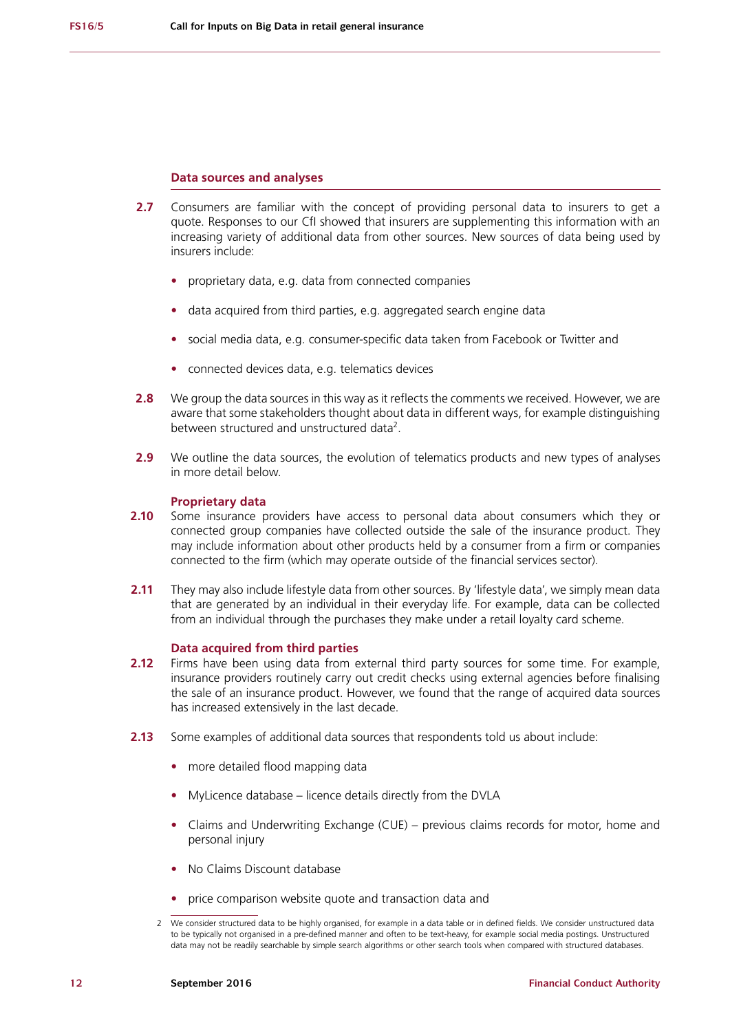### Data sources and analyses

**2.7** Consumers are familiar with the concept of providing personal data to insurers to get a quote. Responses to our CfI showed that insurers are supplementing this information with an increasing variety of additional data from other sources. New sources of data being used by insurers include:

- proprietary data, e.g. data from connected companies
- data acquired from third parties, e.g. aggregated search engine data
- social media data, e.g. consumer-specific data taken from Facebook or Twitter and
- connected devices data, e.g. telematics devices

**2.8** We group the data sources in this way as it reflects the comments we received. However, we are aware that some stakeholders thought about data in different ways, for example distinguishing between structured and unstructured data[2].

**2.9** We outline the data sources, the evolution of telematics products and new types of analyses in more detail below.

#### Proprietary data

**2.10** Some insurance providers have access to personal data about consumers which they or connected group companies have collected outside the sale of the insurance product. They may include information about other products held by a consumer from a firm or companies connected to the firm (which may operate outside of the financial services sector).

**2.11** They may also include lifestyle data from other sources. By 'lifestyle data', we simply mean data that are generated by an individual in their everyday life. For example, data can be collected from an individual through the purchases they make under a retail loyalty card scheme.

#### Data acquired from third parties

**2.12** Firms have been using data from external third party sources for some time. For example, insurance providers routinely carry out credit checks using external agencies before finalising the sale of an insurance product. However, we found that the range of acquired data sources has increased extensively in the last decade.

**2.13** Some examples of additional data sources that respondents told us about include:

- more detailed flood mapping data
- MyLicence database – licence details directly from the DVLA
- Claims and Underwriting Exchange (CUE) – previous claims records for motor, home and personal injury
- No Claims Discount database
- price comparison website quote and transaction data and

2 We consider structured data to be highly organised, for example in a data table or in defined fields. We consider unstructured data to be typically not organised in a pre-defined manner and often to be text-heavy, for example social media postings. Unstructured data may not be readily searchable by simple search algorithms or other search tools when compared with structured databases.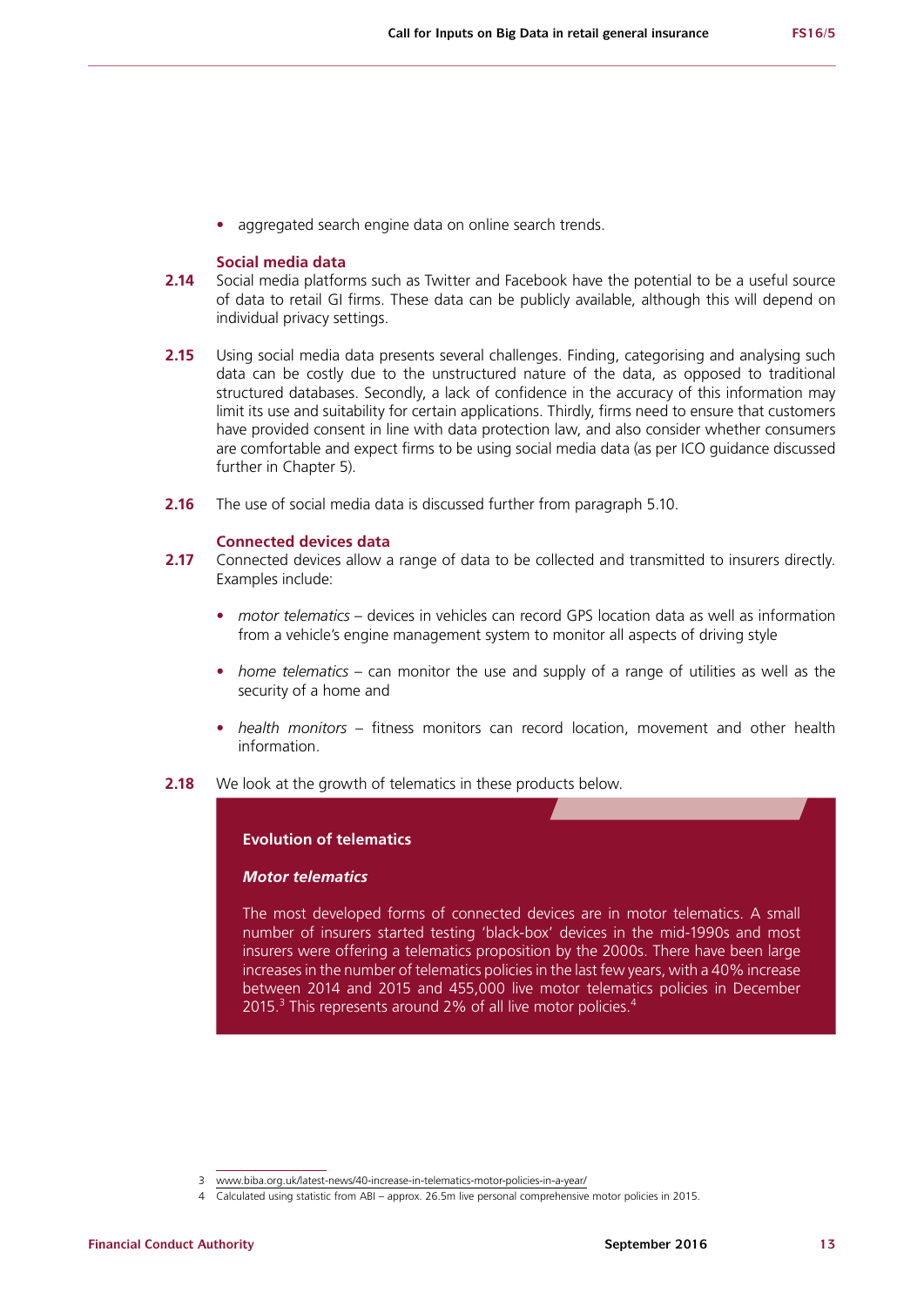- aggregated search engine data on online search trends.

### Social media data

**2.14** Social media platforms such as Twitter and Facebook have the potential to be a useful source of data to retail GI firms. These data can be publicly available, although this will depend on individual privacy settings.

**2.15** Using social media data presents several challenges. Finding, categorising and analysing such data can be costly due to the unstructured nature of the data, as opposed to traditional structured databases. Secondly, a lack of confidence in the accuracy of this information may limit its use and suitability for certain applications. Thirdly, firms need to ensure that customers have provided consent in line with data protection law, and also consider whether consumers are comfortable and expect firms to be using social media data (as per ICO guidance discussed further in Chapter 5).

**2.16** The use of social media data is discussed further from paragraph 5.10.

### Connected devices data

**2.17** Connected devices allow a range of data to be collected and transmitted to insurers directly. Examples include:

- *motor telematics* – devices in vehicles can record GPS location data as well as information from a vehicle's engine management system to monitor all aspects of driving style
- *home telematics* – can monitor the use and supply of a range of utilities as well as the security of a home and
- *health monitors* – fitness monitors can record location, movement and other health information.

**2.18** We look at the growth of telematics in these products below.

> **Evolution of telematics**
>
> ***Motor telematics***
>
> The most developed forms of connected devices are in motor telematics. A small number of insurers started testing 'black-box' devices in the mid-1990s and most insurers were offering a telematics proposition by the 2000s. There have been large increases in the number of telematics policies in the last few years, with a 40% increase between 2014 and 2015 and 455,000 live motor telematics policies in December 2015.[3] This represents around 2% of all live motor policies.[4]

3 www.biba.org.uk/latest-news/40-increase-in-telematics-motor-policies-in-a-year/

4 Calculated using statistic from ABI – approx. 26.5m live personal comprehensive motor policies in 2015.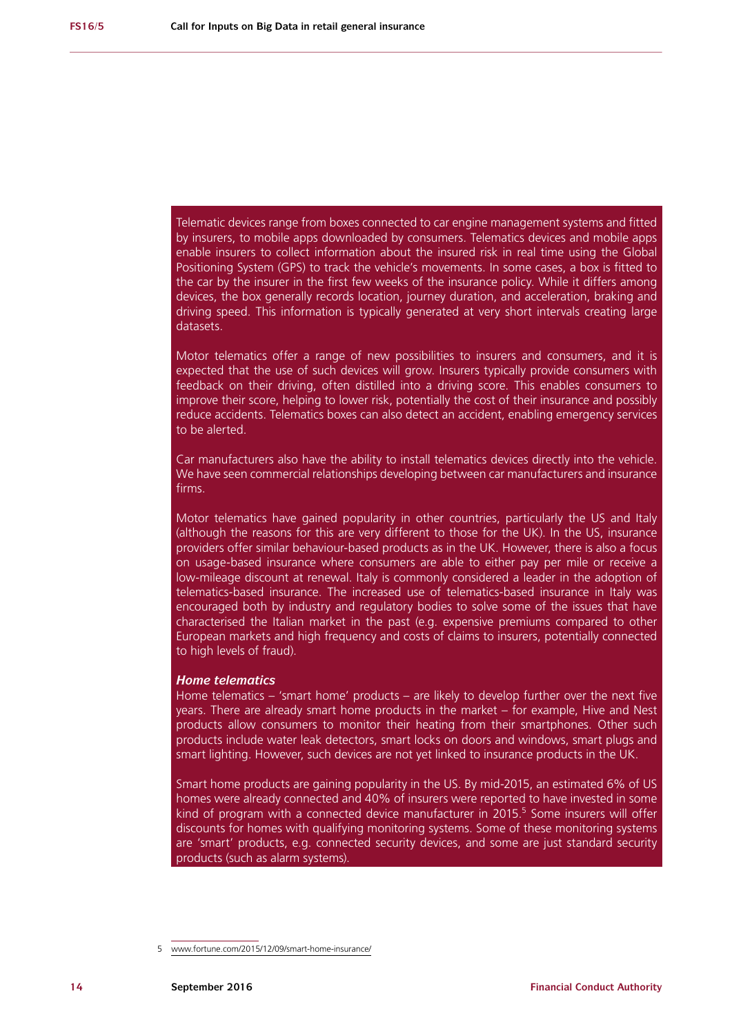Telematic devices range from boxes connected to car engine management systems and fitted by insurers, to mobile apps downloaded by consumers. Telematics devices and mobile apps enable insurers to collect information about the insured risk in real time using the Global Positioning System (GPS) to track the vehicle's movements. In some cases, a box is fitted to the car by the insurer in the first few weeks of the insurance policy. While it differs among devices, the box generally records location, journey duration, and acceleration, braking and driving speed. This information is typically generated at very short intervals creating large datasets.

Motor telematics offer a range of new possibilities to insurers and consumers, and it is expected that the use of such devices will grow. Insurers typically provide consumers with feedback on their driving, often distilled into a driving score. This enables consumers to improve their score, helping to lower risk, potentially the cost of their insurance and possibly reduce accidents. Telematics boxes can also detect an accident, enabling emergency services to be alerted.

Car manufacturers also have the ability to install telematics devices directly into the vehicle. We have seen commercial relationships developing between car manufacturers and insurance firms.

Motor telematics have gained popularity in other countries, particularly the US and Italy (although the reasons for this are very different to those for the UK). In the US, insurance providers offer similar behaviour-based products as in the UK. However, there is also a focus on usage-based insurance where consumers are able to either pay per mile or receive a low-mileage discount at renewal. Italy is commonly considered a leader in the adoption of telematics-based insurance. The increased use of telematics-based insurance in Italy was encouraged both by industry and regulatory bodies to solve some of the issues that have characterised the Italian market in the past (e.g. expensive premiums compared to other European markets and high frequency and costs of claims to insurers, potentially connected to high levels of fraud).

***Home telematics***

Home telematics – 'smart home' products – are likely to develop further over the next five years. There are already smart home products in the market – for example, Hive and Nest products allow consumers to monitor their heating from their smartphones. Other such products include water leak detectors, smart locks on doors and windows, smart plugs and smart lighting. However, such devices are not yet linked to insurance products in the UK.

Smart home products are gaining popularity in the US. By mid-2015, an estimated 6% of US homes were already connected and 40% of insurers were reported to have invested in some kind of program with a connected device manufacturer in 2015.[5] Some insurers will offer discounts for homes with qualifying monitoring systems. Some of these monitoring systems are 'smart' products, e.g. connected security devices, and some are just standard security products (such as alarm systems).

5 www.fortune.com/2015/12/09/smart-home-insurance/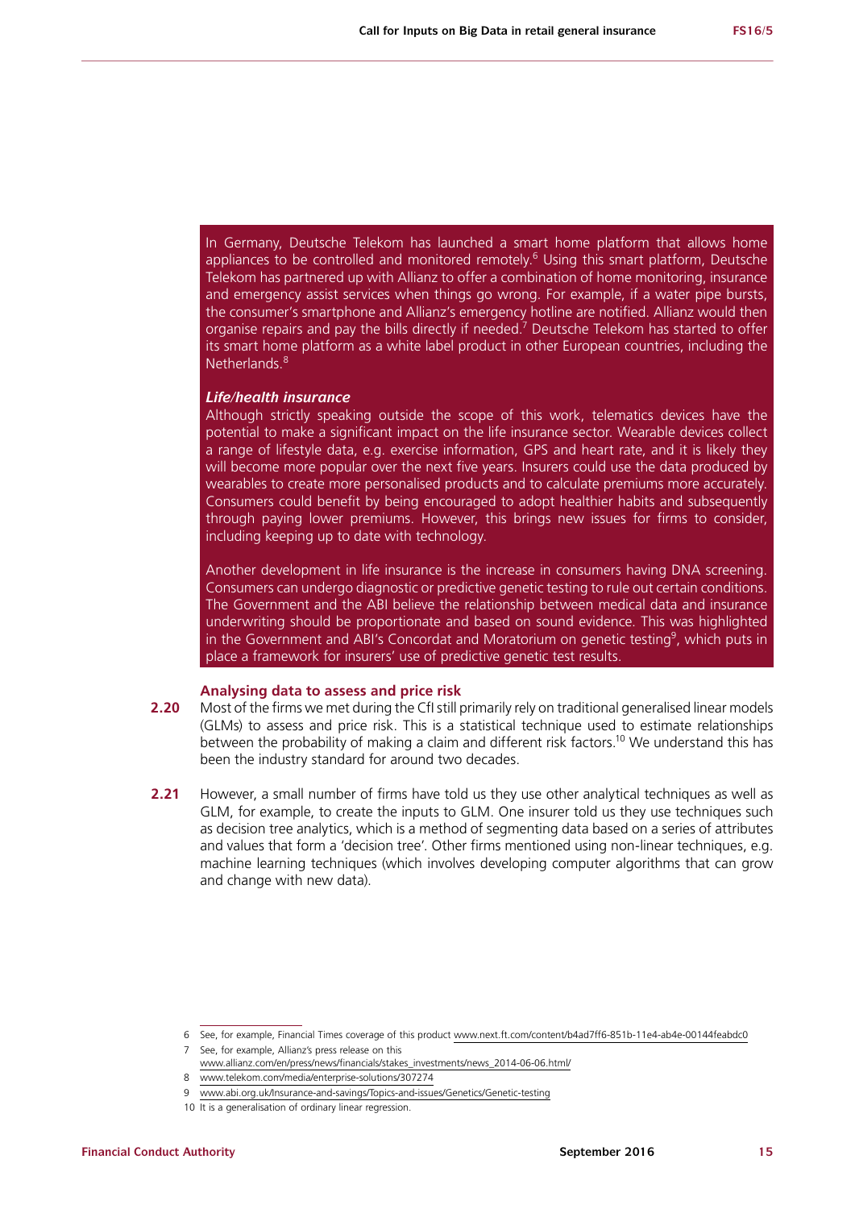In Germany, Deutsche Telekom has launched a smart home platform that allows home appliances to be controlled and monitored remotely.[6] Using this smart platform, Deutsche Telekom has partnered up with Allianz to offer a combination of home monitoring, insurance and emergency assist services when things go wrong. For example, if a water pipe bursts, the consumer's smartphone and Allianz's emergency hotline are notified. Allianz would then organise repairs and pay the bills directly if needed.[7] Deutsche Telekom has started to offer its smart home platform as a white label product in other European countries, including the Netherlands.[8]

***Life/health insurance***

Although strictly speaking outside the scope of this work, telematics devices have the potential to make a significant impact on the life insurance sector. Wearable devices collect a range of lifestyle data, e.g. exercise information, GPS and heart rate, and it is likely they will become more popular over the next five years. Insurers could use the data produced by wearables to create more personalised products and to calculate premiums more accurately. Consumers could benefit by being encouraged to adopt healthier habits and subsequently through paying lower premiums. However, this brings new issues for firms to consider, including keeping up to date with technology.

Another development in life insurance is the increase in consumers having DNA screening. Consumers can undergo diagnostic or predictive genetic testing to rule out certain conditions. The Government and the ABI believe the relationship between medical data and insurance underwriting should be proportionate and based on sound evidence. This was highlighted in the Government and ABI's Concordat and Moratorium on genetic testing[9], which puts in place a framework for insurers' use of predictive genetic test results.

### Analysing data to assess and price risk

**2.20** Most of the firms we met during the CfI still primarily rely on traditional generalised linear models (GLMs) to assess and price risk. This is a statistical technique used to estimate relationships between the probability of making a claim and different risk factors.[10] We understand this has been the industry standard for around two decades.

**2.21** However, a small number of firms have told us they use other analytical techniques as well as GLM, for example, to create the inputs to GLM. One insurer told us they use techniques such as decision tree analytics, which is a method of segmenting data based on a series of attributes and values that form a 'decision tree'. Other firms mentioned using non-linear techniques, e.g. machine learning techniques (which involves developing computer algorithms that can grow and change with new data).

---

6 See, for example, Financial Times coverage of this product www.next.ft.com/content/b4ad7ff6-851b-11e4-ab4e-00144feabdc0

7 See, for example, Allianz's press release on this www.allianz.com/en/press/news/financials/stakes_investments/news_2014-06-06.html/

8 www.telekom.com/media/enterprise-solutions/307274

9 www.abi.org.uk/Insurance-and-savings/Topics-and-issues/Genetics/Genetic-testing

10 It is a generalisation of ordinary linear regression.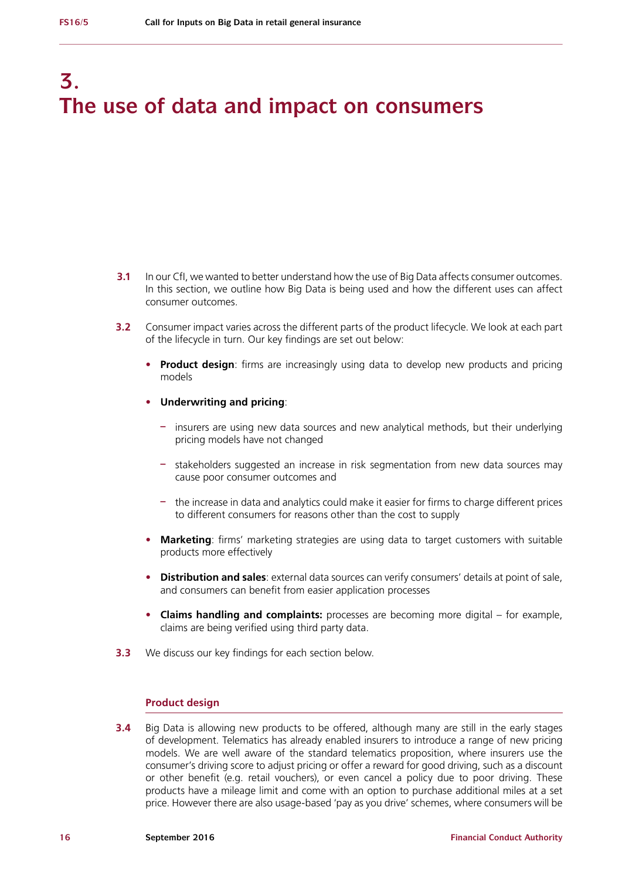# 3. The use of data and impact on consumers

**3.1** In our CfI, we wanted to better understand how the use of Big Data affects consumer outcomes. In this section, we outline how Big Data is being used and how the different uses can affect consumer outcomes.

**3.2** Consumer impact varies across the different parts of the product lifecycle. We look at each part of the lifecycle in turn. Our key findings are set out below:

- **Product design**: firms are increasingly using data to develop new products and pricing models
- **Underwriting and pricing**:
  - insurers are using new data sources and new analytical methods, but their underlying pricing models have not changed
  - stakeholders suggested an increase in risk segmentation from new data sources may cause poor consumer outcomes and
  - the increase in data and analytics could make it easier for firms to charge different prices to different consumers for reasons other than the cost to supply
- **Marketing**: firms' marketing strategies are using data to target customers with suitable products more effectively
- **Distribution and sales**: external data sources can verify consumers' details at point of sale, and consumers can benefit from easier application processes
- **Claims handling and complaints:** processes are becoming more digital – for example, claims are being verified using third party data.

**3.3** We discuss our key findings for each section below.

### Product design

**3.4** Big Data is allowing new products to be offered, although many are still in the early stages of development. Telematics has already enabled insurers to introduce a range of new pricing models. We are well aware of the standard telematics proposition, where insurers use the consumer's driving score to adjust pricing or offer a reward for good driving, such as a discount or other benefit (e.g. retail vouchers), or even cancel a policy due to poor driving. These products have a mileage limit and come with an option to purchase additional miles at a set price. However there are also usage-based 'pay as you drive' schemes, where consumers will be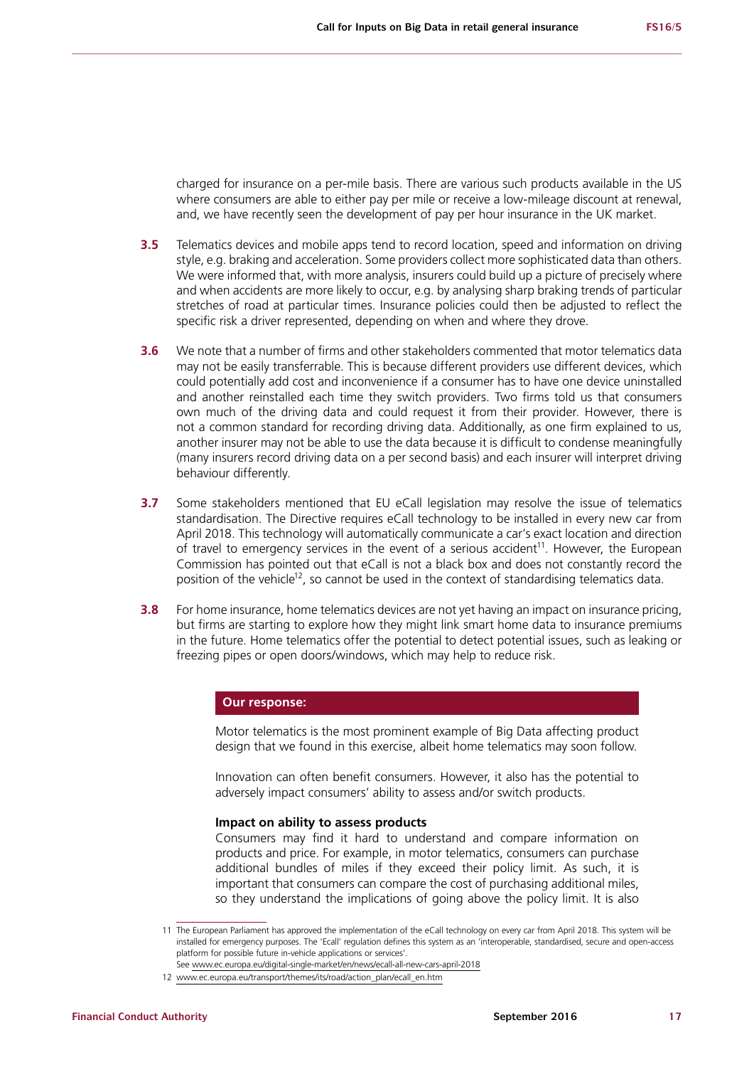charged for insurance on a per-mile basis. There are various such products available in the US where consumers are able to either pay per mile or receive a low-mileage discount at renewal, and, we have recently seen the development of pay per hour insurance in the UK market.

**3.5** Telematics devices and mobile apps tend to record location, speed and information on driving style, e.g. braking and acceleration. Some providers collect more sophisticated data than others. We were informed that, with more analysis, insurers could build up a picture of precisely where and when accidents are more likely to occur, e.g. by analysing sharp braking trends of particular stretches of road at particular times. Insurance policies could then be adjusted to reflect the specific risk a driver represented, depending on when and where they drove.

**3.6** We note that a number of firms and other stakeholders commented that motor telematics data may not be easily transferrable. This is because different providers use different devices, which could potentially add cost and inconvenience if a consumer has to have one device uninstalled and another reinstalled each time they switch providers. Two firms told us that consumers own much of the driving data and could request it from their provider. However, there is not a common standard for recording driving data. Additionally, as one firm explained to us, another insurer may not be able to use the data because it is difficult to condense meaningfully (many insurers record driving data on a per second basis) and each insurer will interpret driving behaviour differently.

**3.7** Some stakeholders mentioned that EU eCall legislation may resolve the issue of telematics standardisation. The Directive requires eCall technology to be installed in every new car from April 2018. This technology will automatically communicate a car's exact location and direction of travel to emergency services in the event of a serious accident[11]. However, the European Commission has pointed out that eCall is not a black box and does not constantly record the position of the vehicle[12], so cannot be used in the context of standardising telematics data.

**3.8** For home insurance, home telematics devices are not yet having an impact on insurance pricing, but firms are starting to explore how they might link smart home data to insurance premiums in the future. Home telematics offer the potential to detect potential issues, such as leaking or freezing pipes or open doors/windows, which may help to reduce risk.

**Our response:**

Motor telematics is the most prominent example of Big Data affecting product design that we found in this exercise, albeit home telematics may soon follow.

Innovation can often benefit consumers. However, it also has the potential to adversely impact consumers' ability to assess and/or switch products.

**Impact on ability to assess products**

Consumers may find it hard to understand and compare information on products and price. For example, in motor telematics, consumers can purchase additional bundles of miles if they exceed their policy limit. As such, it is important that consumers can compare the cost of purchasing additional miles, so they understand the implications of going above the policy limit. It is also

---

11 The European Parliament has approved the implementation of the eCall technology on every car from April 2018. This system will be installed for emergency purposes. The 'Ecall' regulation defines this system as an 'interoperable, standardised, secure and open-access platform for possible future in-vehicle applications or services'. See www.ec.europa.eu/digital-single-market/en/news/ecall-all-new-cars-april-2018

12 www.ec.europa.eu/transport/themes/its/road/action_plan/ecall_en.htm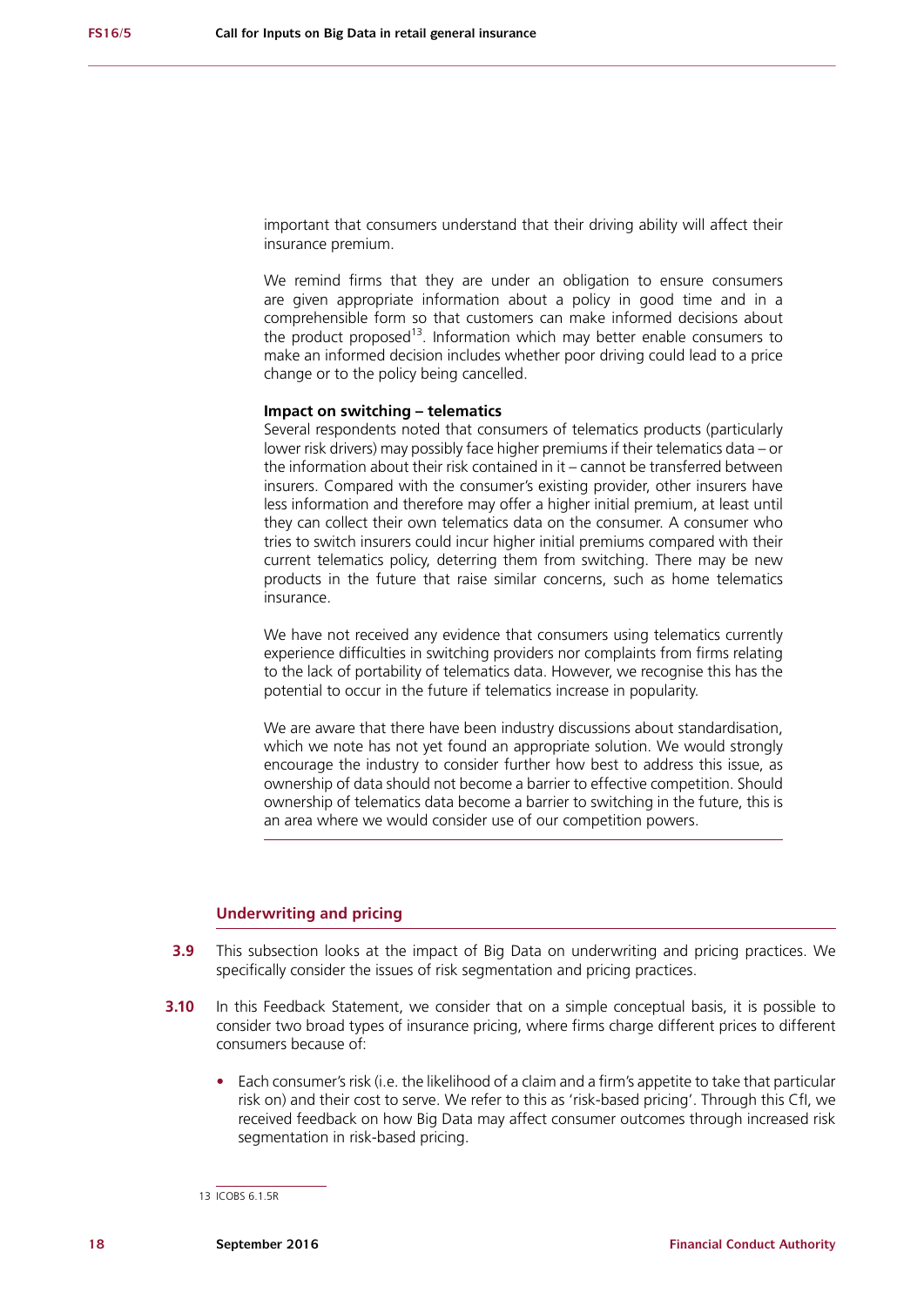important that consumers understand that their driving ability will affect their insurance premium.

We remind firms that they are under an obligation to ensure consumers are given appropriate information about a policy in good time and in a comprehensible form so that customers can make informed decisions about the product proposed[13]. Information which may better enable consumers to make an informed decision includes whether poor driving could lead to a price change or to the policy being cancelled.

**Impact on switching – telematics**

Several respondents noted that consumers of telematics products (particularly lower risk drivers) may possibly face higher premiums if their telematics data – or the information about their risk contained in it – cannot be transferred between insurers. Compared with the consumer's existing provider, other insurers have less information and therefore may offer a higher initial premium, at least until they can collect their own telematics data on the consumer. A consumer who tries to switch insurers could incur higher initial premiums compared with their current telematics policy, deterring them from switching. There may be new products in the future that raise similar concerns, such as home telematics insurance.

We have not received any evidence that consumers using telematics currently experience difficulties in switching providers nor complaints from firms relating to the lack of portability of telematics data. However, we recognise this has the potential to occur in the future if telematics increase in popularity.

We are aware that there have been industry discussions about standardisation, which we note has not yet found an appropriate solution. We would strongly encourage the industry to consider further how best to address this issue, as ownership of data should not become a barrier to effective competition. Should ownership of telematics data become a barrier to switching in the future, this is an area where we would consider use of our competition powers.

## Underwriting and pricing

**3.9** This subsection looks at the impact of Big Data on underwriting and pricing practices. We specifically consider the issues of risk segmentation and pricing practices.

**3.10** In this Feedback Statement, we consider that on a simple conceptual basis, it is possible to consider two broad types of insurance pricing, where firms charge different prices to different consumers because of:

- Each consumer's risk (i.e. the likelihood of a claim and a firm's appetite to take that particular risk on) and their cost to serve. We refer to this as 'risk-based pricing'. Through this CfI, we received feedback on how Big Data may affect consumer outcomes through increased risk segmentation in risk-based pricing.

13 ICOBS 6.1.5R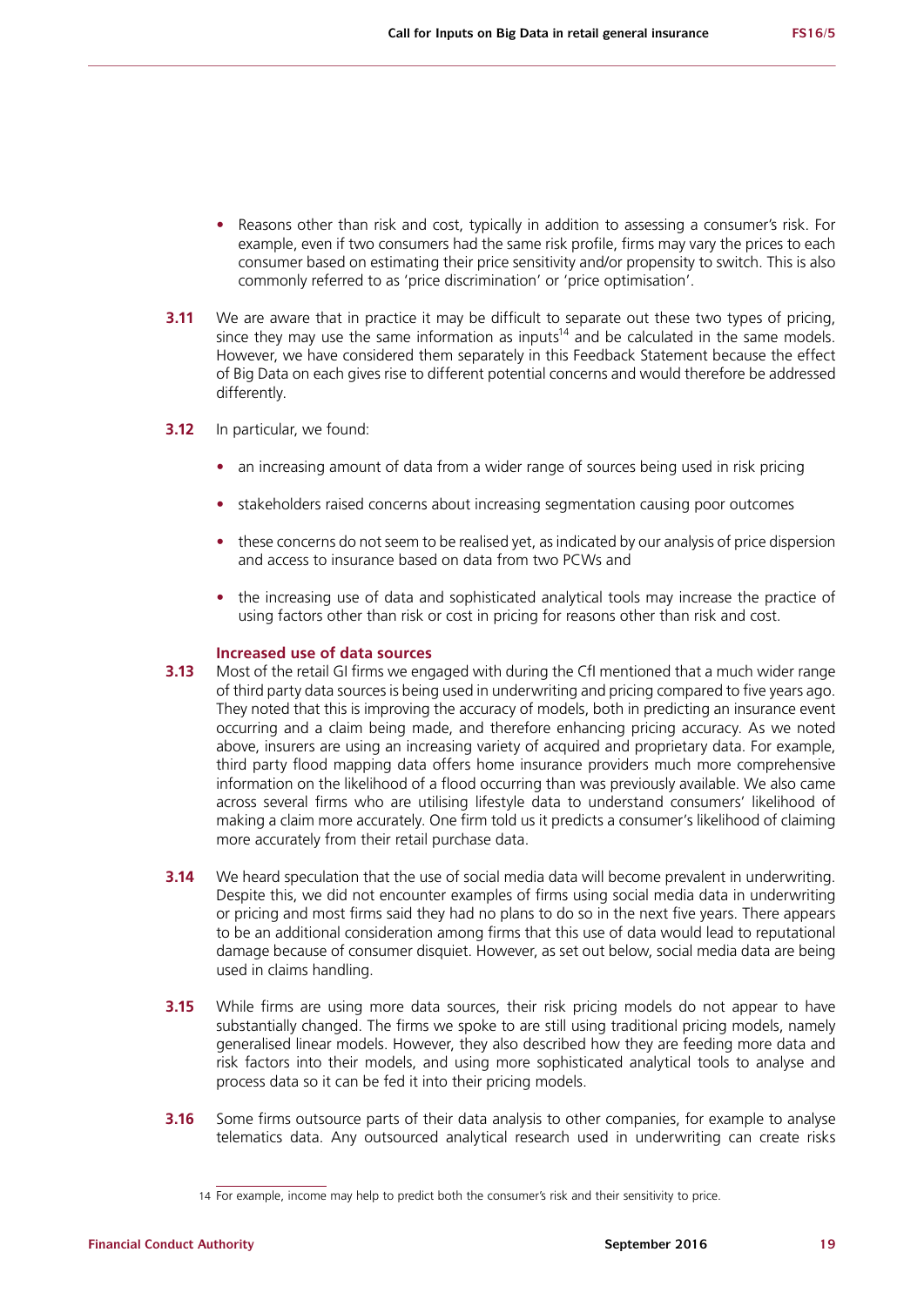- Reasons other than risk and cost, typically in addition to assessing a consumer's risk. For example, even if two consumers had the same risk profile, firms may vary the prices to each consumer based on estimating their price sensitivity and/or propensity to switch. This is also commonly referred to as 'price discrimination' or 'price optimisation'.

**3.11** We are aware that in practice it may be difficult to separate out these two types of pricing, since they may use the same information as inputs[14] and be calculated in the same models. However, we have considered them separately in this Feedback Statement because the effect of Big Data on each gives rise to different potential concerns and would therefore be addressed differently.

**3.12** In particular, we found:

- an increasing amount of data from a wider range of sources being used in risk pricing
- stakeholders raised concerns about increasing segmentation causing poor outcomes
- these concerns do not seem to be realised yet, as indicated by our analysis of price dispersion and access to insurance based on data from two PCWs and
- the increasing use of data and sophisticated analytical tools may increase the practice of using factors other than risk or cost in pricing for reasons other than risk and cost.

### Increased use of data sources

**3.13** Most of the retail GI firms we engaged with during the CfI mentioned that a much wider range of third party data sources is being used in underwriting and pricing compared to five years ago. They noted that this is improving the accuracy of models, both in predicting an insurance event occurring and a claim being made, and therefore enhancing pricing accuracy. As we noted above, insurers are using an increasing variety of acquired and proprietary data. For example, third party flood mapping data offers home insurance providers much more comprehensive information on the likelihood of a flood occurring than was previously available. We also came across several firms who are utilising lifestyle data to understand consumers' likelihood of making a claim more accurately. One firm told us it predicts a consumer's likelihood of claiming more accurately from their retail purchase data.

**3.14** We heard speculation that the use of social media data will become prevalent in underwriting. Despite this, we did not encounter examples of firms using social media data in underwriting or pricing and most firms said they had no plans to do so in the next five years. There appears to be an additional consideration among firms that this use of data would lead to reputational damage because of consumer disquiet. However, as set out below, social media data are being used in claims handling.

**3.15** While firms are using more data sources, their risk pricing models do not appear to have substantially changed. The firms we spoke to are still using traditional pricing models, namely generalised linear models. However, they also described how they are feeding more data and risk factors into their models, and using more sophisticated analytical tools to analyse and process data so it can be fed it into their pricing models.

**3.16** Some firms outsource parts of their data analysis to other companies, for example to analyse telematics data. Any outsourced analytical research used in underwriting can create risks

---

14 For example, income may help to predict both the consumer's risk and their sensitivity to price.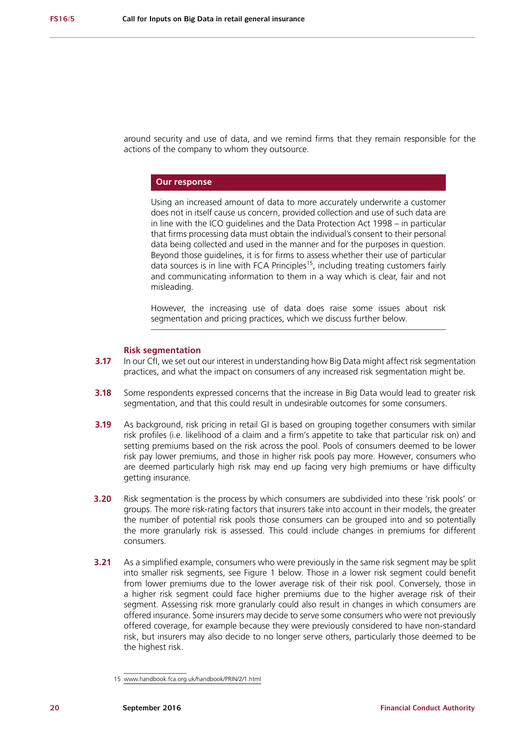around security and use of data, and we remind firms that they remain responsible for the actions of the company to whom they outsource.

**Our response**

Using an increased amount of data to more accurately underwrite a customer does not in itself cause us concern, provided collection and use of such data are in line with the ICO guidelines and the Data Protection Act 1998 – in particular that firms processing data must obtain the individual's consent to their personal data being collected and used in the manner and for the purposes in question. Beyond those guidelines, it is for firms to assess whether their use of particular data sources is in line with FCA Principles[15], including treating customers fairly and communicating information to them in a way which is clear, fair and not misleading.

However, the increasing use of data does raise some issues about risk segmentation and pricing practices, which we discuss further below.

### Risk segmentation

**3.17** In our CfI, we set out our interest in understanding how Big Data might affect risk segmentation practices, and what the impact on consumers of any increased risk segmentation might be.

**3.18** Some respondents expressed concerns that the increase in Big Data would lead to greater risk segmentation, and that this could result in undesirable outcomes for some consumers.

**3.19** As background, risk pricing in retail GI is based on grouping together consumers with similar risk profiles (i.e. likelihood of a claim and a firm's appetite to take that particular risk on) and setting premiums based on the risk across the pool. Pools of consumers deemed to be lower risk pay lower premiums, and those in higher risk pools pay more. However, consumers who are deemed particularly high risk may end up facing very high premiums or have difficulty getting insurance.

**3.20** Risk segmentation is the process by which consumers are subdivided into these 'risk pools' or groups. The more risk-rating factors that insurers take into account in their models, the greater the number of potential risk pools those consumers can be grouped into and so potentially the more granularly risk is assessed. This could include changes in premiums for different consumers.

**3.21** As a simplified example, consumers who were previously in the same risk segment may be split into smaller risk segments, see Figure 1 below. Those in a lower risk segment could benefit from lower premiums due to the lower average risk of their risk pool. Conversely, those in a higher risk segment could face higher premiums due to the higher average risk of their segment. Assessing risk more granularly could also result in changes in which consumers are offered insurance. Some insurers may decide to serve some consumers who were not previously offered coverage, for example because they were previously considered to have non-standard risk, but insurers may also decide to no longer serve others, particularly those deemed to be the highest risk.

15 www.handbook.fca.org.uk/handbook/PRIN/2/1.html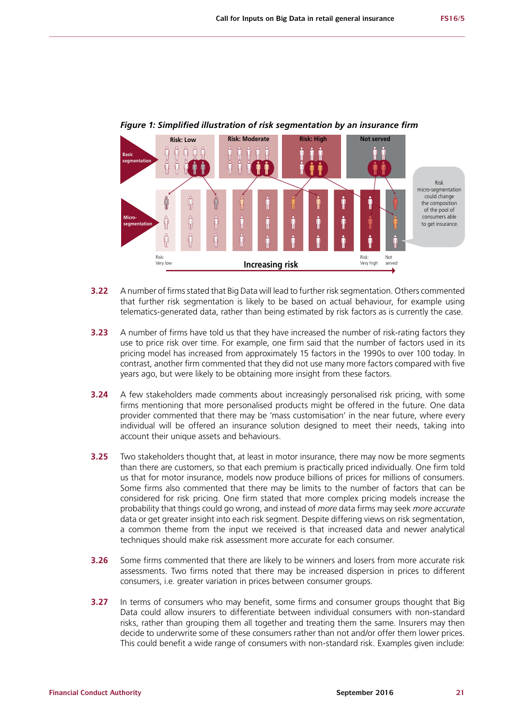*Figure 1: Simplified illustration of risk segmentation by an insurance firm*

Basic segmentation: Risk: Low | Risk: Moderate | Risk: High | Not served

Micro-segmentation: Risk: Very low — Increasing risk → Risk: Very high | Not served

Risk micro-segmentation could change the composition of the pool of consumers able to get insurance.

**3.22** A number of firms stated that Big Data will lead to further risk segmentation. Others commented that further risk segmentation is likely to be based on actual behaviour, for example using telematics-generated data, rather than being estimated by risk factors as is currently the case.

**3.23** A number of firms have told us that they have increased the number of risk-rating factors they use to price risk over time. For example, one firm said that the number of factors used in its pricing model has increased from approximately 15 factors in the 1990s to over 100 today. In contrast, another firm commented that they did not use many more factors compared with five years ago, but were likely to be obtaining more insight from these factors.

**3.24** A few stakeholders made comments about increasingly personalised risk pricing, with some firms mentioning that more personalised products might be offered in the future. One data provider commented that there may be 'mass customisation' in the near future, where every individual will be offered an insurance solution designed to meet their needs, taking into account their unique assets and behaviours.

**3.25** Two stakeholders thought that, at least in motor insurance, there may now be more segments than there are customers, so that each premium is practically priced individually. One firm told us that for motor insurance, models now produce billions of prices for millions of consumers. Some firms also commented that there may be limits to the number of factors that can be considered for risk pricing. One firm stated that more complex pricing models increase the probability that things could go wrong, and instead of *more* data firms may seek *more accurate* data or get greater insight into each risk segment. Despite differing views on risk segmentation, a common theme from the input we received is that increased data and newer analytical techniques should make risk assessment more accurate for each consumer.

**3.26** Some firms commented that there are likely to be winners and losers from more accurate risk assessments. Two firms noted that there may be increased dispersion in prices to different consumers, i.e. greater variation in prices between consumer groups.

**3.27** In terms of consumers who may benefit, some firms and consumer groups thought that Big Data could allow insurers to differentiate between individual consumers with non-standard risks, rather than grouping them all together and treating them the same. Insurers may then decide to underwrite some of these consumers rather than not and/or offer them lower prices. This could benefit a wide range of consumers with non-standard risk. Examples given include: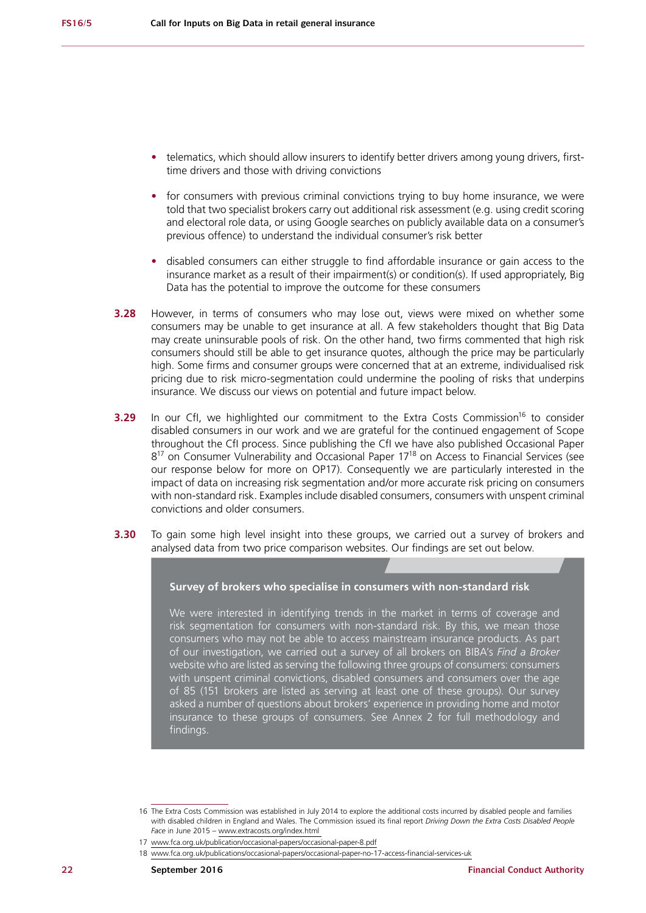- telematics, which should allow insurers to identify better drivers among young drivers, first-time drivers and those with driving convictions
- for consumers with previous criminal convictions trying to buy home insurance, we were told that two specialist brokers carry out additional risk assessment (e.g. using credit scoring and electoral role data, or using Google searches on publicly available data on a consumer's previous offence) to understand the individual consumer's risk better
- disabled consumers can either struggle to find affordable insurance or gain access to the insurance market as a result of their impairment(s) or condition(s). If used appropriately, Big Data has the potential to improve the outcome for these consumers

**3.28** However, in terms of consumers who may lose out, views were mixed on whether some consumers may be unable to get insurance at all. A few stakeholders thought that Big Data may create uninsurable pools of risk. On the other hand, two firms commented that high risk consumers should still be able to get insurance quotes, although the price may be particularly high. Some firms and consumer groups were concerned that at an extreme, individualised risk pricing due to risk micro-segmentation could undermine the pooling of risks that underpins insurance. We discuss our views on potential and future impact below.

**3.29** In our CfI, we highlighted our commitment to the Extra Costs Commission[16] to consider disabled consumers in our work and we are grateful for the continued engagement of Scope throughout the CfI process. Since publishing the CfI we have also published Occasional Paper 8[17] on Consumer Vulnerability and Occasional Paper 17[18] on Access to Financial Services (see our response below for more on OP17). Consequently we are particularly interested in the impact of data on increasing risk segmentation and/or more accurate risk pricing on consumers with non-standard risk. Examples include disabled consumers, consumers with unspent criminal convictions and older consumers.

**3.30** To gain some high level insight into these groups, we carried out a survey of brokers and analysed data from two price comparison websites. Our findings are set out below.

**Survey of brokers who specialise in consumers with non-standard risk**

We were interested in identifying trends in the market in terms of coverage and risk segmentation for consumers with non-standard risk. By this, we mean those consumers who may not be able to access mainstream insurance products. As part of our investigation, we carried out a survey of all brokers on BIBA's *Find a Broker* website who are listed as serving the following three groups of consumers: consumers with unspent criminal convictions, disabled consumers and consumers over the age of 85 (151 brokers are listed as serving at least one of these groups). Our survey asked a number of questions about brokers' experience in providing home and motor insurance to these groups of consumers. See Annex 2 for full methodology and findings.

---

16 The Extra Costs Commission was established in July 2014 to explore the additional costs incurred by disabled people and families with disabled children in England and Wales. The Commission issued its final report *Driving Down the Extra Costs Disabled People Face* in June 2015 – www.extracosts.org/index.html

17 www.fca.org.uk/publication/occasional-papers/occasional-paper-8.pdf

18 www.fca.org.uk/publications/occasional-papers/occasional-paper-no-17-access-financial-services-uk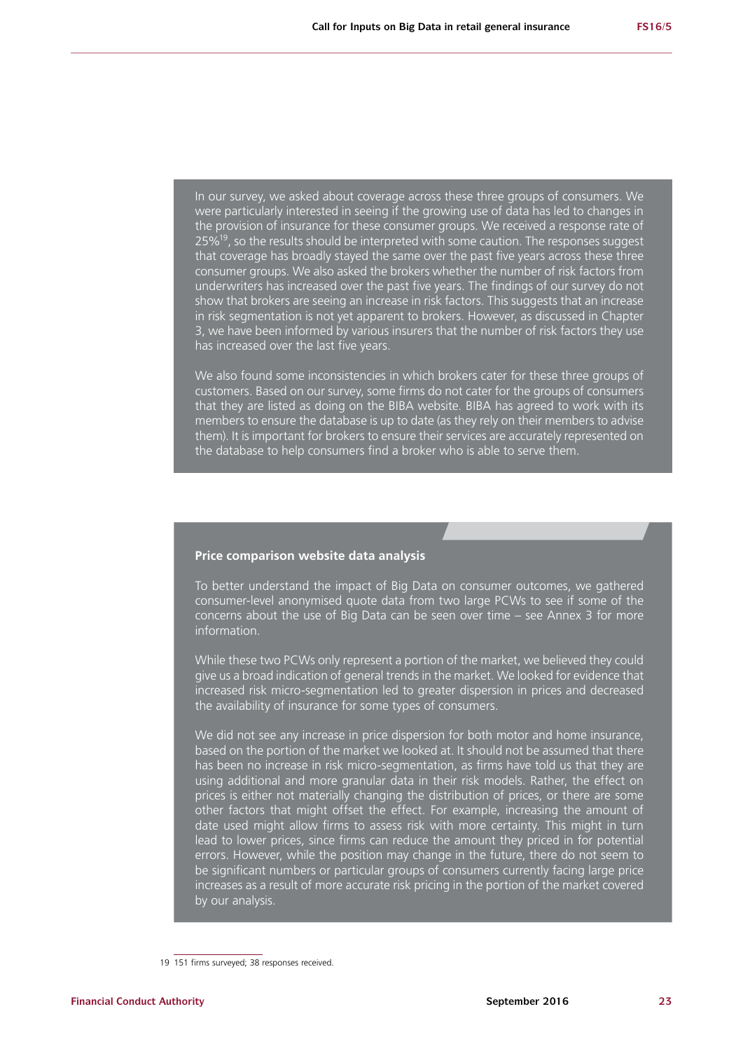In our survey, we asked about coverage across these three groups of consumers. We were particularly interested in seeing if the growing use of data has led to changes in the provision of insurance for these consumer groups. We received a response rate of 25%[19], so the results should be interpreted with some caution. The responses suggest that coverage has broadly stayed the same over the past five years across these three consumer groups. We also asked the brokers whether the number of risk factors from underwriters has increased over the past five years. The findings of our survey do not show that brokers are seeing an increase in risk factors. This suggests that an increase in risk segmentation is not yet apparent to brokers. However, as discussed in Chapter 3, we have been informed by various insurers that the number of risk factors they use has increased over the last five years.

We also found some inconsistencies in which brokers cater for these three groups of customers. Based on our survey, some firms do not cater for the groups of consumers that they are listed as doing on the BIBA website. BIBA has agreed to work with its members to ensure the database is up to date (as they rely on their members to advise them). It is important for brokers to ensure their services are accurately represented on the database to help consumers find a broker who is able to serve them.

**Price comparison website data analysis**

To better understand the impact of Big Data on consumer outcomes, we gathered consumer-level anonymised quote data from two large PCWs to see if some of the concerns about the use of Big Data can be seen over time – see Annex 3 for more information.

While these two PCWs only represent a portion of the market, we believed they could give us a broad indication of general trends in the market. We looked for evidence that increased risk micro-segmentation led to greater dispersion in prices and decreased the availability of insurance for some types of consumers.

We did not see any increase in price dispersion for both motor and home insurance, based on the portion of the market we looked at. It should not be assumed that there has been no increase in risk micro-segmentation, as firms have told us that they are using additional and more granular data in their risk models. Rather, the effect on prices is either not materially changing the distribution of prices, or there are some other factors that might offset the effect. For example, increasing the amount of date used might allow firms to assess risk with more certainty. This might in turn lead to lower prices, since firms can reduce the amount they priced in for potential errors. However, while the position may change in the future, there do not seem to be significant numbers or particular groups of consumers currently facing large price increases as a result of more accurate risk pricing in the portion of the market covered by our analysis.

19 151 firms surveyed; 38 responses received.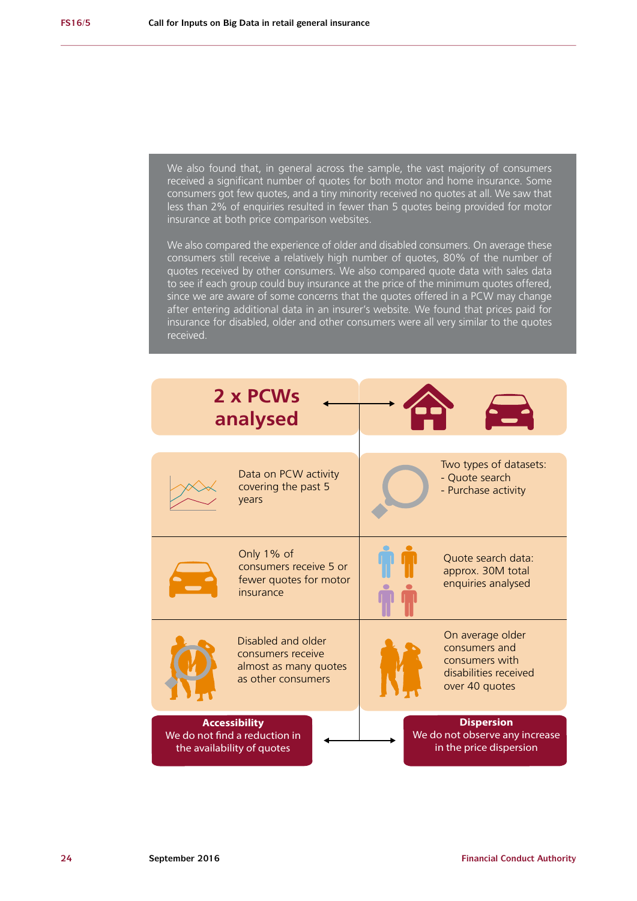We also found that, in general across the sample, the vast majority of consumers received a significant number of quotes for both motor and home insurance. Some consumers got few quotes, and a tiny minority received no quotes at all. We saw that less than 2% of enquiries resulted in fewer than 5 quotes being provided for motor insurance at both price comparison websites.

We also compared the experience of older and disabled consumers. On average these consumers still receive a relatively high number of quotes, 80% of the number of quotes received by other consumers. We also compared quote data with sales data to see if each group could buy insurance at the price of the minimum quotes offered, since we are aware of some concerns that the quotes offered in a PCW may change after entering additional data in an insurer's website. We found that prices paid for insurance for disabled, older and other consumers were all very similar to the quotes received.

**2 x PCWs analysed**

Data on PCW activity covering the past 5 years

Two types of datasets:
- Quote search
- Purchase activity

Only 1% of consumers receive 5 or fewer quotes for motor insurance

Quote search data: approx. 30M total enquiries analysed

Disabled and older consumers receive almost as many quotes as other consumers

On average older consumers and consumers with disabilities received over 40 quotes

**Accessibility**
We do not find a reduction in the availability of quotes

**Dispersion**
We do not observe any increase in the price dispersion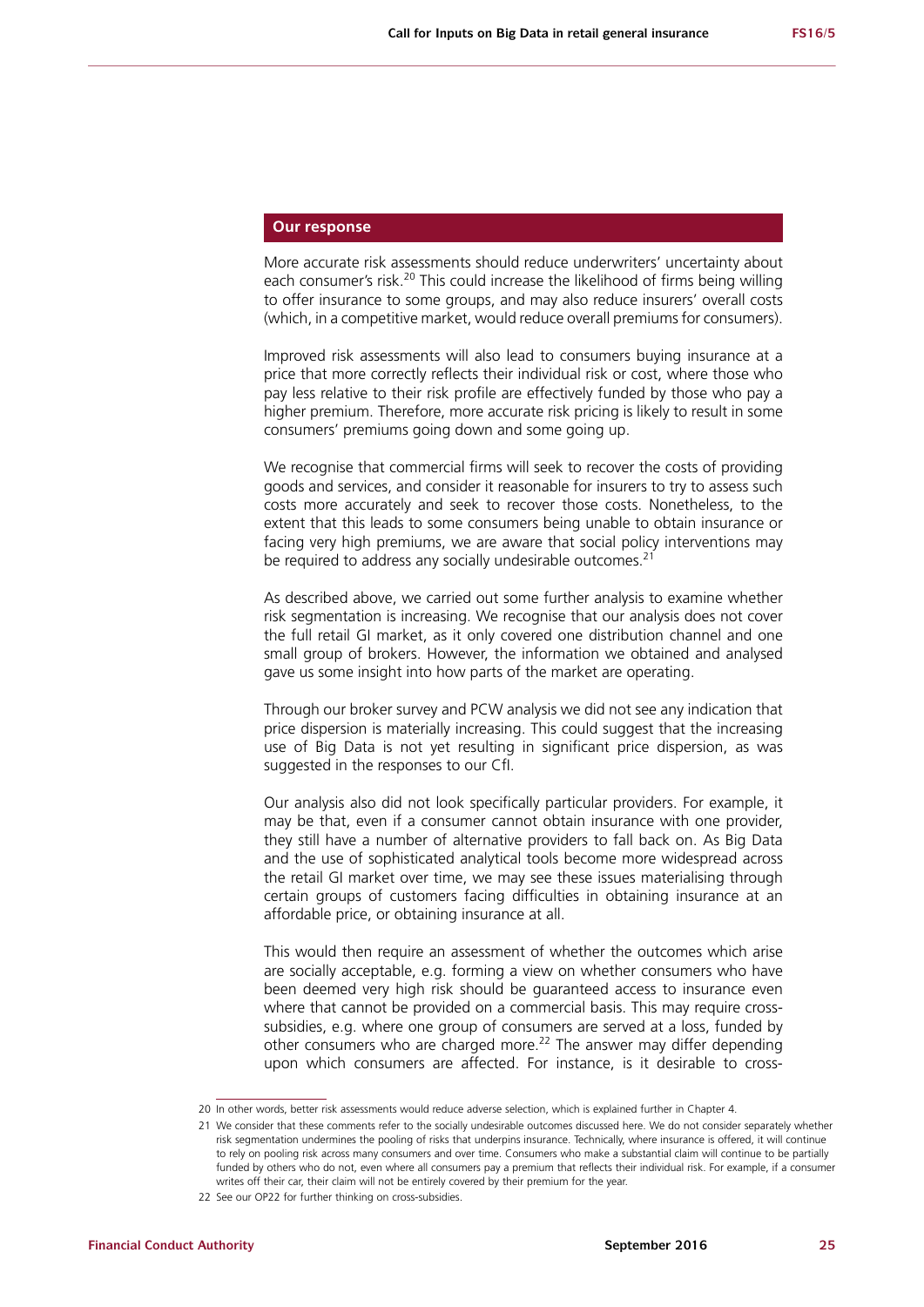### Our response

More accurate risk assessments should reduce underwriters' uncertainty about each consumer's risk.[20] This could increase the likelihood of firms being willing to offer insurance to some groups, and may also reduce insurers' overall costs (which, in a competitive market, would reduce overall premiums for consumers).

Improved risk assessments will also lead to consumers buying insurance at a price that more correctly reflects their individual risk or cost, where those who pay less relative to their risk profile are effectively funded by those who pay a higher premium. Therefore, more accurate risk pricing is likely to result in some consumers' premiums going down and some going up.

We recognise that commercial firms will seek to recover the costs of providing goods and services, and consider it reasonable for insurers to try to assess such costs more accurately and seek to recover those costs. Nonetheless, to the extent that this leads to some consumers being unable to obtain insurance or facing very high premiums, we are aware that social policy interventions may be required to address any socially undesirable outcomes.[21]

As described above, we carried out some further analysis to examine whether risk segmentation is increasing. We recognise that our analysis does not cover the full retail GI market, as it only covered one distribution channel and one small group of brokers. However, the information we obtained and analysed gave us some insight into how parts of the market are operating.

Through our broker survey and PCW analysis we did not see any indication that price dispersion is materially increasing. This could suggest that the increasing use of Big Data is not yet resulting in significant price dispersion, as was suggested in the responses to our CfI.

Our analysis also did not look specifically particular providers. For example, it may be that, even if a consumer cannot obtain insurance with one provider, they still have a number of alternative providers to fall back on. As Big Data and the use of sophisticated analytical tools become more widespread across the retail GI market over time, we may see these issues materialising through certain groups of customers facing difficulties in obtaining insurance at an affordable price, or obtaining insurance at all.

This would then require an assessment of whether the outcomes which arise are socially acceptable, e.g. forming a view on whether consumers who have been deemed very high risk should be guaranteed access to insurance even where that cannot be provided on a commercial basis. This may require cross-subsidies, e.g. where one group of consumers are served at a loss, funded by other consumers who are charged more.[22] The answer may differ depending upon which consumers are affected. For instance, is it desirable to cross-

---

20 In other words, better risk assessments would reduce adverse selection, which is explained further in Chapter 4.

21 We consider that these comments refer to the socially undesirable outcomes discussed here. We do not consider separately whether risk segmentation undermines the pooling of risks that underpins insurance. Technically, where insurance is offered, it will continue to rely on pooling risk across many consumers and over time. Consumers who make a substantial claim will continue to be partially funded by others who do not, even where all consumers pay a premium that reflects their individual risk. For example, if a consumer writes off their car, their claim will not be entirely covered by their premium for the year.

22 See our OP22 for further thinking on cross-subsidies.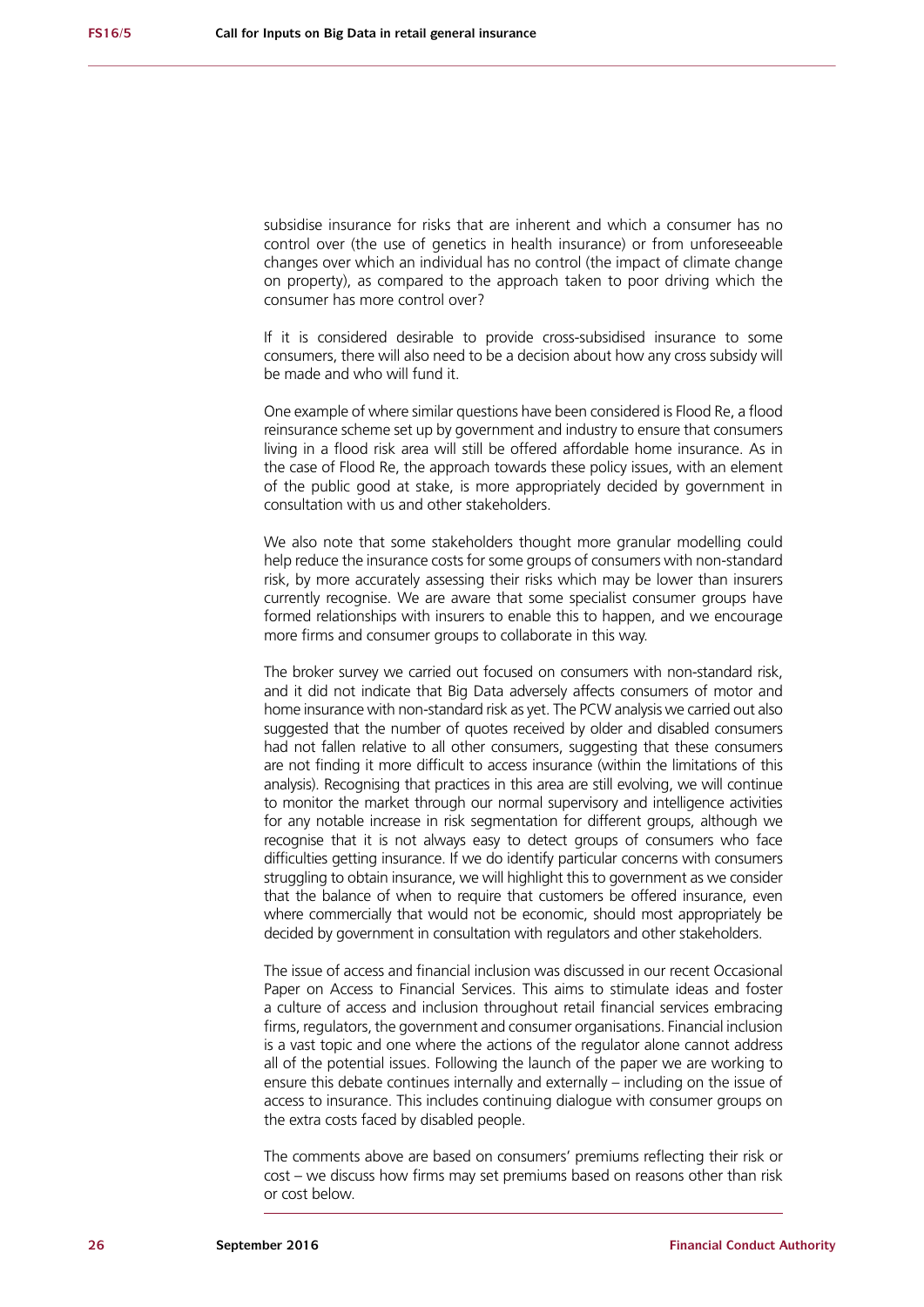subsidise insurance for risks that are inherent and which a consumer has no control over (the use of genetics in health insurance) or from unforeseeable changes over which an individual has no control (the impact of climate change on property), as compared to the approach taken to poor driving which the consumer has more control over?

If it is considered desirable to provide cross-subsidised insurance to some consumers, there will also need to be a decision about how any cross subsidy will be made and who will fund it.

One example of where similar questions have been considered is Flood Re, a flood reinsurance scheme set up by government and industry to ensure that consumers living in a flood risk area will still be offered affordable home insurance. As in the case of Flood Re, the approach towards these policy issues, with an element of the public good at stake, is more appropriately decided by government in consultation with us and other stakeholders.

We also note that some stakeholders thought more granular modelling could help reduce the insurance costs for some groups of consumers with non-standard risk, by more accurately assessing their risks which may be lower than insurers currently recognise. We are aware that some specialist consumer groups have formed relationships with insurers to enable this to happen, and we encourage more firms and consumer groups to collaborate in this way.

The broker survey we carried out focused on consumers with non-standard risk, and it did not indicate that Big Data adversely affects consumers of motor and home insurance with non-standard risk as yet. The PCW analysis we carried out also suggested that the number of quotes received by older and disabled consumers had not fallen relative to all other consumers, suggesting that these consumers are not finding it more difficult to access insurance (within the limitations of this analysis). Recognising that practices in this area are still evolving, we will continue to monitor the market through our normal supervisory and intelligence activities for any notable increase in risk segmentation for different groups, although we recognise that it is not always easy to detect groups of consumers who face difficulties getting insurance. If we do identify particular concerns with consumers struggling to obtain insurance, we will highlight this to government as we consider that the balance of when to require that customers be offered insurance, even where commercially that would not be economic, should most appropriately be decided by government in consultation with regulators and other stakeholders.

The issue of access and financial inclusion was discussed in our recent Occasional Paper on Access to Financial Services. This aims to stimulate ideas and foster a culture of access and inclusion throughout retail financial services embracing firms, regulators, the government and consumer organisations. Financial inclusion is a vast topic and one where the actions of the regulator alone cannot address all of the potential issues. Following the launch of the paper we are working to ensure this debate continues internally and externally – including on the issue of access to insurance. This includes continuing dialogue with consumer groups on the extra costs faced by disabled people.

The comments above are based on consumers' premiums reflecting their risk or cost – we discuss how firms may set premiums based on reasons other than risk or cost below.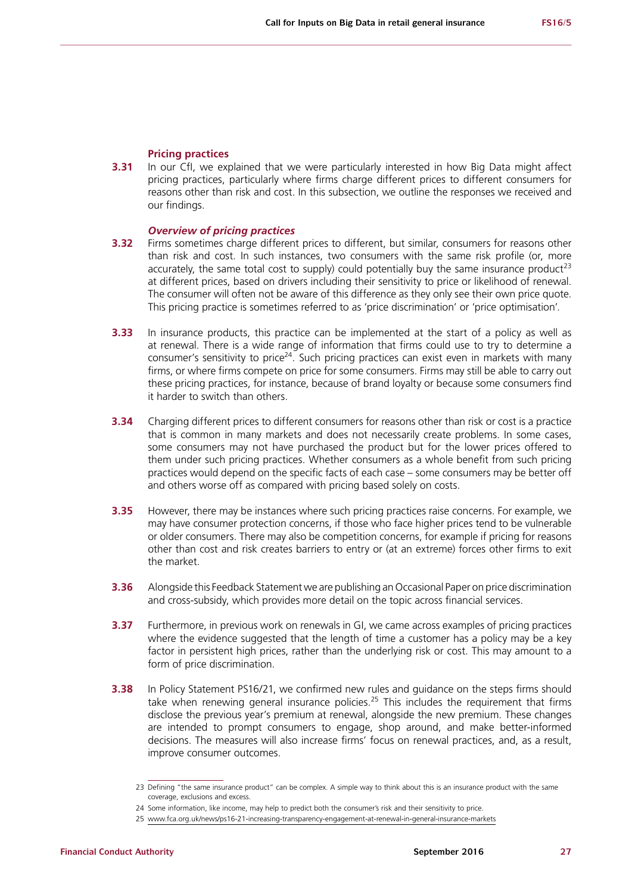### Pricing practices

**3.31** In our CfI, we explained that we were particularly interested in how Big Data might affect pricing practices, particularly where firms charge different prices to different consumers for reasons other than risk and cost. In this subsection, we outline the responses we received and our findings.

#### *Overview of pricing practices*

**3.32** Firms sometimes charge different prices to different, but similar, consumers for reasons other than risk and cost. In such instances, two consumers with the same risk profile (or, more accurately, the same total cost to supply) could potentially buy the same insurance product[23] at different prices, based on drivers including their sensitivity to price or likelihood of renewal. The consumer will often not be aware of this difference as they only see their own price quote. This pricing practice is sometimes referred to as 'price discrimination' or 'price optimisation'.

**3.33** In insurance products, this practice can be implemented at the start of a policy as well as at renewal. There is a wide range of information that firms could use to try to determine a consumer's sensitivity to price[24]. Such pricing practices can exist even in markets with many firms, or where firms compete on price for some consumers. Firms may still be able to carry out these pricing practices, for instance, because of brand loyalty or because some consumers find it harder to switch than others.

**3.34** Charging different prices to different consumers for reasons other than risk or cost is a practice that is common in many markets and does not necessarily create problems. In some cases, some consumers may not have purchased the product but for the lower prices offered to them under such pricing practices. Whether consumers as a whole benefit from such pricing practices would depend on the specific facts of each case – some consumers may be better off and others worse off as compared with pricing based solely on costs.

**3.35** However, there may be instances where such pricing practices raise concerns. For example, we may have consumer protection concerns, if those who face higher prices tend to be vulnerable or older consumers. There may also be competition concerns, for example if pricing for reasons other than cost and risk creates barriers to entry or (at an extreme) forces other firms to exit the market.

**3.36** Alongside this Feedback Statement we are publishing an Occasional Paper on price discrimination and cross-subsidy, which provides more detail on the topic across financial services.

**3.37** Furthermore, in previous work on renewals in GI, we came across examples of pricing practices where the evidence suggested that the length of time a customer has a policy may be a key factor in persistent high prices, rather than the underlying risk or cost. This may amount to a form of price discrimination.

**3.38** In Policy Statement PS16/21, we confirmed new rules and guidance on the steps firms should take when renewing general insurance policies.[25] This includes the requirement that firms disclose the previous year's premium at renewal, alongside the new premium. These changes are intended to prompt consumers to engage, shop around, and make better-informed decisions. The measures will also increase firms' focus on renewal practices, and, as a result, improve consumer outcomes.

---

23 Defining "the same insurance product" can be complex. A simple way to think about this is an insurance product with the same coverage, exclusions and excess.

24 Some information, like income, may help to predict both the consumer's risk and their sensitivity to price.

25 www.fca.org.uk/news/ps16-21-increasing-transparency-engagement-at-renewal-in-general-insurance-markets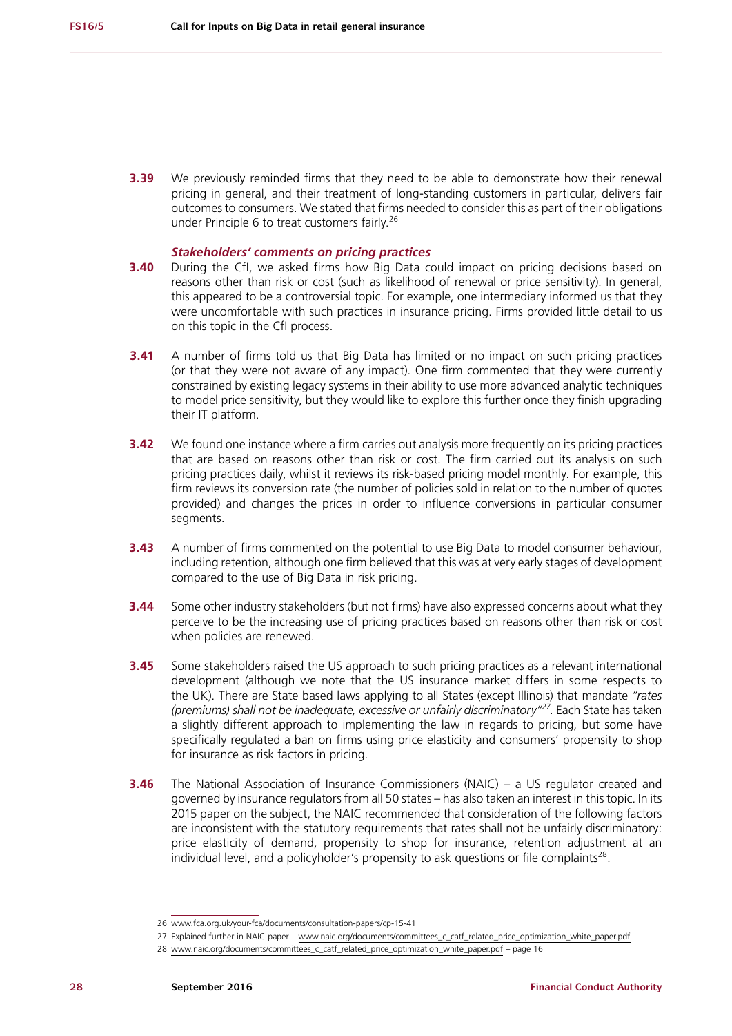**3.39** We previously reminded firms that they need to be able to demonstrate how their renewal pricing in general, and their treatment of long-standing customers in particular, delivers fair outcomes to consumers. We stated that firms needed to consider this as part of their obligations under Principle 6 to treat customers fairly.[26]

### *Stakeholders' comments on pricing practices*

**3.40** During the CfI, we asked firms how Big Data could impact on pricing decisions based on reasons other than risk or cost (such as likelihood of renewal or price sensitivity). In general, this appeared to be a controversial topic. For example, one intermediary informed us that they were uncomfortable with such practices in insurance pricing. Firms provided little detail to us on this topic in the CfI process.

**3.41** A number of firms told us that Big Data has limited or no impact on such pricing practices (or that they were not aware of any impact). One firm commented that they were currently constrained by existing legacy systems in their ability to use more advanced analytic techniques to model price sensitivity, but they would like to explore this further once they finish upgrading their IT platform.

**3.42** We found one instance where a firm carries out analysis more frequently on its pricing practices that are based on reasons other than risk or cost. The firm carried out its analysis on such pricing practices daily, whilst it reviews its risk-based pricing model monthly. For example, this firm reviews its conversion rate (the number of policies sold in relation to the number of quotes provided) and changes the prices in order to influence conversions in particular consumer segments.

**3.43** A number of firms commented on the potential to use Big Data to model consumer behaviour, including retention, although one firm believed that this was at very early stages of development compared to the use of Big Data in risk pricing.

**3.44** Some other industry stakeholders (but not firms) have also expressed concerns about what they perceive to be the increasing use of pricing practices based on reasons other than risk or cost when policies are renewed.

**3.45** Some stakeholders raised the US approach to such pricing practices as a relevant international development (although we note that the US insurance market differs in some respects to the UK). There are State based laws applying to all States (except Illinois) that mandate *"rates (premiums) shall not be inadequate, excessive or unfairly discriminatory"*[27]. Each State has taken a slightly different approach to implementing the law in regards to pricing, but some have specifically regulated a ban on firms using price elasticity and consumers' propensity to shop for insurance as risk factors in pricing.

**3.46** The National Association of Insurance Commissioners (NAIC) – a US regulator created and governed by insurance regulators from all 50 states – has also taken an interest in this topic. In its 2015 paper on the subject, the NAIC recommended that consideration of the following factors are inconsistent with the statutory requirements that rates shall not be unfairly discriminatory: price elasticity of demand, propensity to shop for insurance, retention adjustment at an individual level, and a policyholder's propensity to ask questions or file complaints[28].

---

26 www.fca.org.uk/your-fca/documents/consultation-papers/cp-15-41

27 Explained further in NAIC paper – www.naic.org/documents/committees_c_catf_related_price_optimization_white_paper.pdf

28 www.naic.org/documents/committees_c_catf_related_price_optimization_white_paper.pdf – page 16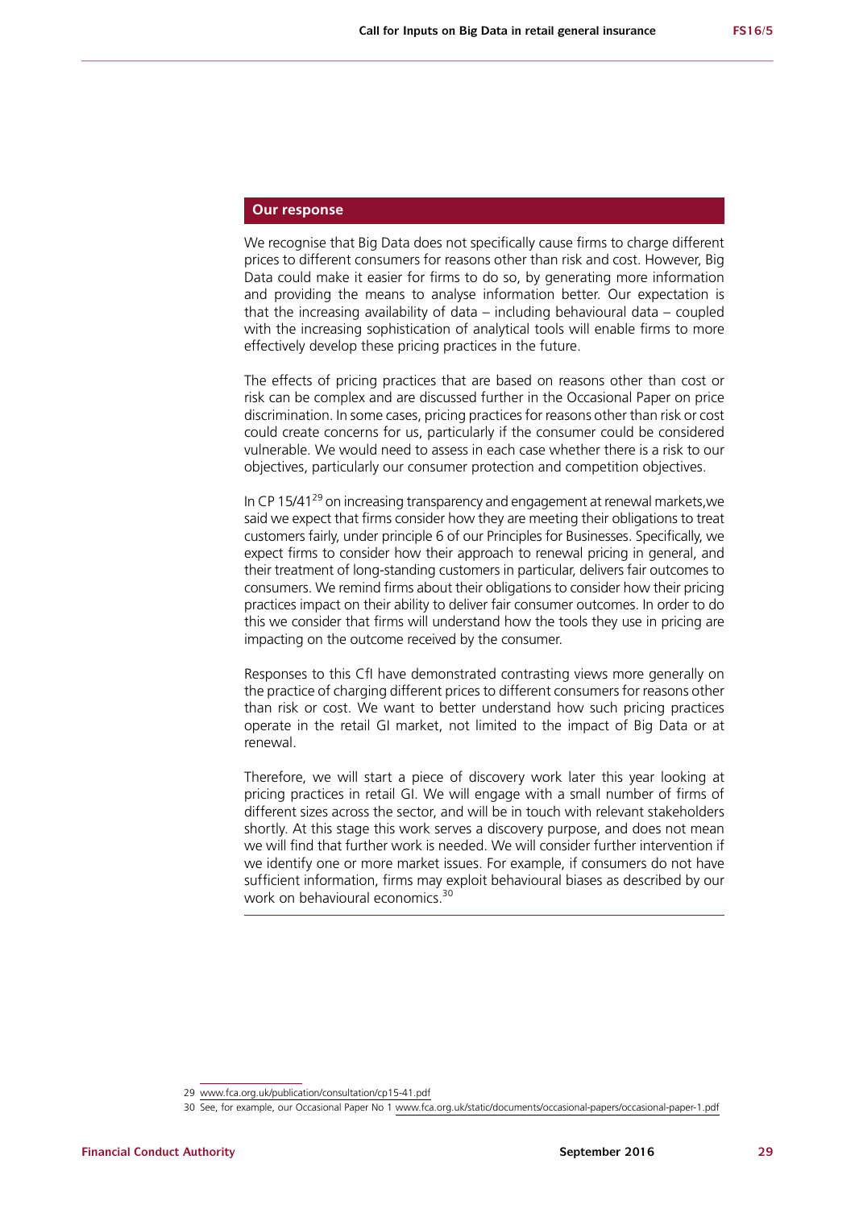### Our response

We recognise that Big Data does not specifically cause firms to charge different prices to different consumers for reasons other than risk and cost. However, Big Data could make it easier for firms to do so, by generating more information and providing the means to analyse information better. Our expectation is that the increasing availability of data – including behavioural data – coupled with the increasing sophistication of analytical tools will enable firms to more effectively develop these pricing practices in the future.

The effects of pricing practices that are based on reasons other than cost or risk can be complex and are discussed further in the Occasional Paper on price discrimination. In some cases, pricing practices for reasons other than risk or cost could create concerns for us, particularly if the consumer could be considered vulnerable. We would need to assess in each case whether there is a risk to our objectives, particularly our consumer protection and competition objectives.

In CP 15/41[29] on increasing transparency and engagement at renewal markets,we said we expect that firms consider how they are meeting their obligations to treat customers fairly, under principle 6 of our Principles for Businesses. Specifically, we expect firms to consider how their approach to renewal pricing in general, and their treatment of long-standing customers in particular, delivers fair outcomes to consumers. We remind firms about their obligations to consider how their pricing practices impact on their ability to deliver fair consumer outcomes. In order to do this we consider that firms will understand how the tools they use in pricing are impacting on the outcome received by the consumer.

Responses to this CfI have demonstrated contrasting views more generally on the practice of charging different prices to different consumers for reasons other than risk or cost. We want to better understand how such pricing practices operate in the retail GI market, not limited to the impact of Big Data or at renewal.

Therefore, we will start a piece of discovery work later this year looking at pricing practices in retail GI. We will engage with a small number of firms of different sizes across the sector, and will be in touch with relevant stakeholders shortly. At this stage this work serves a discovery purpose, and does not mean we will find that further work is needed. We will consider further intervention if we identify one or more market issues. For example, if consumers do not have sufficient information, firms may exploit behavioural biases as described by our work on behavioural economics.[30]

---

29 www.fca.org.uk/publication/consultation/cp15-41.pdf

30 See, for example, our Occasional Paper No 1 www.fca.org.uk/static/documents/occasional-papers/occasional-paper-1.pdf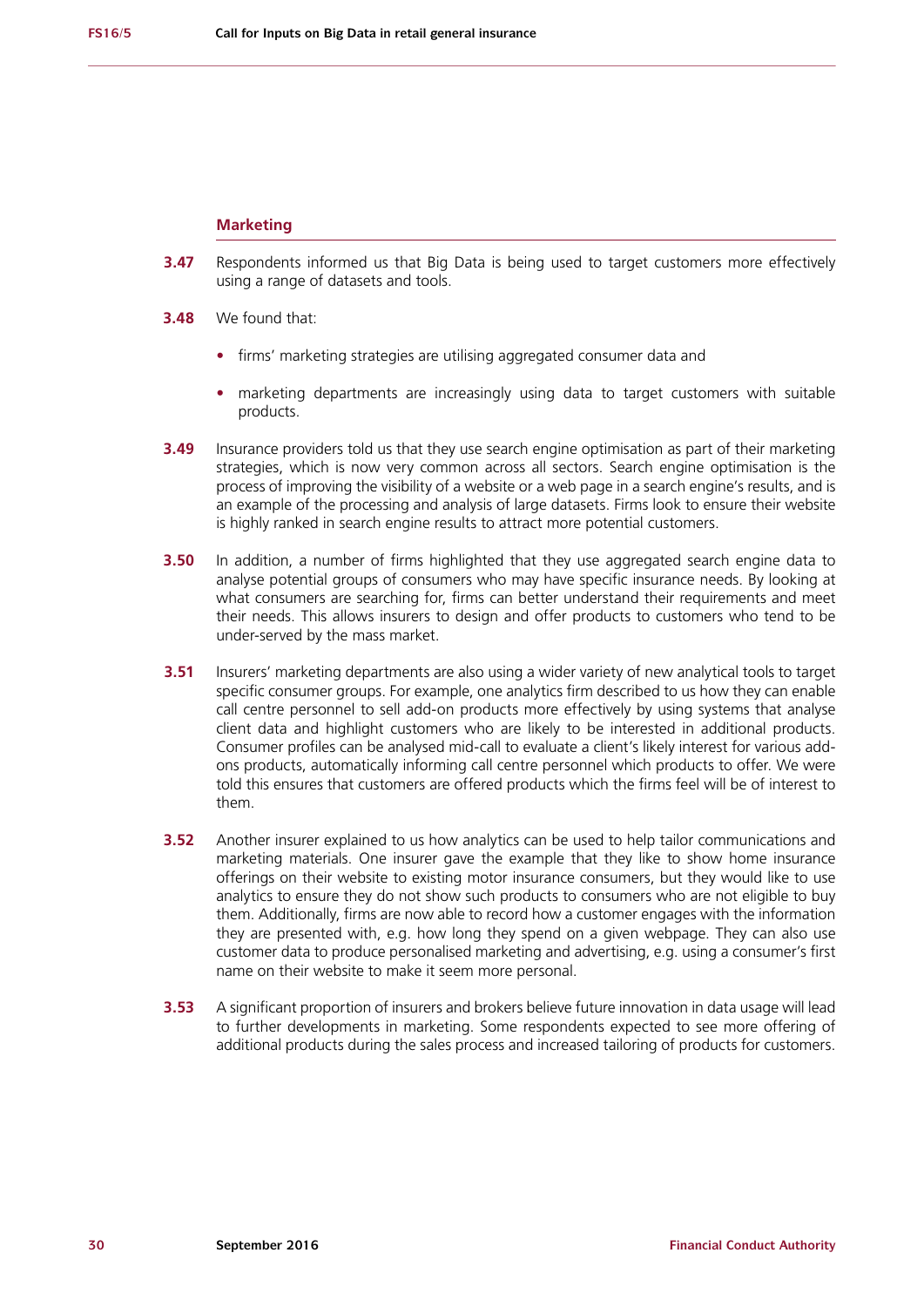### Marketing

**3.47** Respondents informed us that Big Data is being used to target customers more effectively using a range of datasets and tools.

**3.48** We found that:

- firms' marketing strategies are utilising aggregated consumer data and
- marketing departments are increasingly using data to target customers with suitable products.

**3.49** Insurance providers told us that they use search engine optimisation as part of their marketing strategies, which is now very common across all sectors. Search engine optimisation is the process of improving the visibility of a website or a web page in a search engine's results, and is an example of the processing and analysis of large datasets. Firms look to ensure their website is highly ranked in search engine results to attract more potential customers.

**3.50** In addition, a number of firms highlighted that they use aggregated search engine data to analyse potential groups of consumers who may have specific insurance needs. By looking at what consumers are searching for, firms can better understand their requirements and meet their needs. This allows insurers to design and offer products to customers who tend to be under-served by the mass market.

**3.51** Insurers' marketing departments are also using a wider variety of new analytical tools to target specific consumer groups. For example, one analytics firm described to us how they can enable call centre personnel to sell add-on products more effectively by using systems that analyse client data and highlight customers who are likely to be interested in additional products. Consumer profiles can be analysed mid-call to evaluate a client's likely interest for various add-ons products, automatically informing call centre personnel which products to offer. We were told this ensures that customers are offered products which the firms feel will be of interest to them.

**3.52** Another insurer explained to us how analytics can be used to help tailor communications and marketing materials. One insurer gave the example that they like to show home insurance offerings on their website to existing motor insurance consumers, but they would like to use analytics to ensure they do not show such products to consumers who are not eligible to buy them. Additionally, firms are now able to record how a customer engages with the information they are presented with, e.g. how long they spend on a given webpage. They can also use customer data to produce personalised marketing and advertising, e.g. using a consumer's first name on their website to make it seem more personal.

**3.53** A significant proportion of insurers and brokers believe future innovation in data usage will lead to further developments in marketing. Some respondents expected to see more offering of additional products during the sales process and increased tailoring of products for customers.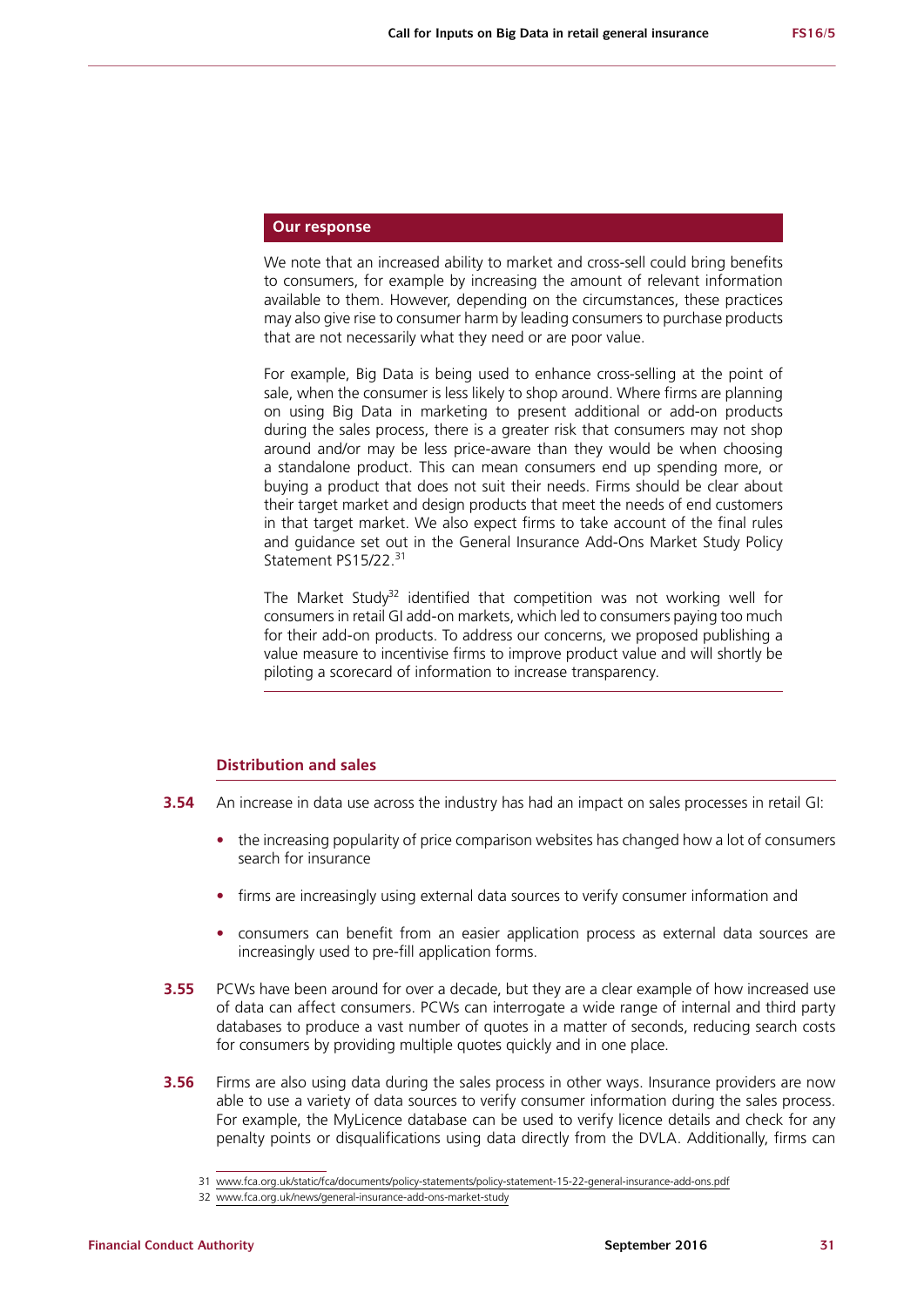### Our response

We note that an increased ability to market and cross-sell could bring benefits to consumers, for example by increasing the amount of relevant information available to them. However, depending on the circumstances, these practices may also give rise to consumer harm by leading consumers to purchase products that are not necessarily what they need or are poor value.

For example, Big Data is being used to enhance cross-selling at the point of sale, when the consumer is less likely to shop around. Where firms are planning on using Big Data in marketing to present additional or add-on products during the sales process, there is a greater risk that consumers may not shop around and/or may be less price-aware than they would be when choosing a standalone product. This can mean consumers end up spending more, or buying a product that does not suit their needs. Firms should be clear about their target market and design products that meet the needs of end customers in that target market. We also expect firms to take account of the final rules and guidance set out in the General Insurance Add-Ons Market Study Policy Statement PS15/22.[31]

The Market Study[32] identified that competition was not working well for consumers in retail GI add-on markets, which led to consumers paying too much for their add-on products. To address our concerns, we proposed publishing a value measure to incentivise firms to improve product value and will shortly be piloting a scorecard of information to increase transparency.

### Distribution and sales

**3.54** An increase in data use across the industry has had an impact on sales processes in retail GI:

- the increasing popularity of price comparison websites has changed how a lot of consumers search for insurance
- firms are increasingly using external data sources to verify consumer information and
- consumers can benefit from an easier application process as external data sources are increasingly used to pre-fill application forms.

**3.55** PCWs have been around for over a decade, but they are a clear example of how increased use of data can affect consumers. PCWs can interrogate a wide range of internal and third party databases to produce a vast number of quotes in a matter of seconds, reducing search costs for consumers by providing multiple quotes quickly and in one place.

**3.56** Firms are also using data during the sales process in other ways. Insurance providers are now able to use a variety of data sources to verify consumer information during the sales process. For example, the MyLicence database can be used to verify licence details and check for any penalty points or disqualifications using data directly from the DVLA. Additionally, firms can

---

31 www.fca.org.uk/static/fca/documents/policy-statements/policy-statement-15-22-general-insurance-add-ons.pdf

32 www.fca.org.uk/news/general-insurance-add-ons-market-study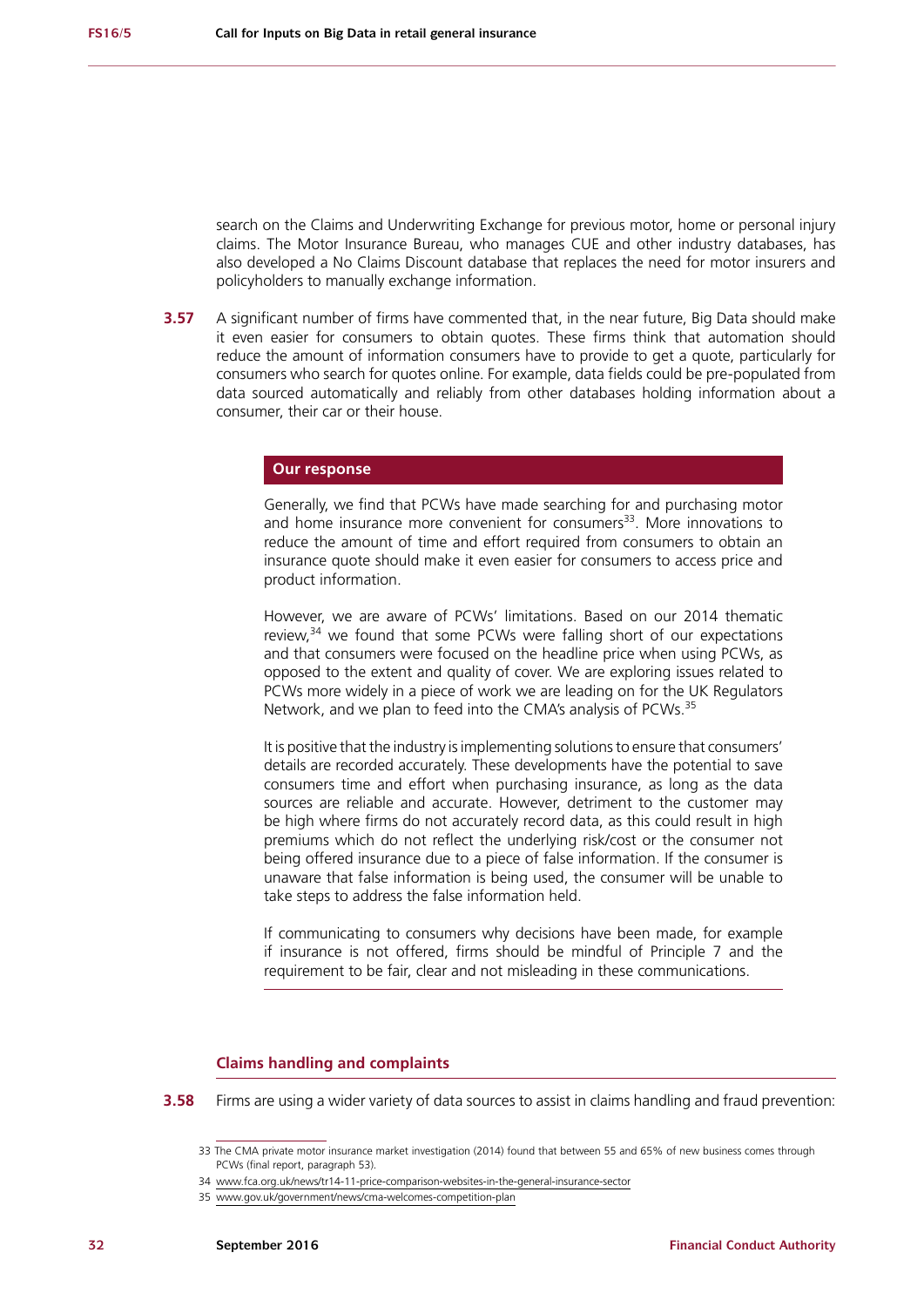search on the Claims and Underwriting Exchange for previous motor, home or personal injury claims. The Motor Insurance Bureau, who manages CUE and other industry databases, has also developed a No Claims Discount database that replaces the need for motor insurers and policyholders to manually exchange information.

**3.57** A significant number of firms have commented that, in the near future, Big Data should make it even easier for consumers to obtain quotes. These firms think that automation should reduce the amount of information consumers have to provide to get a quote, particularly for consumers who search for quotes online. For example, data fields could be pre-populated from data sourced automatically and reliably from other databases holding information about a consumer, their car or their house.

**Our response**

Generally, we find that PCWs have made searching for and purchasing motor and home insurance more convenient for consumers[33]. More innovations to reduce the amount of time and effort required from consumers to obtain an insurance quote should make it even easier for consumers to access price and product information.

However, we are aware of PCWs' limitations. Based on our 2014 thematic review,[34] we found that some PCWs were falling short of our expectations and that consumers were focused on the headline price when using PCWs, as opposed to the extent and quality of cover. We are exploring issues related to PCWs more widely in a piece of work we are leading on for the UK Regulators Network, and we plan to feed into the CMA's analysis of PCWs.[35]

It is positive that the industry is implementing solutions to ensure that consumers' details are recorded accurately. These developments have the potential to save consumers time and effort when purchasing insurance, as long as the data sources are reliable and accurate. However, detriment to the customer may be high where firms do not accurately record data, as this could result in high premiums which do not reflect the underlying risk/cost or the consumer not being offered insurance due to a piece of false information. If the consumer is unaware that false information is being used, the consumer will be unable to take steps to address the false information held.

If communicating to consumers why decisions have been made, for example if insurance is not offered, firms should be mindful of Principle 7 and the requirement to be fair, clear and not misleading in these communications.

### Claims handling and complaints

**3.58** Firms are using a wider variety of data sources to assist in claims handling and fraud prevention:

---

33 The CMA private motor insurance market investigation (2014) found that between 55 and 65% of new business comes through PCWs (final report, paragraph 53).

34 www.fca.org.uk/news/tr14-11-price-comparison-websites-in-the-general-insurance-sector

35 www.gov.uk/government/news/cma-welcomes-competition-plan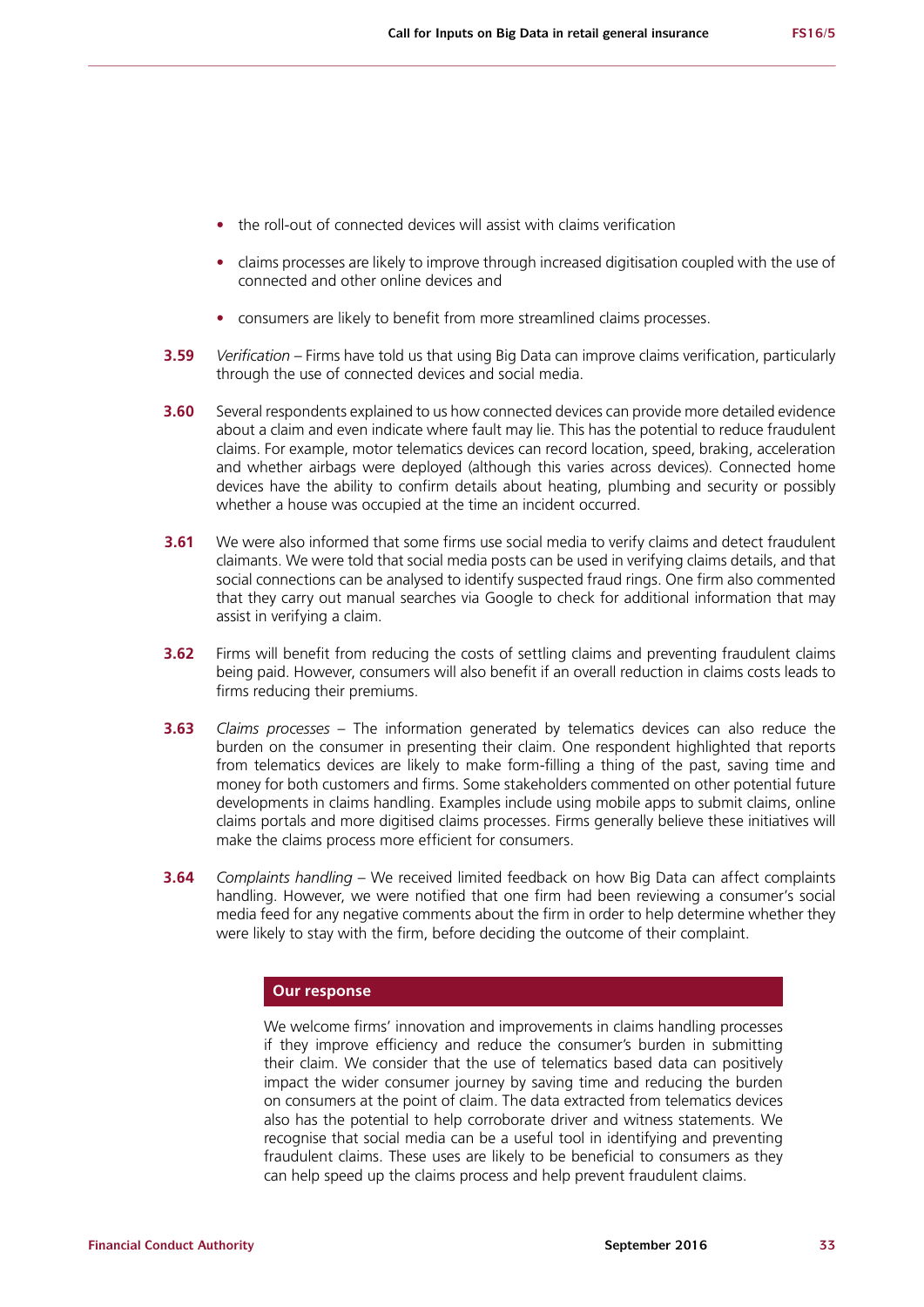- the roll-out of connected devices will assist with claims verification
- claims processes are likely to improve through increased digitisation coupled with the use of connected and other online devices and
- consumers are likely to benefit from more streamlined claims processes.

**3.59** *Verification* – Firms have told us that using Big Data can improve claims verification, particularly through the use of connected devices and social media.

**3.60** Several respondents explained to us how connected devices can provide more detailed evidence about a claim and even indicate where fault may lie. This has the potential to reduce fraudulent claims. For example, motor telematics devices can record location, speed, braking, acceleration and whether airbags were deployed (although this varies across devices). Connected home devices have the ability to confirm details about heating, plumbing and security or possibly whether a house was occupied at the time an incident occurred.

**3.61** We were also informed that some firms use social media to verify claims and detect fraudulent claimants. We were told that social media posts can be used in verifying claims details, and that social connections can be analysed to identify suspected fraud rings. One firm also commented that they carry out manual searches via Google to check for additional information that may assist in verifying a claim.

**3.62** Firms will benefit from reducing the costs of settling claims and preventing fraudulent claims being paid. However, consumers will also benefit if an overall reduction in claims costs leads to firms reducing their premiums.

**3.63** *Claims processes* – The information generated by telematics devices can also reduce the burden on the consumer in presenting their claim. One respondent highlighted that reports from telematics devices are likely to make form-filling a thing of the past, saving time and money for both customers and firms. Some stakeholders commented on other potential future developments in claims handling. Examples include using mobile apps to submit claims, online claims portals and more digitised claims processes. Firms generally believe these initiatives will make the claims process more efficient for consumers.

**3.64** *Complaints handling* – We received limited feedback on how Big Data can affect complaints handling. However, we were notified that one firm had been reviewing a consumer's social media feed for any negative comments about the firm in order to help determine whether they were likely to stay with the firm, before deciding the outcome of their complaint.

**Our response**

We welcome firms' innovation and improvements in claims handling processes if they improve efficiency and reduce the consumer's burden in submitting their claim. We consider that the use of telematics based data can positively impact the wider consumer journey by saving time and reducing the burden on consumers at the point of claim. The data extracted from telematics devices also has the potential to help corroborate driver and witness statements. We recognise that social media can be a useful tool in identifying and preventing fraudulent claims. These uses are likely to be beneficial to consumers as they can help speed up the claims process and help prevent fraudulent claims.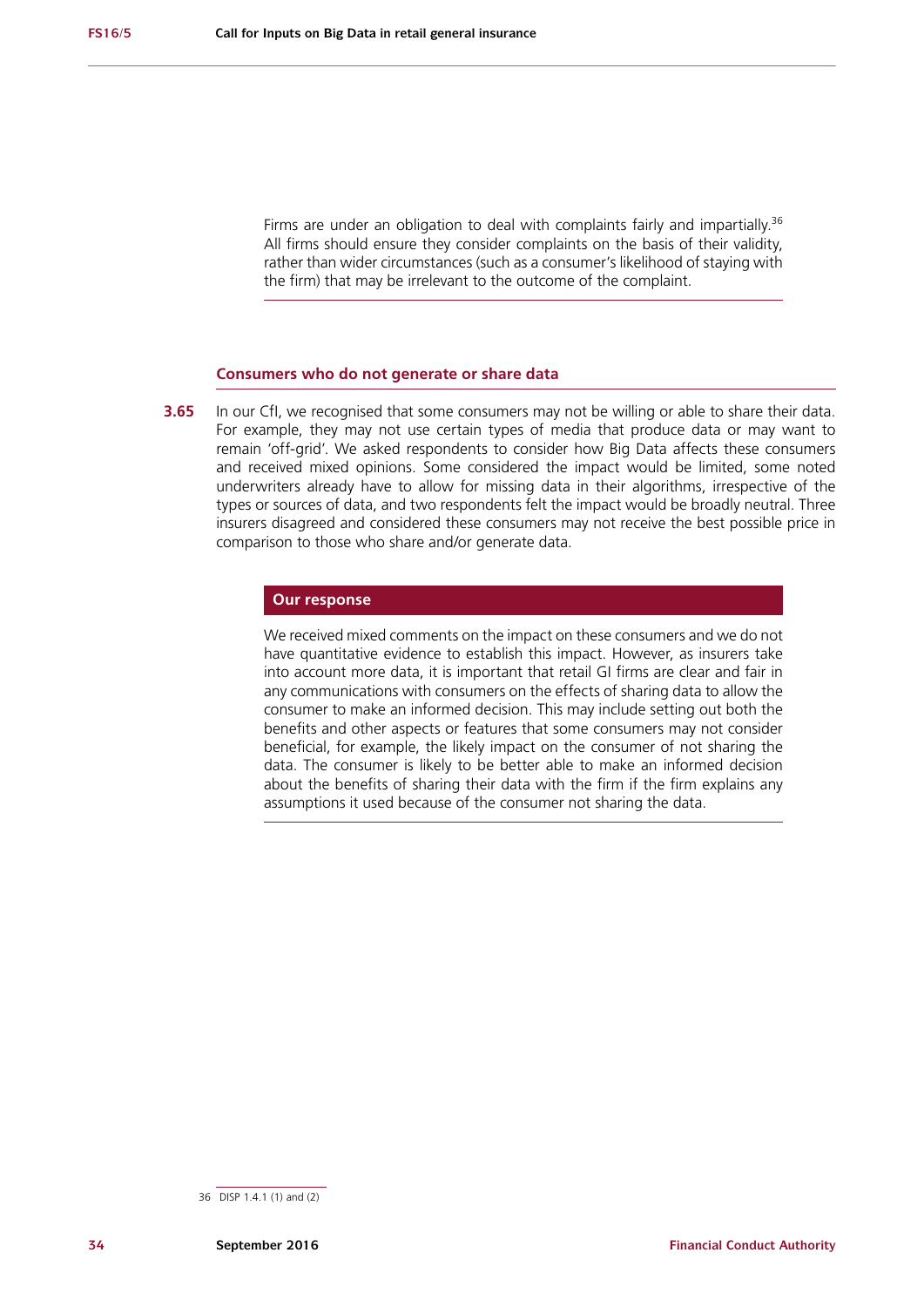Firms are under an obligation to deal with complaints fairly and impartially.[36] All firms should ensure they consider complaints on the basis of their validity, rather than wider circumstances (such as a consumer's likelihood of staying with the firm) that may be irrelevant to the outcome of the complaint.

### Consumers who do not generate or share data

**3.65** In our CfI, we recognised that some consumers may not be willing or able to share their data. For example, they may not use certain types of media that produce data or may want to remain 'off-grid'. We asked respondents to consider how Big Data affects these consumers and received mixed opinions. Some considered the impact would be limited, some noted underwriters already have to allow for missing data in their algorithms, irrespective of the types or sources of data, and two respondents felt the impact would be broadly neutral. Three insurers disagreed and considered these consumers may not receive the best possible price in comparison to those who share and/or generate data.

#### Our response

We received mixed comments on the impact on these consumers and we do not have quantitative evidence to establish this impact. However, as insurers take into account more data, it is important that retail GI firms are clear and fair in any communications with consumers on the effects of sharing data to allow the consumer to make an informed decision. This may include setting out both the benefits and other aspects or features that some consumers may not consider beneficial, for example, the likely impact on the consumer of not sharing the data. The consumer is likely to be better able to make an informed decision about the benefits of sharing their data with the firm if the firm explains any assumptions it used because of the consumer not sharing the data.

36 DISP 1.4.1 (1) and (2)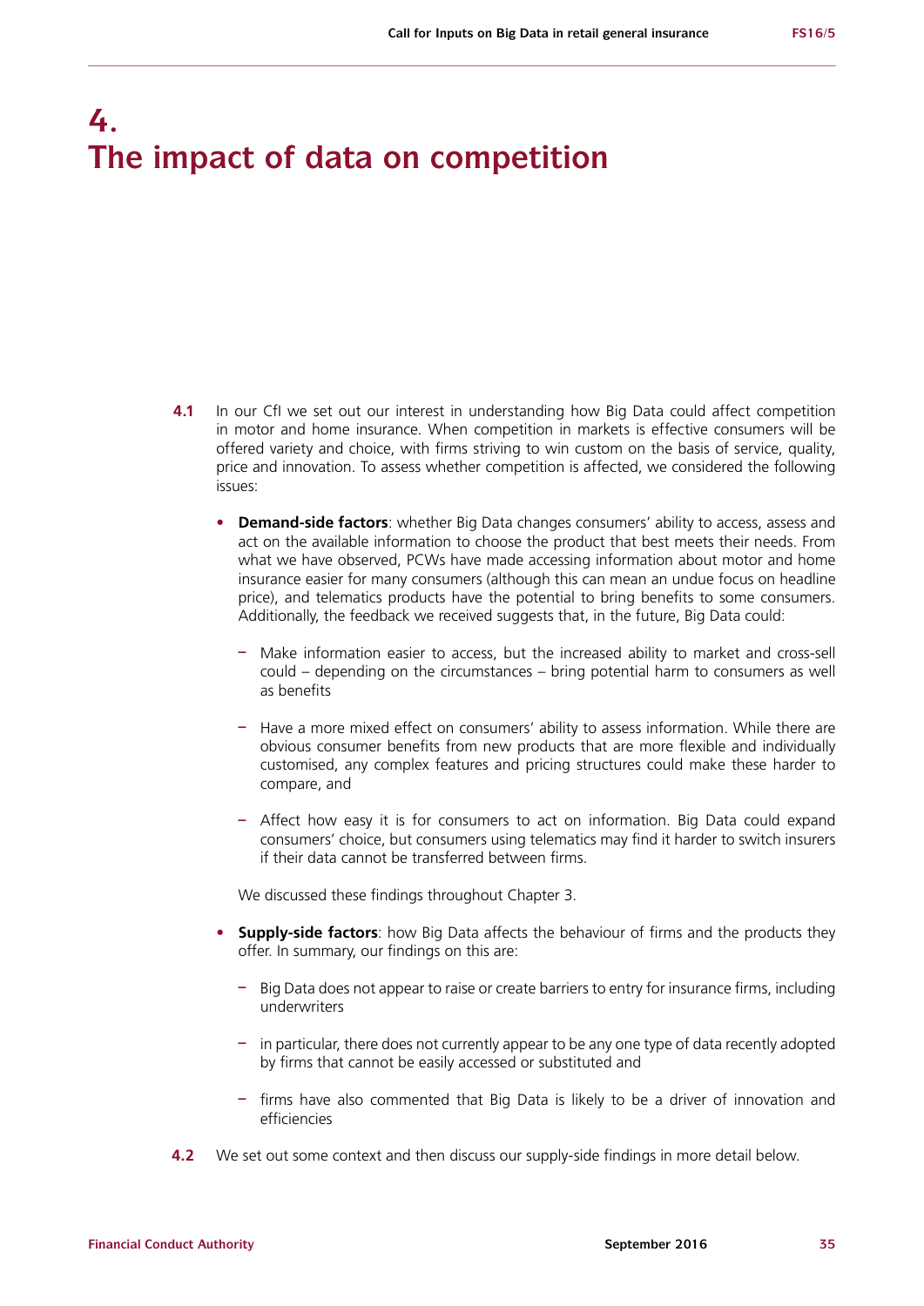# 4. The impact of data on competition

**4.1** In our CfI we set out our interest in understanding how Big Data could affect competition in motor and home insurance. When competition in markets is effective consumers will be offered variety and choice, with firms striving to win custom on the basis of service, quality, price and innovation. To assess whether competition is affected, we considered the following issues:

- **Demand-side factors**: whether Big Data changes consumers' ability to access, assess and act on the available information to choose the product that best meets their needs. From what we have observed, PCWs have made accessing information about motor and home insurance easier for many consumers (although this can mean an undue focus on headline price), and telematics products have the potential to bring benefits to some consumers. Additionally, the feedback we received suggests that, in the future, Big Data could:
  - Make information easier to access, but the increased ability to market and cross-sell could – depending on the circumstances – bring potential harm to consumers as well as benefits
  - Have a more mixed effect on consumers' ability to assess information. While there are obvious consumer benefits from new products that are more flexible and individually customised, any complex features and pricing structures could make these harder to compare, and
  - Affect how easy it is for consumers to act on information. Big Data could expand consumers' choice, but consumers using telematics may find it harder to switch insurers if their data cannot be transferred between firms.

  We discussed these findings throughout Chapter 3.

- **Supply-side factors**: how Big Data affects the behaviour of firms and the products they offer. In summary, our findings on this are:
  - Big Data does not appear to raise or create barriers to entry for insurance firms, including underwriters
  - in particular, there does not currently appear to be any one type of data recently adopted by firms that cannot be easily accessed or substituted and
  - firms have also commented that Big Data is likely to be a driver of innovation and efficiencies

**4.2** We set out some context and then discuss our supply-side findings in more detail below.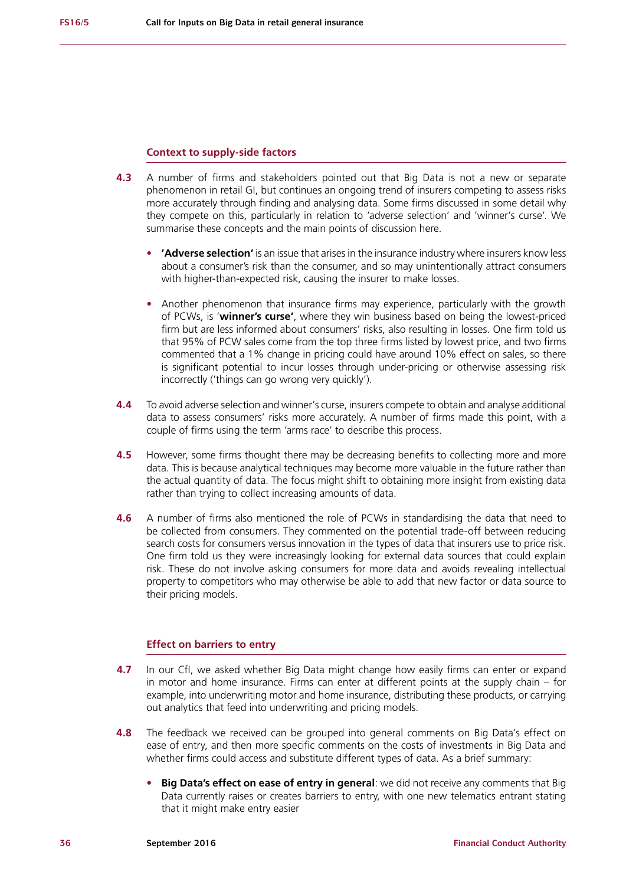### Context to supply-side factors

**4.3** A number of firms and stakeholders pointed out that Big Data is not a new or separate phenomenon in retail GI, but continues an ongoing trend of insurers competing to assess risks more accurately through finding and analysing data. Some firms discussed in some detail why they compete on this, particularly in relation to 'adverse selection' and 'winner's curse'. We summarise these concepts and the main points of discussion here.

- **'Adverse selection'** is an issue that arises in the insurance industry where insurers know less about a consumer's risk than the consumer, and so may unintentionally attract consumers with higher-than-expected risk, causing the insurer to make losses.

- Another phenomenon that insurance firms may experience, particularly with the growth of PCWs, is '**winner's curse'**, where they win business based on being the lowest-priced firm but are less informed about consumers' risks, also resulting in losses. One firm told us that 95% of PCW sales come from the top three firms listed by lowest price, and two firms commented that a 1% change in pricing could have around 10% effect on sales, so there is significant potential to incur losses through under-pricing or otherwise assessing risk incorrectly ('things can go wrong very quickly').

**4.4** To avoid adverse selection and winner's curse, insurers compete to obtain and analyse additional data to assess consumers' risks more accurately. A number of firms made this point, with a couple of firms using the term 'arms race' to describe this process.

**4.5** However, some firms thought there may be decreasing benefits to collecting more and more data. This is because analytical techniques may become more valuable in the future rather than the actual quantity of data. The focus might shift to obtaining more insight from existing data rather than trying to collect increasing amounts of data.

**4.6** A number of firms also mentioned the role of PCWs in standardising the data that need to be collected from consumers. They commented on the potential trade-off between reducing search costs for consumers versus innovation in the types of data that insurers use to price risk. One firm told us they were increasingly looking for external data sources that could explain risk. These do not involve asking consumers for more data and avoids revealing intellectual property to competitors who may otherwise be able to add that new factor or data source to their pricing models.

### Effect on barriers to entry

**4.7** In our CfI, we asked whether Big Data might change how easily firms can enter or expand in motor and home insurance. Firms can enter at different points at the supply chain – for example, into underwriting motor and home insurance, distributing these products, or carrying out analytics that feed into underwriting and pricing models.

**4.8** The feedback we received can be grouped into general comments on Big Data's effect on ease of entry, and then more specific comments on the costs of investments in Big Data and whether firms could access and substitute different types of data. As a brief summary:

- **Big Data's effect on ease of entry in general**: we did not receive any comments that Big Data currently raises or creates barriers to entry, with one new telematics entrant stating that it might make entry easier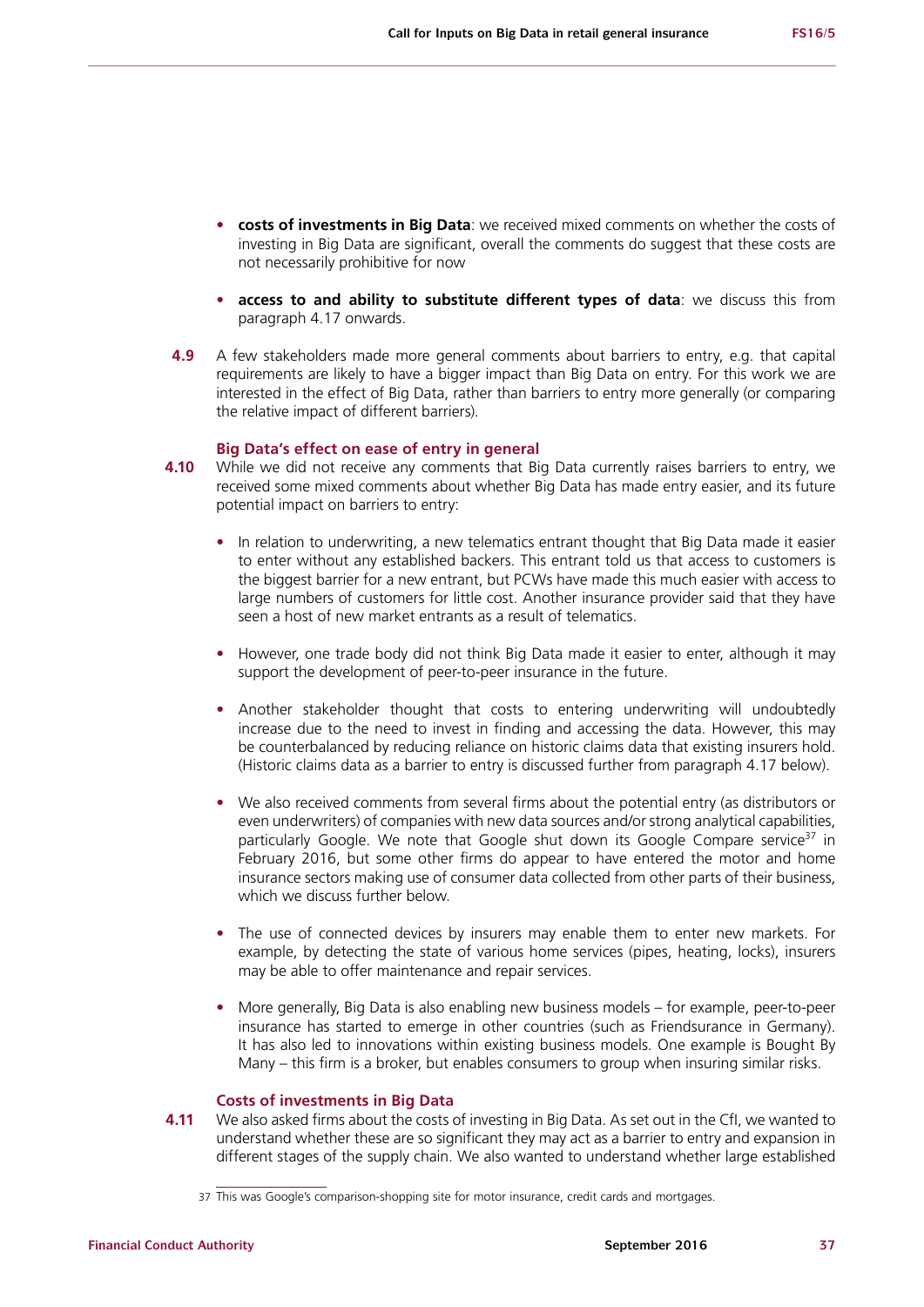- **costs of investments in Big Data**: we received mixed comments on whether the costs of investing in Big Data are significant, overall the comments do suggest that these costs are not necessarily prohibitive for now
- **access to and ability to substitute different types of data**: we discuss this from paragraph 4.17 onwards.

**4.9** A few stakeholders made more general comments about barriers to entry, e.g. that capital requirements are likely to have a bigger impact than Big Data on entry. For this work we are interested in the effect of Big Data, rather than barriers to entry more generally (or comparing the relative impact of different barriers).

### Big Data's effect on ease of entry in general

**4.10** While we did not receive any comments that Big Data currently raises barriers to entry, we received some mixed comments about whether Big Data has made entry easier, and its future potential impact on barriers to entry:

- In relation to underwriting, a new telematics entrant thought that Big Data made it easier to enter without any established backers. This entrant told us that access to customers is the biggest barrier for a new entrant, but PCWs have made this much easier with access to large numbers of customers for little cost. Another insurance provider said that they have seen a host of new market entrants as a result of telematics.
- However, one trade body did not think Big Data made it easier to enter, although it may support the development of peer-to-peer insurance in the future.
- Another stakeholder thought that costs to entering underwriting will undoubtedly increase due to the need to invest in finding and accessing the data. However, this may be counterbalanced by reducing reliance on historic claims data that existing insurers hold. (Historic claims data as a barrier to entry is discussed further from paragraph 4.17 below).
- We also received comments from several firms about the potential entry (as distributors or even underwriters) of companies with new data sources and/or strong analytical capabilities, particularly Google. We note that Google shut down its Google Compare service[37] in February 2016, but some other firms do appear to have entered the motor and home insurance sectors making use of consumer data collected from other parts of their business, which we discuss further below.
- The use of connected devices by insurers may enable them to enter new markets. For example, by detecting the state of various home services (pipes, heating, locks), insurers may be able to offer maintenance and repair services.
- More generally, Big Data is also enabling new business models – for example, peer-to-peer insurance has started to emerge in other countries (such as Friendsurance in Germany). It has also led to innovations within existing business models. One example is Bought By Many – this firm is a broker, but enables consumers to group when insuring similar risks.

### Costs of investments in Big Data

**4.11** We also asked firms about the costs of investing in Big Data. As set out in the CfI, we wanted to understand whether these are so significant they may act as a barrier to entry and expansion in different stages of the supply chain. We also wanted to understand whether large established

37 This was Google's comparison-shopping site for motor insurance, credit cards and mortgages.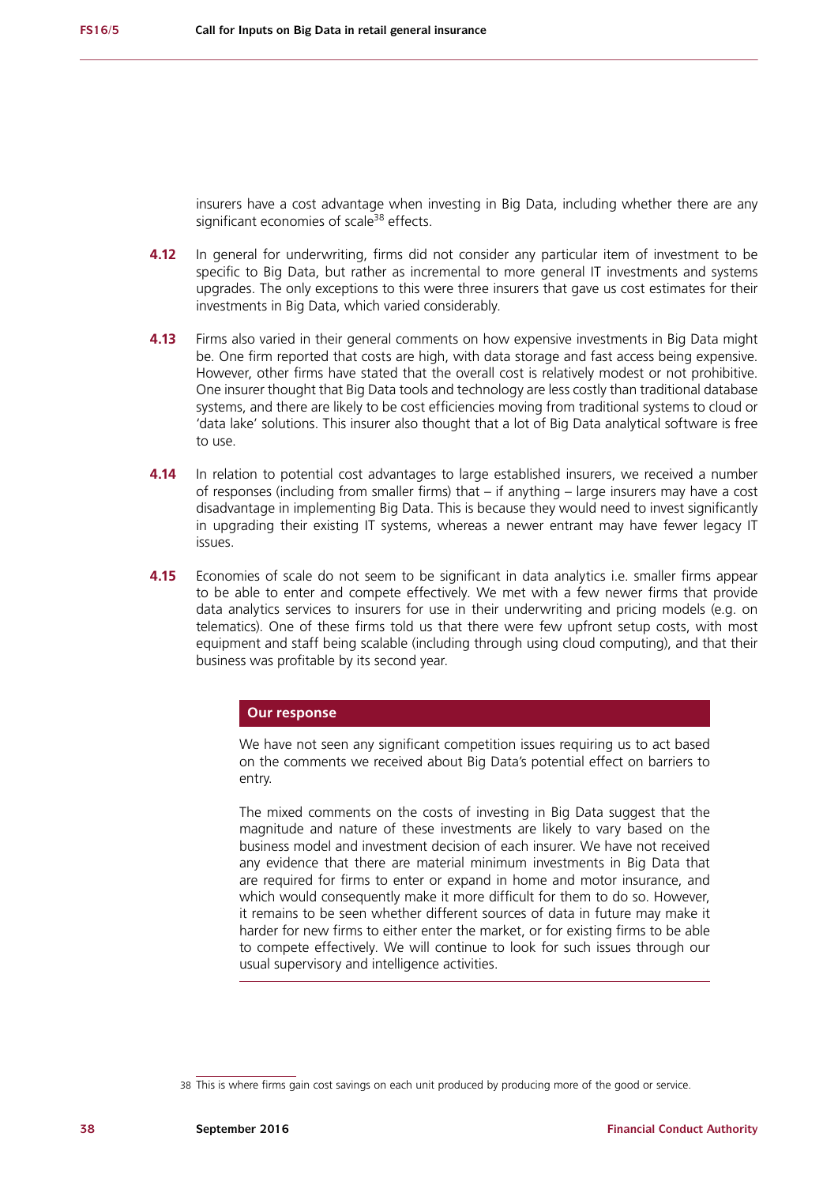insurers have a cost advantage when investing in Big Data, including whether there are any significant economies of scale[38] effects.

**4.12** In general for underwriting, firms did not consider any particular item of investment to be specific to Big Data, but rather as incremental to more general IT investments and systems upgrades. The only exceptions to this were three insurers that gave us cost estimates for their investments in Big Data, which varied considerably.

**4.13** Firms also varied in their general comments on how expensive investments in Big Data might be. One firm reported that costs are high, with data storage and fast access being expensive. However, other firms have stated that the overall cost is relatively modest or not prohibitive. One insurer thought that Big Data tools and technology are less costly than traditional database systems, and there are likely to be cost efficiencies moving from traditional systems to cloud or 'data lake' solutions. This insurer also thought that a lot of Big Data analytical software is free to use.

**4.14** In relation to potential cost advantages to large established insurers, we received a number of responses (including from smaller firms) that – if anything – large insurers may have a cost disadvantage in implementing Big Data. This is because they would need to invest significantly in upgrading their existing IT systems, whereas a newer entrant may have fewer legacy IT issues.

**4.15** Economies of scale do not seem to be significant in data analytics i.e. smaller firms appear to be able to enter and compete effectively. We met with a few newer firms that provide data analytics services to insurers for use in their underwriting and pricing models (e.g. on telematics). One of these firms told us that there were few upfront setup costs, with most equipment and staff being scalable (including through using cloud computing), and that their business was profitable by its second year.

**Our response**

We have not seen any significant competition issues requiring us to act based on the comments we received about Big Data's potential effect on barriers to entry.

The mixed comments on the costs of investing in Big Data suggest that the magnitude and nature of these investments are likely to vary based on the business model and investment decision of each insurer. We have not received any evidence that there are material minimum investments in Big Data that are required for firms to enter or expand in home and motor insurance, and which would consequently make it more difficult for them to do so. However, it remains to be seen whether different sources of data in future may make it harder for new firms to either enter the market, or for existing firms to be able to compete effectively. We will continue to look for such issues through our usual supervisory and intelligence activities.

---

38 This is where firms gain cost savings on each unit produced by producing more of the good or service.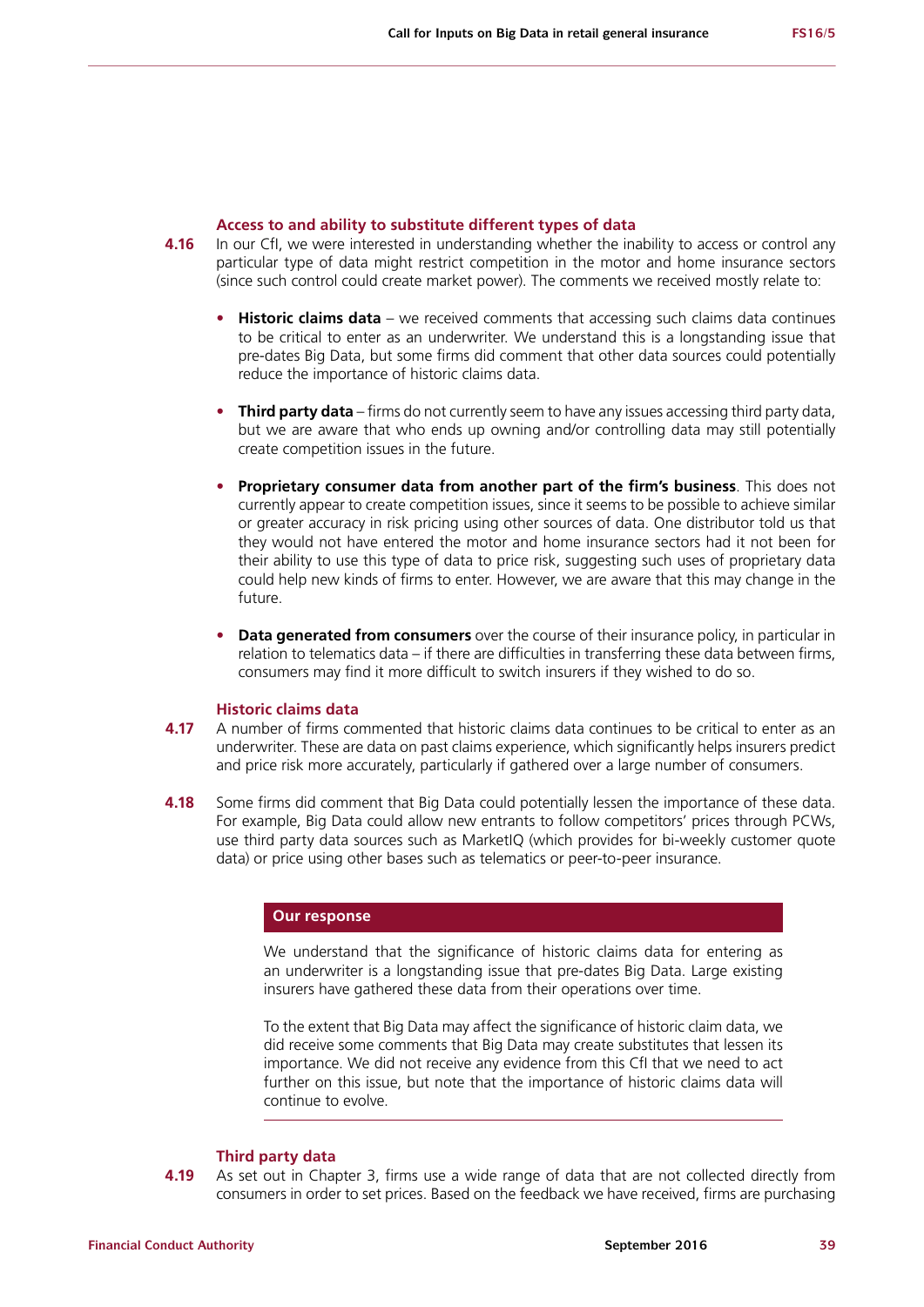### Access to and ability to substitute different types of data

**4.16** In our CfI, we were interested in understanding whether the inability to access or control any particular type of data might restrict competition in the motor and home insurance sectors (since such control could create market power). The comments we received mostly relate to:

- **Historic claims data** – we received comments that accessing such claims data continues to be critical to enter as an underwriter. We understand this is a longstanding issue that pre-dates Big Data, but some firms did comment that other data sources could potentially reduce the importance of historic claims data.
- **Third party data** – firms do not currently seem to have any issues accessing third party data, but we are aware that who ends up owning and/or controlling data may still potentially create competition issues in the future.
- **Proprietary consumer data from another part of the firm's business**. This does not currently appear to create competition issues, since it seems to be possible to achieve similar or greater accuracy in risk pricing using other sources of data. One distributor told us that they would not have entered the motor and home insurance sectors had it not been for their ability to use this type of data to price risk, suggesting such uses of proprietary data could help new kinds of firms to enter. However, we are aware that this may change in the future.
- **Data generated from consumers** over the course of their insurance policy, in particular in relation to telematics data – if there are difficulties in transferring these data between firms, consumers may find it more difficult to switch insurers if they wished to do so.

### Historic claims data

**4.17** A number of firms commented that historic claims data continues to be critical to enter as an underwriter. These are data on past claims experience, which significantly helps insurers predict and price risk more accurately, particularly if gathered over a large number of consumers.

**4.18** Some firms did comment that Big Data could potentially lessen the importance of these data. For example, Big Data could allow new entrants to follow competitors' prices through PCWs, use third party data sources such as MarketIQ (which provides for bi-weekly customer quote data) or price using other bases such as telematics or peer-to-peer insurance.

> **Our response**
>
> We understand that the significance of historic claims data for entering as an underwriter is a longstanding issue that pre-dates Big Data. Large existing insurers have gathered these data from their operations over time.
>
> To the extent that Big Data may affect the significance of historic claim data, we did receive some comments that Big Data may create substitutes that lessen its importance. We did not receive any evidence from this CfI that we need to act further on this issue, but note that the importance of historic claims data will continue to evolve.

### Third party data

**4.19** As set out in Chapter 3, firms use a wide range of data that are not collected directly from consumers in order to set prices. Based on the feedback we have received, firms are purchasing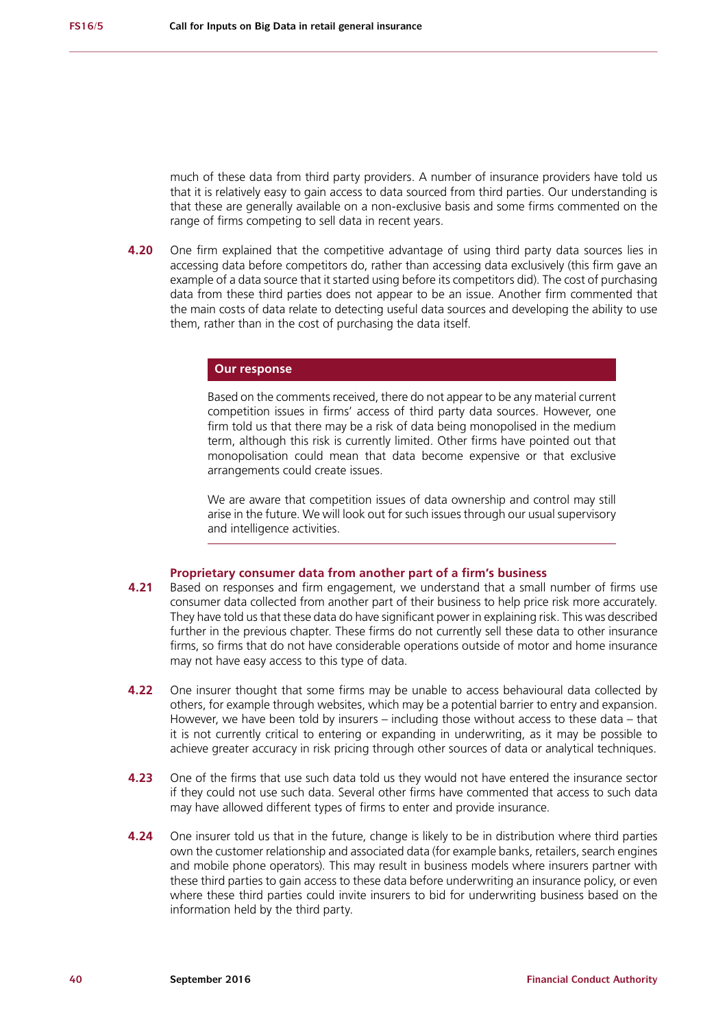much of these data from third party providers. A number of insurance providers have told us that it is relatively easy to gain access to data sourced from third parties. Our understanding is that these are generally available on a non-exclusive basis and some firms commented on the range of firms competing to sell data in recent years.

**4.20** One firm explained that the competitive advantage of using third party data sources lies in accessing data before competitors do, rather than accessing data exclusively (this firm gave an example of a data source that it started using before its competitors did). The cost of purchasing data from these third parties does not appear to be an issue. Another firm commented that the main costs of data relate to detecting useful data sources and developing the ability to use them, rather than in the cost of purchasing the data itself.

> **Our response**
>
> Based on the comments received, there do not appear to be any material current competition issues in firms' access of third party data sources. However, one firm told us that there may be a risk of data being monopolised in the medium term, although this risk is currently limited. Other firms have pointed out that monopolisation could mean that data become expensive or that exclusive arrangements could create issues.
>
> We are aware that competition issues of data ownership and control may still arise in the future. We will look out for such issues through our usual supervisory and intelligence activities.

### Proprietary consumer data from another part of a firm's business

**4.21** Based on responses and firm engagement, we understand that a small number of firms use consumer data collected from another part of their business to help price risk more accurately. They have told us that these data do have significant power in explaining risk. This was described further in the previous chapter. These firms do not currently sell these data to other insurance firms, so firms that do not have considerable operations outside of motor and home insurance may not have easy access to this type of data.

**4.22** One insurer thought that some firms may be unable to access behavioural data collected by others, for example through websites, which may be a potential barrier to entry and expansion. However, we have been told by insurers – including those without access to these data – that it is not currently critical to entering or expanding in underwriting, as it may be possible to achieve greater accuracy in risk pricing through other sources of data or analytical techniques.

**4.23** One of the firms that use such data told us they would not have entered the insurance sector if they could not use such data. Several other firms have commented that access to such data may have allowed different types of firms to enter and provide insurance.

**4.24** One insurer told us that in the future, change is likely to be in distribution where third parties own the customer relationship and associated data (for example banks, retailers, search engines and mobile phone operators). This may result in business models where insurers partner with these third parties to gain access to these data before underwriting an insurance policy, or even where these third parties could invite insurers to bid for underwriting business based on the information held by the third party.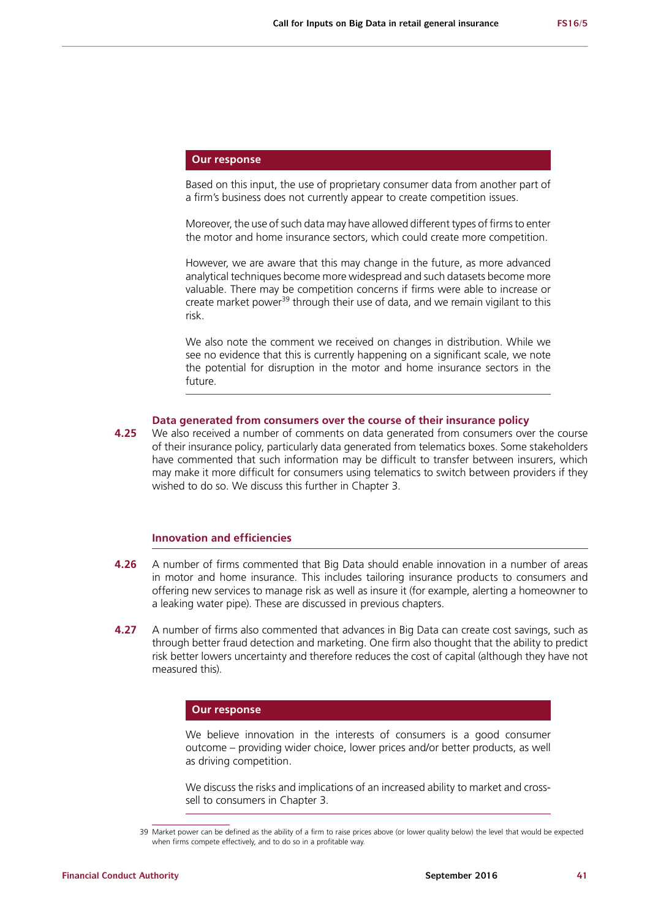#### Our response

Based on this input, the use of proprietary consumer data from another part of a firm's business does not currently appear to create competition issues.

Moreover, the use of such data may have allowed different types of firms to enter the motor and home insurance sectors, which could create more competition.

However, we are aware that this may change in the future, as more advanced analytical techniques become more widespread and such datasets become more valuable. There may be competition concerns if firms were able to increase or create market power[39] through their use of data, and we remain vigilant to this risk.

We also note the comment we received on changes in distribution. While we see no evidence that this is currently happening on a significant scale, we note the potential for disruption in the motor and home insurance sectors in the future.

### Data generated from consumers over the course of their insurance policy

**4.25** We also received a number of comments on data generated from consumers over the course of their insurance policy, particularly data generated from telematics boxes. Some stakeholders have commented that such information may be difficult to transfer between insurers, which may make it more difficult for consumers using telematics to switch between providers if they wished to do so. We discuss this further in Chapter 3.

### Innovation and efficiencies

**4.26** A number of firms commented that Big Data should enable innovation in a number of areas in motor and home insurance. This includes tailoring insurance products to consumers and offering new services to manage risk as well as insure it (for example, alerting a homeowner to a leaking water pipe). These are discussed in previous chapters.

**4.27** A number of firms also commented that advances in Big Data can create cost savings, such as through better fraud detection and marketing. One firm also thought that the ability to predict risk better lowers uncertainty and therefore reduces the cost of capital (although they have not measured this).

#### Our response

We believe innovation in the interests of consumers is a good consumer outcome – providing wider choice, lower prices and/or better products, as well as driving competition.

We discuss the risks and implications of an increased ability to market and cross-sell to consumers in Chapter 3.

---

39 Market power can be defined as the ability of a firm to raise prices above (or lower quality below) the level that would be expected when firms compete effectively, and to do so in a profitable way.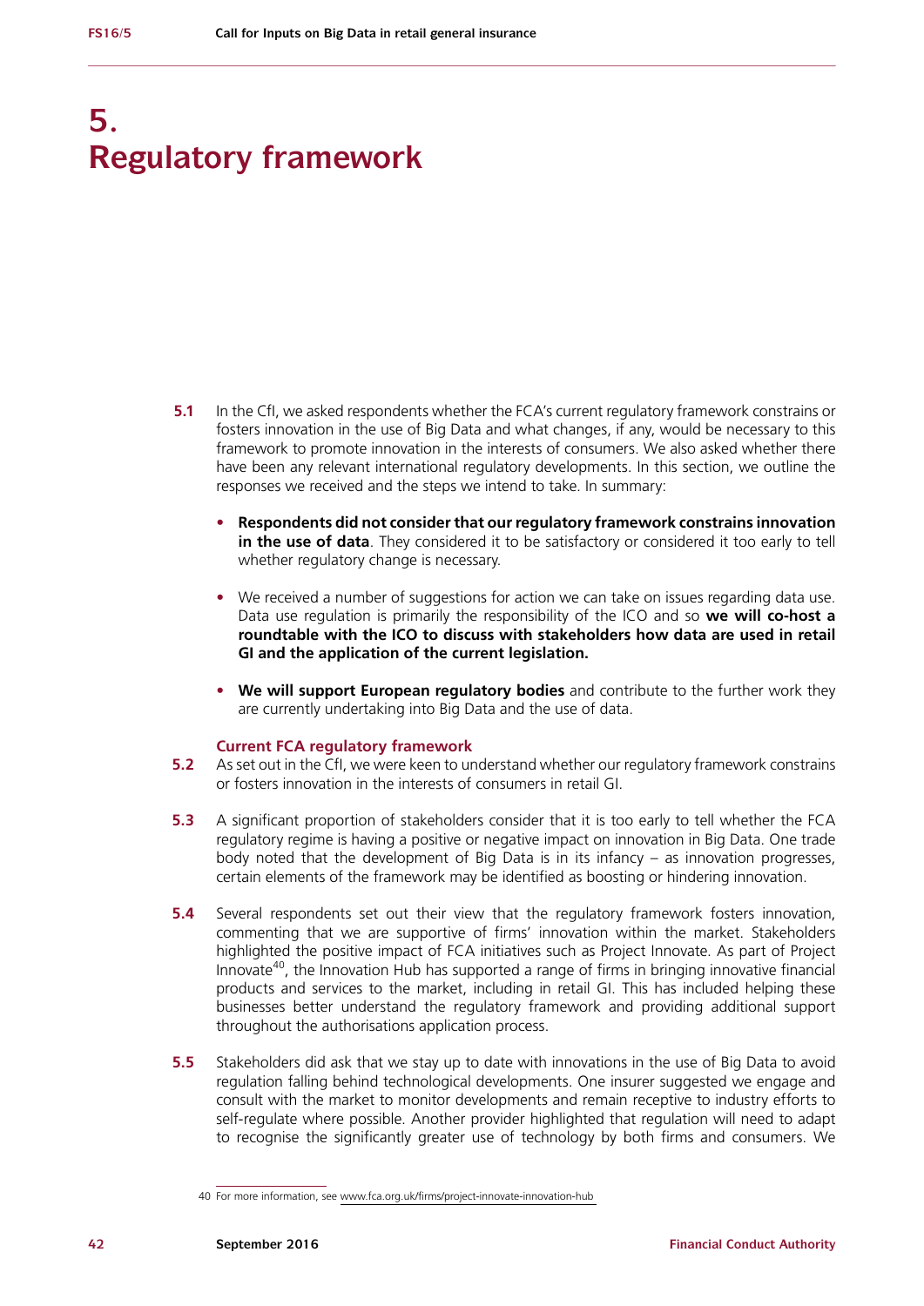# 5. Regulatory framework

**5.1** In the CfI, we asked respondents whether the FCA's current regulatory framework constrains or fosters innovation in the use of Big Data and what changes, if any, would be necessary to this framework to promote innovation in the interests of consumers. We also asked whether there have been any relevant international regulatory developments. In this section, we outline the responses we received and the steps we intend to take. In summary:

- **Respondents did not consider that our regulatory framework constrains innovation in the use of data**. They considered it to be satisfactory or considered it too early to tell whether regulatory change is necessary.
- We received a number of suggestions for action we can take on issues regarding data use. Data use regulation is primarily the responsibility of the ICO and so **we will co-host a roundtable with the ICO to discuss with stakeholders how data are used in retail GI and the application of the current legislation.**
- **We will support European regulatory bodies** and contribute to the further work they are currently undertaking into Big Data and the use of data.

### Current FCA regulatory framework

**5.2** As set out in the CfI, we were keen to understand whether our regulatory framework constrains or fosters innovation in the interests of consumers in retail GI.

**5.3** A significant proportion of stakeholders consider that it is too early to tell whether the FCA regulatory regime is having a positive or negative impact on innovation in Big Data. One trade body noted that the development of Big Data is in its infancy – as innovation progresses, certain elements of the framework may be identified as boosting or hindering innovation.

**5.4** Several respondents set out their view that the regulatory framework fosters innovation, commenting that we are supportive of firms' innovation within the market. Stakeholders highlighted the positive impact of FCA initiatives such as Project Innovate. As part of Project Innovate[40], the Innovation Hub has supported a range of firms in bringing innovative financial products and services to the market, including in retail GI. This has included helping these businesses better understand the regulatory framework and providing additional support throughout the authorisations application process.

**5.5** Stakeholders did ask that we stay up to date with innovations in the use of Big Data to avoid regulation falling behind technological developments. One insurer suggested we engage and consult with the market to monitor developments and remain receptive to industry efforts to self-regulate where possible. Another provider highlighted that regulation will need to adapt to recognise the significantly greater use of technology by both firms and consumers. We

40 For more information, see www.fca.org.uk/firms/project-innovate-innovation-hub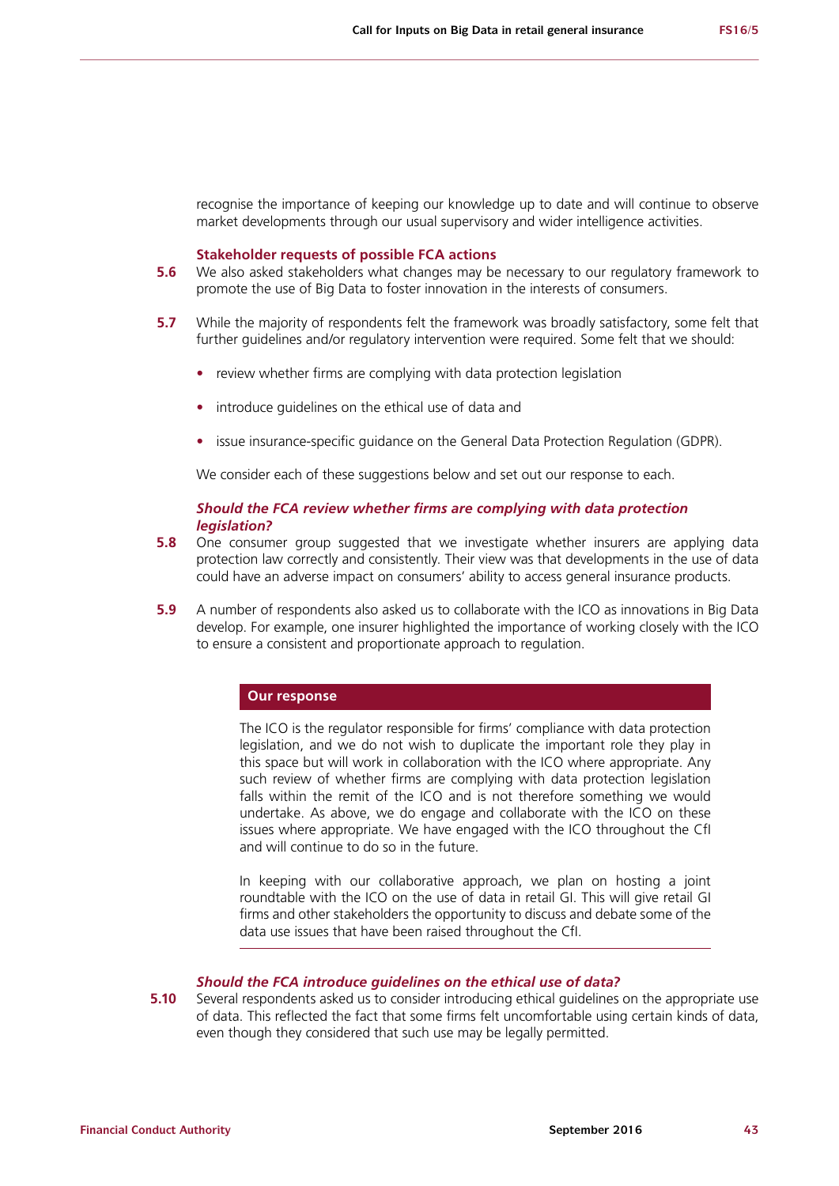recognise the importance of keeping our knowledge up to date and will continue to observe market developments through our usual supervisory and wider intelligence activities.

### Stakeholder requests of possible FCA actions

**5.6** We also asked stakeholders what changes may be necessary to our regulatory framework to promote the use of Big Data to foster innovation in the interests of consumers.

**5.7** While the majority of respondents felt the framework was broadly satisfactory, some felt that further guidelines and/or regulatory intervention were required. Some felt that we should:

- review whether firms are complying with data protection legislation
- introduce guidelines on the ethical use of data and
- issue insurance-specific guidance on the General Data Protection Regulation (GDPR).

We consider each of these suggestions below and set out our response to each.

#### *Should the FCA review whether firms are complying with data protection legislation?*

**5.8** One consumer group suggested that we investigate whether insurers are applying data protection law correctly and consistently. Their view was that developments in the use of data could have an adverse impact on consumers' ability to access general insurance products.

**5.9** A number of respondents also asked us to collaborate with the ICO as innovations in Big Data develop. For example, one insurer highlighted the importance of working closely with the ICO to ensure a consistent and proportionate approach to regulation.

> **Our response**
>
> The ICO is the regulator responsible for firms' compliance with data protection legislation, and we do not wish to duplicate the important role they play in this space but will work in collaboration with the ICO where appropriate. Any such review of whether firms are complying with data protection legislation falls within the remit of the ICO and is not therefore something we would undertake. As above, we do engage and collaborate with the ICO on these issues where appropriate. We have engaged with the ICO throughout the CfI and will continue to do so in the future.
>
> In keeping with our collaborative approach, we plan on hosting a joint roundtable with the ICO on the use of data in retail GI. This will give retail GI firms and other stakeholders the opportunity to discuss and debate some of the data use issues that have been raised throughout the CfI.

#### *Should the FCA introduce guidelines on the ethical use of data?*

**5.10** Several respondents asked us to consider introducing ethical guidelines on the appropriate use of data. This reflected the fact that some firms felt uncomfortable using certain kinds of data, even though they considered that such use may be legally permitted.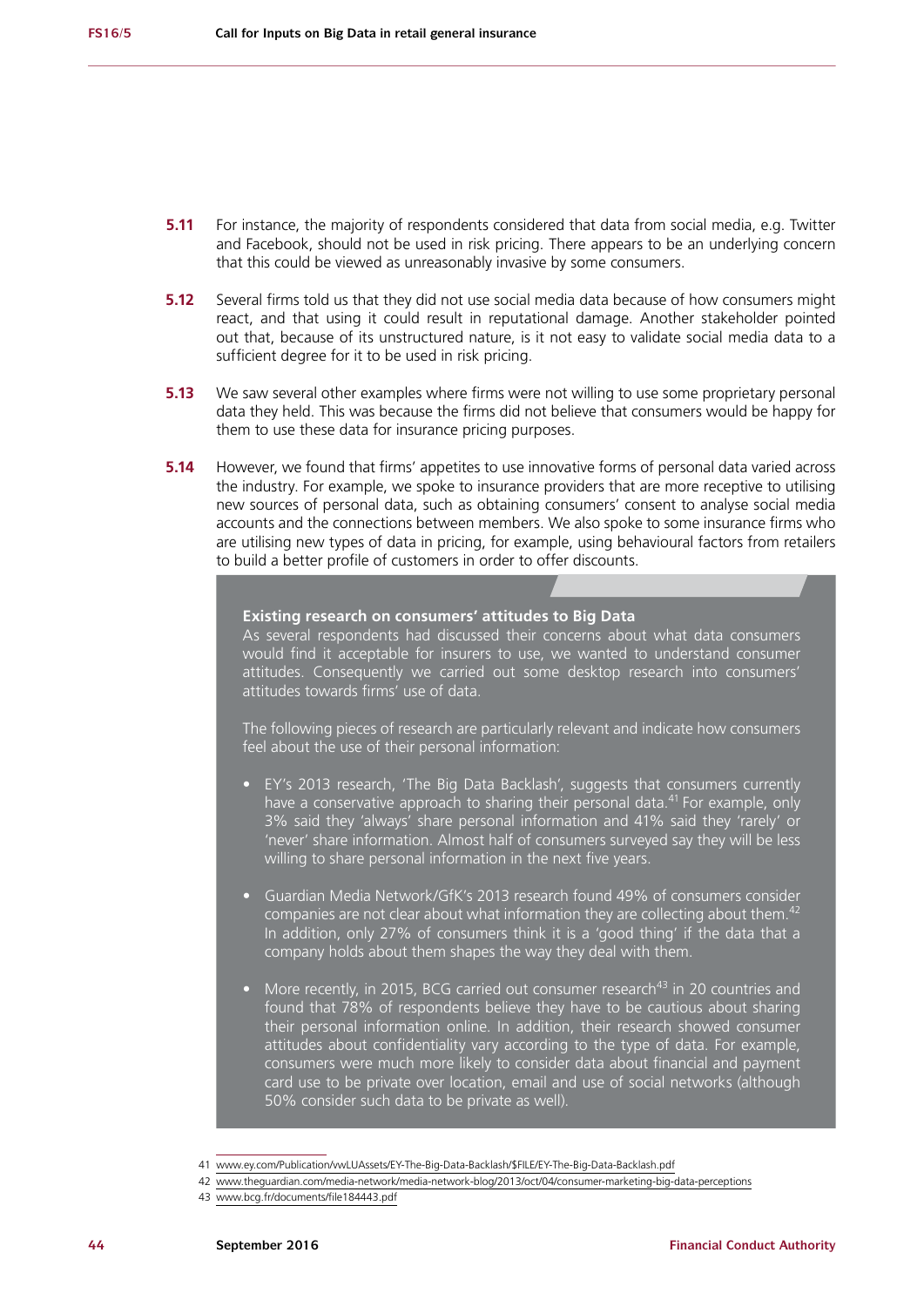**5.11** For instance, the majority of respondents considered that data from social media, e.g. Twitter and Facebook, should not be used in risk pricing. There appears to be an underlying concern that this could be viewed as unreasonably invasive by some consumers.

**5.12** Several firms told us that they did not use social media data because of how consumers might react, and that using it could result in reputational damage. Another stakeholder pointed out that, because of its unstructured nature, is it not easy to validate social media data to a sufficient degree for it to be used in risk pricing.

**5.13** We saw several other examples where firms were not willing to use some proprietary personal data they held. This was because the firms did not believe that consumers would be happy for them to use these data for insurance pricing purposes.

**5.14** However, we found that firms' appetites to use innovative forms of personal data varied across the industry. For example, we spoke to insurance providers that are more receptive to utilising new sources of personal data, such as obtaining consumers' consent to analyse social media accounts and the connections between members. We also spoke to some insurance firms who are utilising new types of data in pricing, for example, using behavioural factors from retailers to build a better profile of customers in order to offer discounts.

**Existing research on consumers' attitudes to Big Data**

As several respondents had discussed their concerns about what data consumers would find acceptable for insurers to use, we wanted to understand consumer attitudes. Consequently we carried out some desktop research into consumers' attitudes towards firms' use of data.

The following pieces of research are particularly relevant and indicate how consumers feel about the use of their personal information:

- EY's 2013 research, 'The Big Data Backlash', suggests that consumers currently have a conservative approach to sharing their personal data.[41] For example, only 3% said they 'always' share personal information and 41% said they 'rarely' or 'never' share information. Almost half of consumers surveyed say they will be less willing to share personal information in the next five years.
- Guardian Media Network/GfK's 2013 research found 49% of consumers consider companies are not clear about what information they are collecting about them.[42] In addition, only 27% of consumers think it is a 'good thing' if the data that a company holds about them shapes the way they deal with them.
- More recently, in 2015, BCG carried out consumer research[43] in 20 countries and found that 78% of respondents believe they have to be cautious about sharing their personal information online. In addition, their research showed consumer attitudes about confidentiality vary according to the type of data. For example, consumers were much more likely to consider data about financial and payment card use to be private over location, email and use of social networks (although 50% consider such data to be private as well).

41 www.ey.com/Publication/vwLUAssets/EY-The-Big-Data-Backlash/$FILE/EY-The-Big-Data-Backlash.pdf

42 www.theguardian.com/media-network/media-network-blog/2013/oct/04/consumer-marketing-big-data-perceptions

43 www.bcg.fr/documents/file184443.pdf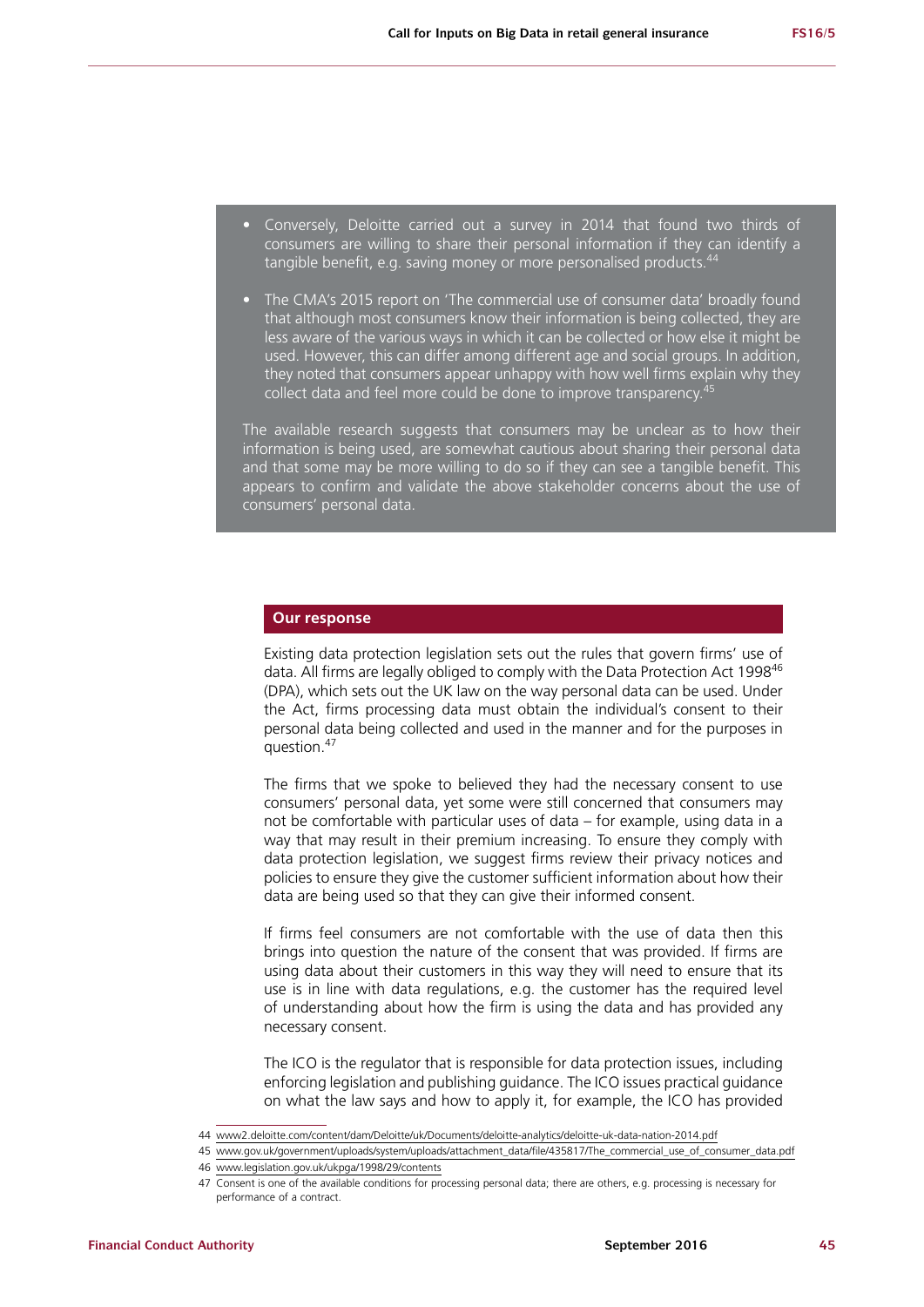- Conversely, Deloitte carried out a survey in 2014 that found two thirds of consumers are willing to share their personal information if they can identify a tangible benefit, e.g. saving money or more personalised products.[44]

- The CMA's 2015 report on 'The commercial use of consumer data' broadly found that although most consumers know their information is being collected, they are less aware of the various ways in which it can be collected or how else it might be used. However, this can differ among different age and social groups. In addition, they noted that consumers appear unhappy with how well firms explain why they collect data and feel more could be done to improve transparency.[45]

The available research suggests that consumers may be unclear as to how their information is being used, are somewhat cautious about sharing their personal data and that some may be more willing to do so if they can see a tangible benefit. This appears to confirm and validate the above stakeholder concerns about the use of consumers' personal data.

**Our response**

Existing data protection legislation sets out the rules that govern firms' use of data. All firms are legally obliged to comply with the Data Protection Act 1998[46] (DPA), which sets out the UK law on the way personal data can be used. Under the Act, firms processing data must obtain the individual's consent to their personal data being collected and used in the manner and for the purposes in question.[47]

The firms that we spoke to believed they had the necessary consent to use consumers' personal data, yet some were still concerned that consumers may not be comfortable with particular uses of data – for example, using data in a way that may result in their premium increasing. To ensure they comply with data protection legislation, we suggest firms review their privacy notices and policies to ensure they give the customer sufficient information about how their data are being used so that they can give their informed consent.

If firms feel consumers are not comfortable with the use of data then this brings into question the nature of the consent that was provided. If firms are using data about their customers in this way they will need to ensure that its use is in line with data regulations, e.g. the customer has the required level of understanding about how the firm is using the data and has provided any necessary consent.

The ICO is the regulator that is responsible for data protection issues, including enforcing legislation and publishing guidance. The ICO issues practical guidance on what the law says and how to apply it, for example, the ICO has provided

44 www2.deloitte.com/content/dam/Deloitte/uk/Documents/deloitte-analytics/deloitte-uk-data-nation-2014.pdf

45 www.gov.uk/government/uploads/system/uploads/attachment_data/file/435817/The_commercial_use_of_consumer_data.pdf

46 www.legislation.gov.uk/ukpga/1998/29/contents

47 Consent is one of the available conditions for processing personal data; there are others, e.g. processing is necessary for performance of a contract.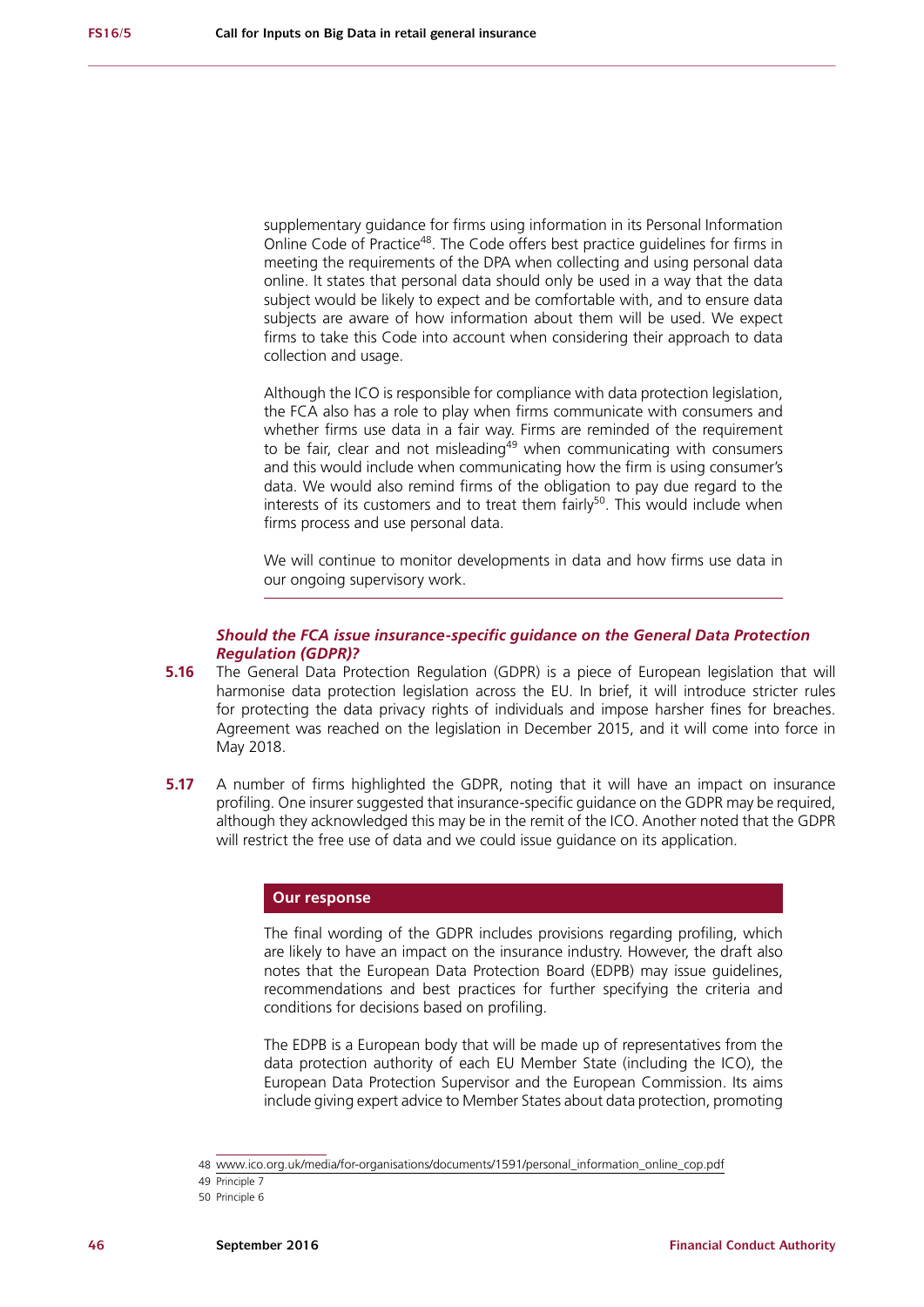supplementary guidance for firms using information in its Personal Information Online Code of Practice[48]. The Code offers best practice guidelines for firms in meeting the requirements of the DPA when collecting and using personal data online. It states that personal data should only be used in a way that the data subject would be likely to expect and be comfortable with, and to ensure data subjects are aware of how information about them will be used. We expect firms to take this Code into account when considering their approach to data collection and usage.

Although the ICO is responsible for compliance with data protection legislation, the FCA also has a role to play when firms communicate with consumers and whether firms use data in a fair way. Firms are reminded of the requirement to be fair, clear and not misleading[49] when communicating with consumers and this would include when communicating how the firm is using consumer's data. We would also remind firms of the obligation to pay due regard to the interests of its customers and to treat them fairly[50]. This would include when firms process and use personal data.

We will continue to monitor developments in data and how firms use data in our ongoing supervisory work.

### *Should the FCA issue insurance-specific guidance on the General Data Protection Regulation (GDPR)?*

**5.16** The General Data Protection Regulation (GDPR) is a piece of European legislation that will harmonise data protection legislation across the EU. In brief, it will introduce stricter rules for protecting the data privacy rights of individuals and impose harsher fines for breaches. Agreement was reached on the legislation in December 2015, and it will come into force in May 2018.

**5.17** A number of firms highlighted the GDPR, noting that it will have an impact on insurance profiling. One insurer suggested that insurance-specific guidance on the GDPR may be required, although they acknowledged this may be in the remit of the ICO. Another noted that the GDPR will restrict the free use of data and we could issue guidance on its application.

#### Our response

The final wording of the GDPR includes provisions regarding profiling, which are likely to have an impact on the insurance industry. However, the draft also notes that the European Data Protection Board (EDPB) may issue guidelines, recommendations and best practices for further specifying the criteria and conditions for decisions based on profiling.

The EDPB is a European body that will be made up of representatives from the data protection authority of each EU Member State (including the ICO), the European Data Protection Supervisor and the European Commission. Its aims include giving expert advice to Member States about data protection, promoting

48 www.ico.org.uk/media/for-organisations/documents/1591/personal_information_online_cop.pdf

49 Principle 7

50 Principle 6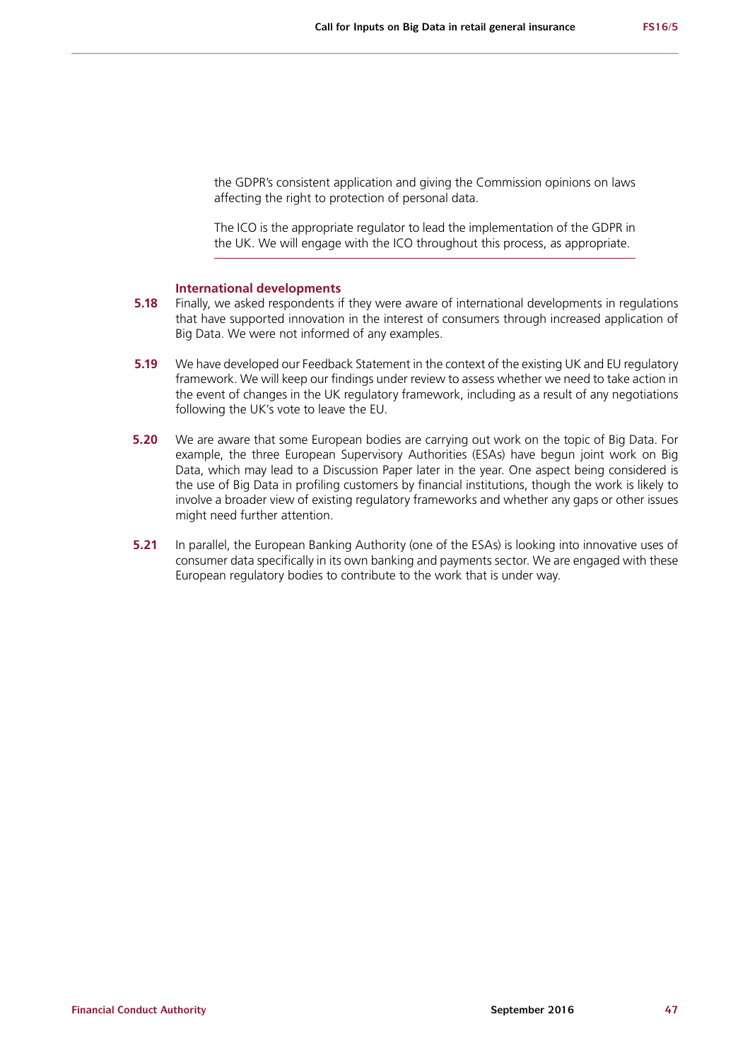the GDPR's consistent application and giving the Commission opinions on laws affecting the right to protection of personal data.

The ICO is the appropriate regulator to lead the implementation of the GDPR in the UK. We will engage with the ICO throughout this process, as appropriate.

### International developments

**5.18** Finally, we asked respondents if they were aware of international developments in regulations that have supported innovation in the interest of consumers through increased application of Big Data. We were not informed of any examples.

**5.19** We have developed our Feedback Statement in the context of the existing UK and EU regulatory framework. We will keep our findings under review to assess whether we need to take action in the event of changes in the UK regulatory framework, including as a result of any negotiations following the UK's vote to leave the EU.

**5.20** We are aware that some European bodies are carrying out work on the topic of Big Data. For example, the three European Supervisory Authorities (ESAs) have begun joint work on Big Data, which may lead to a Discussion Paper later in the year. One aspect being considered is the use of Big Data in profiling customers by financial institutions, though the work is likely to involve a broader view of existing regulatory frameworks and whether any gaps or other issues might need further attention.

**5.21** In parallel, the European Banking Authority (one of the ESAs) is looking into innovative uses of consumer data specifically in its own banking and payments sector. We are engaged with these European regulatory bodies to contribute to the work that is under way.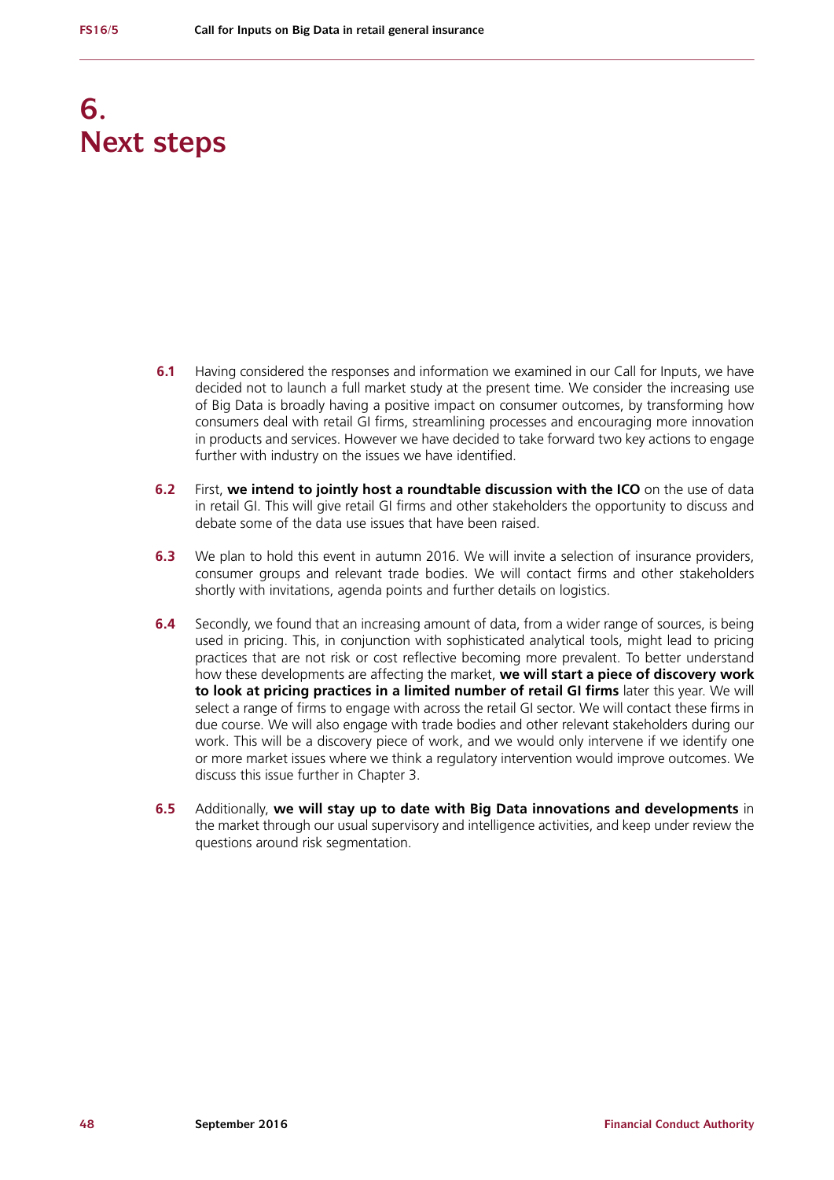# 6. Next steps

**6.1** Having considered the responses and information we examined in our Call for Inputs, we have decided not to launch a full market study at the present time. We consider the increasing use of Big Data is broadly having a positive impact on consumer outcomes, by transforming how consumers deal with retail GI firms, streamlining processes and encouraging more innovation in products and services. However we have decided to take forward two key actions to engage further with industry on the issues we have identified.

**6.2** First, **we intend to jointly host a roundtable discussion with the ICO** on the use of data in retail GI. This will give retail GI firms and other stakeholders the opportunity to discuss and debate some of the data use issues that have been raised.

**6.3** We plan to hold this event in autumn 2016. We will invite a selection of insurance providers, consumer groups and relevant trade bodies. We will contact firms and other stakeholders shortly with invitations, agenda points and further details on logistics.

**6.4** Secondly, we found that an increasing amount of data, from a wider range of sources, is being used in pricing. This, in conjunction with sophisticated analytical tools, might lead to pricing practices that are not risk or cost reflective becoming more prevalent. To better understand how these developments are affecting the market, **we will start a piece of discovery work to look at pricing practices in a limited number of retail GI firms** later this year. We will select a range of firms to engage with across the retail GI sector. We will contact these firms in due course. We will also engage with trade bodies and other relevant stakeholders during our work. This will be a discovery piece of work, and we would only intervene if we identify one or more market issues where we think a regulatory intervention would improve outcomes. We discuss this issue further in Chapter 3.

**6.5** Additionally, **we will stay up to date with Big Data innovations and developments** in the market through our usual supervisory and intelligence activities, and keep under review the questions around risk segmentation.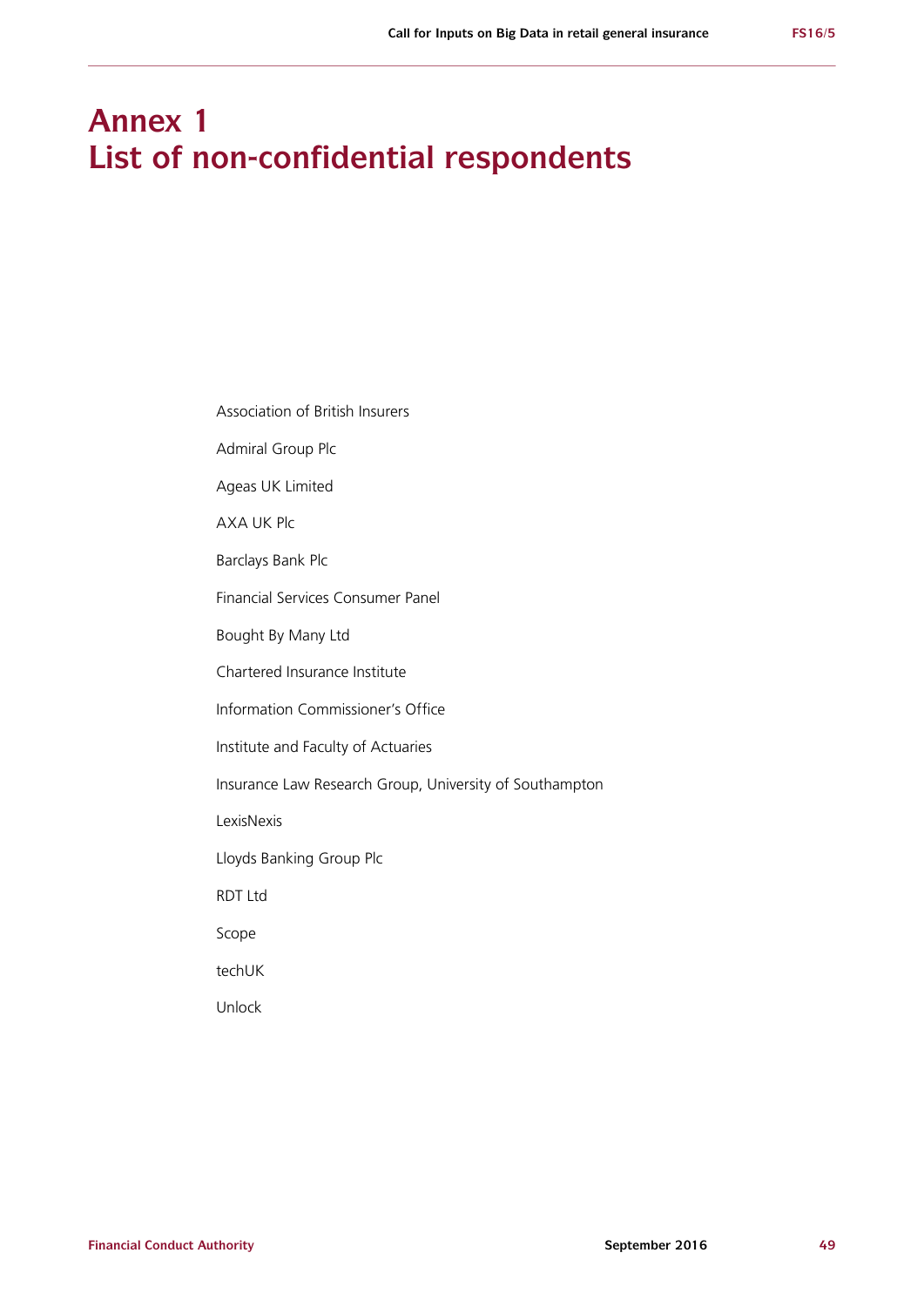# Annex 1
# List of non-confidential respondents

Association of British Insurers

Admiral Group Plc

Ageas UK Limited

AXA UK Plc

Barclays Bank Plc

Financial Services Consumer Panel

Bought By Many Ltd

Chartered Insurance Institute

Information Commissioner's Office

Institute and Faculty of Actuaries

Insurance Law Research Group, University of Southampton

LexisNexis

Lloyds Banking Group Plc

RDT Ltd

Scope

techUK

Unlock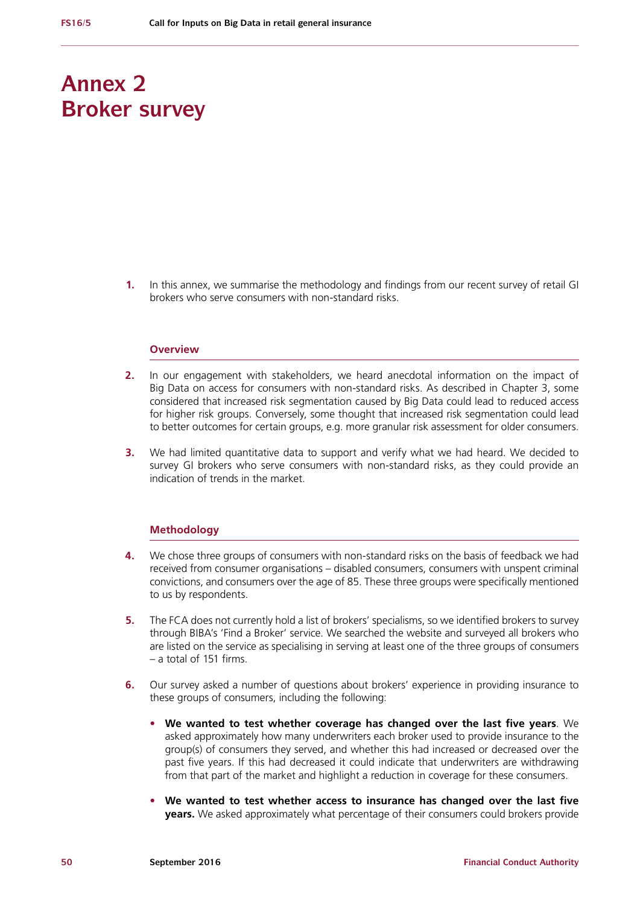# Annex 2
# Broker survey

1. In this annex, we summarise the methodology and findings from our recent survey of retail GI brokers who serve consumers with non-standard risks.

### Overview

2. In our engagement with stakeholders, we heard anecdotal information on the impact of Big Data on access for consumers with non-standard risks. As described in Chapter 3, some considered that increased risk segmentation caused by Big Data could lead to reduced access for higher risk groups. Conversely, some thought that increased risk segmentation could lead to better outcomes for certain groups, e.g. more granular risk assessment for older consumers.

3. We had limited quantitative data to support and verify what we had heard. We decided to survey GI brokers who serve consumers with non-standard risks, as they could provide an indication of trends in the market.

### Methodology

4. We chose three groups of consumers with non-standard risks on the basis of feedback we had received from consumer organisations – disabled consumers, consumers with unspent criminal convictions, and consumers over the age of 85. These three groups were specifically mentioned to us by respondents.

5. The FCA does not currently hold a list of brokers' specialisms, so we identified brokers to survey through BIBA's 'Find a Broker' service. We searched the website and surveyed all brokers who are listed on the service as specialising in serving at least one of the three groups of consumers – a total of 151 firms.

6. Our survey asked a number of questions about brokers' experience in providing insurance to these groups of consumers, including the following:

   - **We wanted to test whether coverage has changed over the last five years**. We asked approximately how many underwriters each broker used to provide insurance to the group(s) of consumers they served, and whether this had increased or decreased over the past five years. If this had decreased it could indicate that underwriters are withdrawing from that part of the market and highlight a reduction in coverage for these consumers.

   - **We wanted to test whether access to insurance has changed over the last five years.** We asked approximately what percentage of their consumers could brokers provide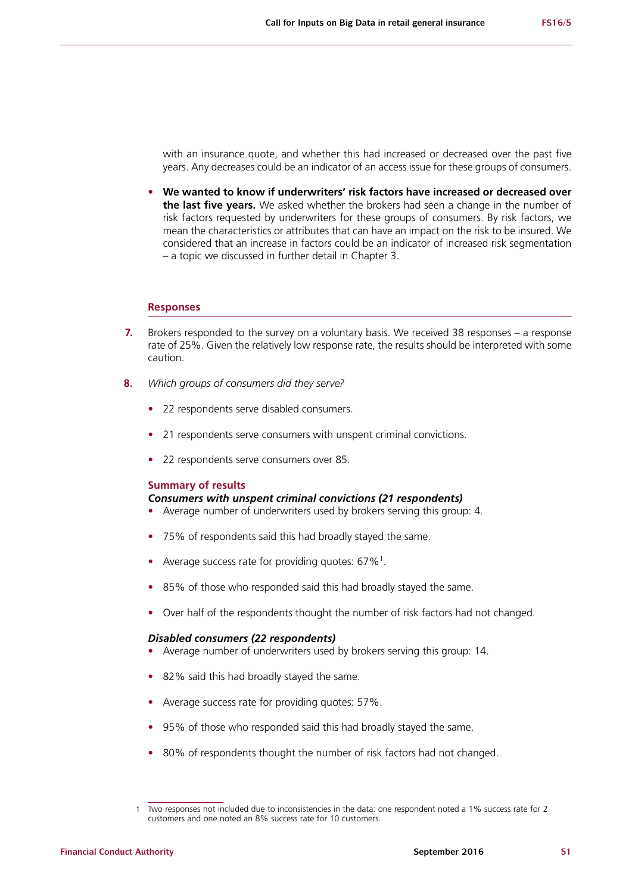with an insurance quote, and whether this had increased or decreased over the past five years. Any decreases could be an indicator of an access issue for these groups of consumers.

- **We wanted to know if underwriters' risk factors have increased or decreased over the last five years.** We asked whether the brokers had seen a change in the number of risk factors requested by underwriters for these groups of consumers. By risk factors, we mean the characteristics or attributes that can have an impact on the risk to be insured. We considered that an increase in factors could be an indicator of increased risk segmentation – a topic we discussed in further detail in Chapter 3.

### Responses

**7.** Brokers responded to the survey on a voluntary basis. We received 38 responses – a response rate of 25%. Given the relatively low response rate, the results should be interpreted with some caution.

**8.** *Which groups of consumers did they serve?*

- 22 respondents serve disabled consumers.
- 21 respondents serve consumers with unspent criminal convictions.
- 22 respondents serve consumers over 85.

### Summary of results

***Consumers with unspent criminal convictions (21 respondents)***

- Average number of underwriters used by brokers serving this group: 4.
- 75% of respondents said this had broadly stayed the same.
- Average success rate for providing quotes: 67%[1].
- 85% of those who responded said this had broadly stayed the same.
- Over half of the respondents thought the number of risk factors had not changed.

***Disabled consumers (22 respondents)***

- Average number of underwriters used by brokers serving this group: 14.
- 82% said this had broadly stayed the same.
- Average success rate for providing quotes: 57%.
- 95% of those who responded said this had broadly stayed the same.
- 80% of respondents thought the number of risk factors had not changed.

---

1 Two responses not included due to inconsistencies in the data: one respondent noted a 1% success rate for 2 customers and one noted an 8% success rate for 10 customers.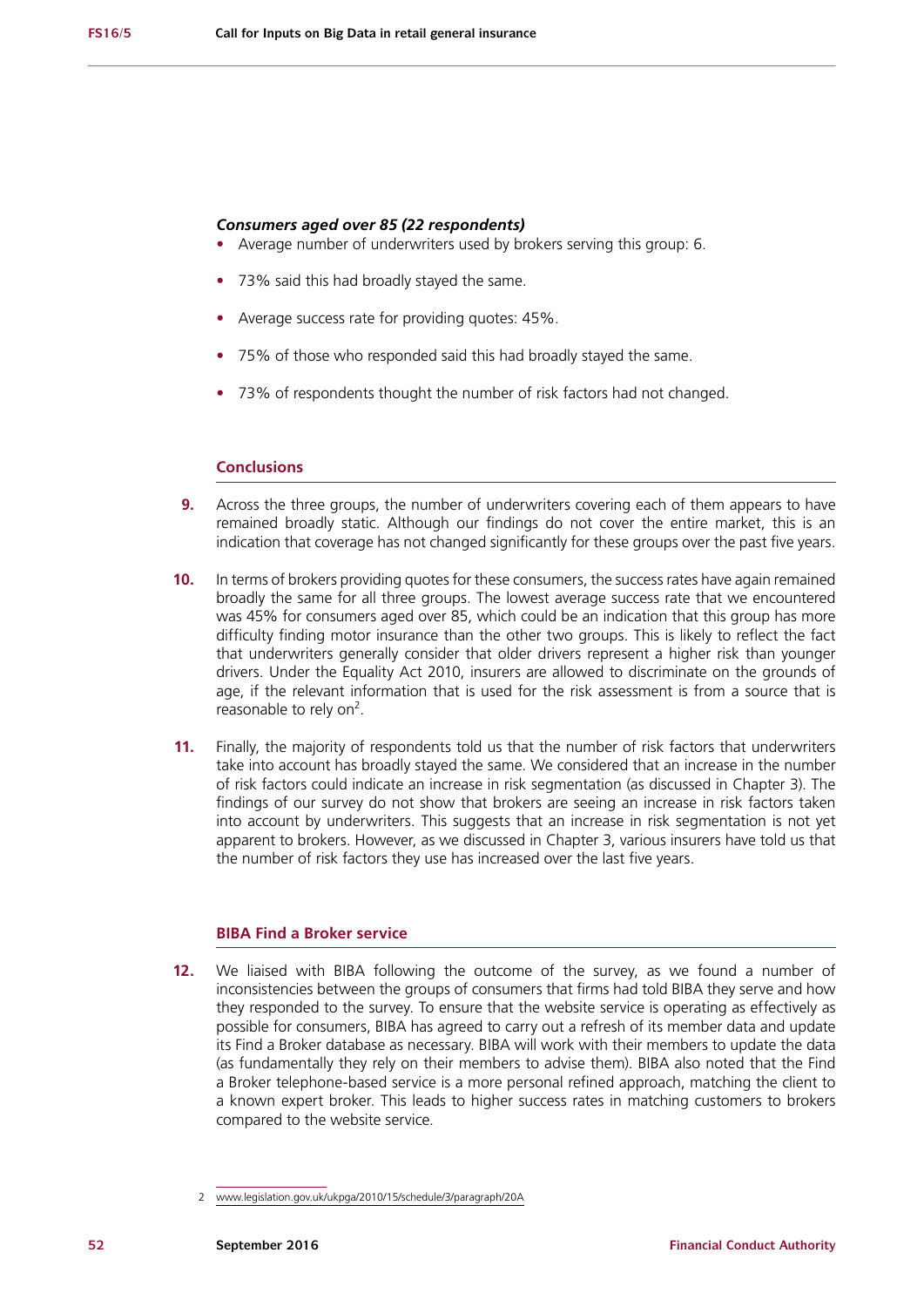***Consumers aged over 85 (22 respondents)***

- Average number of underwriters used by brokers serving this group: 6.
- 73% said this had broadly stayed the same.
- Average success rate for providing quotes: 45%.
- 75% of those who responded said this had broadly stayed the same.
- 73% of respondents thought the number of risk factors had not changed.

### Conclusions

**9.** Across the three groups, the number of underwriters covering each of them appears to have remained broadly static. Although our findings do not cover the entire market, this is an indication that coverage has not changed significantly for these groups over the past five years.

**10.** In terms of brokers providing quotes for these consumers, the success rates have again remained broadly the same for all three groups. The lowest average success rate that we encountered was 45% for consumers aged over 85, which could be an indication that this group has more difficulty finding motor insurance than the other two groups. This is likely to reflect the fact that underwriters generally consider that older drivers represent a higher risk than younger drivers. Under the Equality Act 2010, insurers are allowed to discriminate on the grounds of age, if the relevant information that is used for the risk assessment is from a source that is reasonable to rely on[2].

**11.** Finally, the majority of respondents told us that the number of risk factors that underwriters take into account has broadly stayed the same. We considered that an increase in the number of risk factors could indicate an increase in risk segmentation (as discussed in Chapter 3). The findings of our survey do not show that brokers are seeing an increase in risk factors taken into account by underwriters. This suggests that an increase in risk segmentation is not yet apparent to brokers. However, as we discussed in Chapter 3, various insurers have told us that the number of risk factors they use has increased over the last five years.

### BIBA Find a Broker service

**12.** We liaised with BIBA following the outcome of the survey, as we found a number of inconsistencies between the groups of consumers that firms had told BIBA they serve and how they responded to the survey. To ensure that the website service is operating as effectively as possible for consumers, BIBA has agreed to carry out a refresh of its member data and update its Find a Broker database as necessary. BIBA will work with their members to update the data (as fundamentally they rely on their members to advise them). BIBA also noted that the Find a Broker telephone-based service is a more personal refined approach, matching the client to a known expert broker. This leads to higher success rates in matching customers to brokers compared to the website service.

2 www.legislation.gov.uk/ukpga/2010/15/schedule/3/paragraph/20A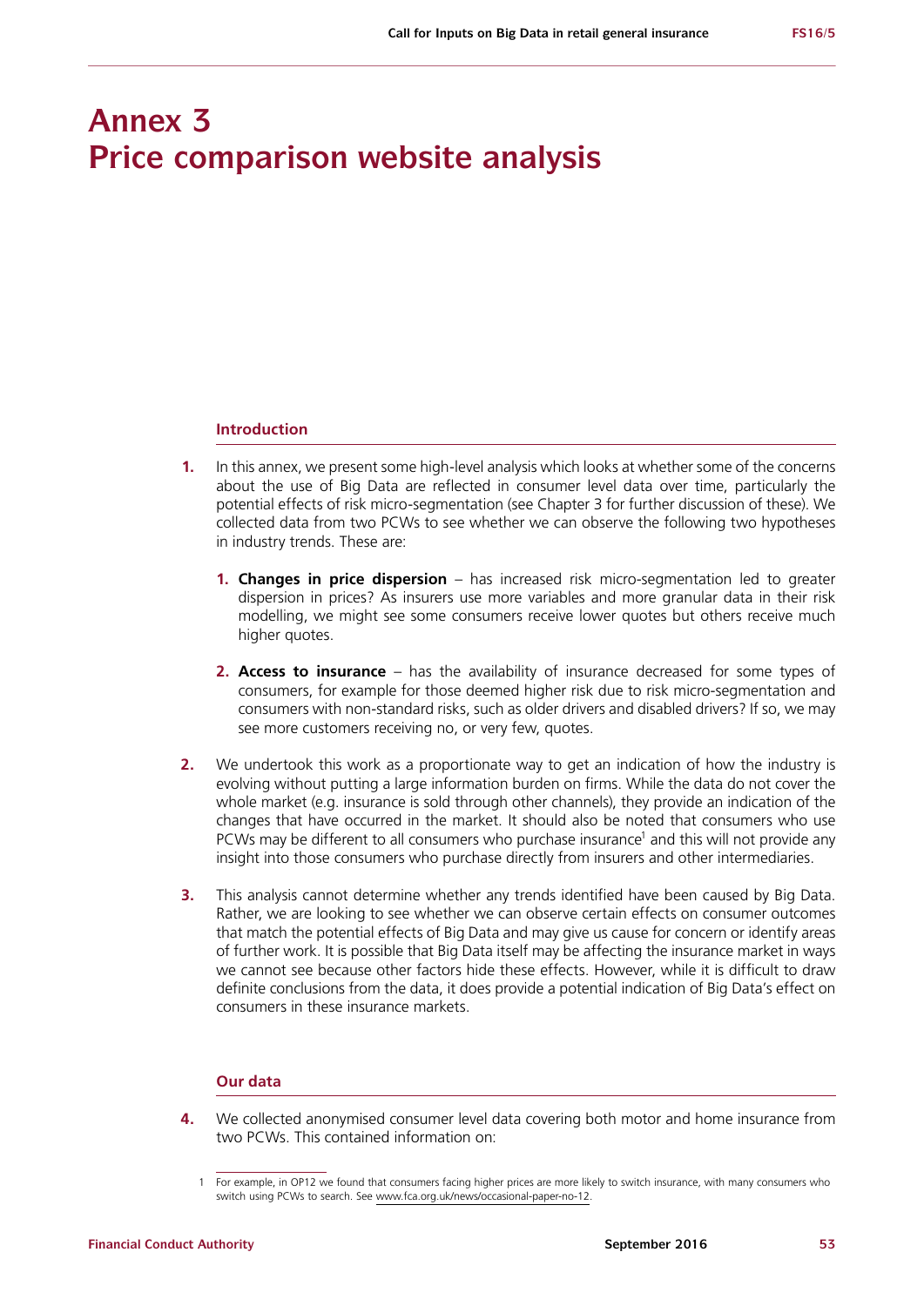# Annex 3
# Price comparison website analysis

## Introduction

1. In this annex, we present some high-level analysis which looks at whether some of the concerns about the use of Big Data are reflected in consumer level data over time, particularly the potential effects of risk micro-segmentation (see Chapter 3 for further discussion of these). We collected data from two PCWs to see whether we can observe the following two hypotheses in industry trends. These are:

   1. **Changes in price dispersion** – has increased risk micro-segmentation led to greater dispersion in prices? As insurers use more variables and more granular data in their risk modelling, we might see some consumers receive lower quotes but others receive much higher quotes.

   2. **Access to insurance** – has the availability of insurance decreased for some types of consumers, for example for those deemed higher risk due to risk micro-segmentation and consumers with non-standard risks, such as older drivers and disabled drivers? If so, we may see more customers receiving no, or very few, quotes.

2. We undertook this work as a proportionate way to get an indication of how the industry is evolving without putting a large information burden on firms. While the data do not cover the whole market (e.g. insurance is sold through other channels), they provide an indication of the changes that have occurred in the market. It should also be noted that consumers who use PCWs may be different to all consumers who purchase insurance[1] and this will not provide any insight into those consumers who purchase directly from insurers and other intermediaries.

3. This analysis cannot determine whether any trends identified have been caused by Big Data. Rather, we are looking to see whether we can observe certain effects on consumer outcomes that match the potential effects of Big Data and may give us cause for concern or identify areas of further work. It is possible that Big Data itself may be affecting the insurance market in ways we cannot see because other factors hide these effects. However, while it is difficult to draw definite conclusions from the data, it does provide a potential indication of Big Data's effect on consumers in these insurance markets.

## Our data

4. We collected anonymised consumer level data covering both motor and home insurance from two PCWs. This contained information on:

---

1 For example, in OP12 we found that consumers facing higher prices are more likely to switch insurance, with many consumers who switch using PCWs to search. See www.fca.org.uk/news/occasional-paper-no-12.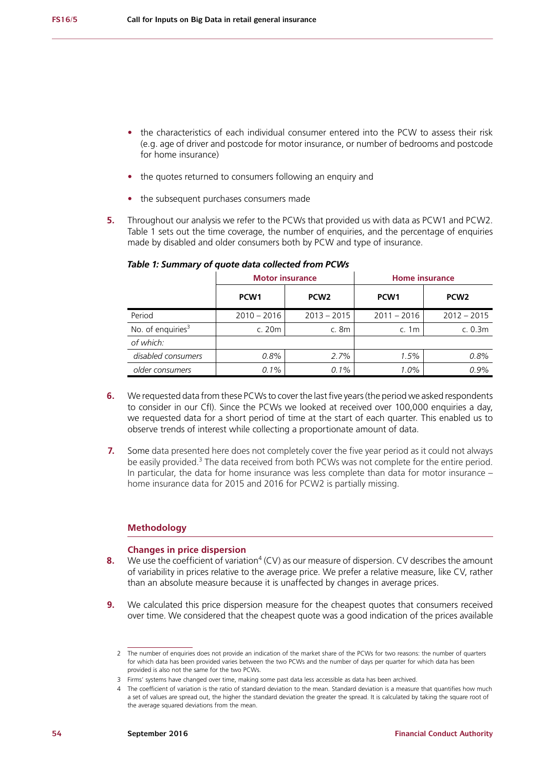- the characteristics of each individual consumer entered into the PCW to assess their risk (e.g. age of driver and postcode for motor insurance, or number of bedrooms and postcode for home insurance)
- the quotes returned to consumers following an enquiry and
- the subsequent purchases consumers made

**5.** Throughout our analysis we refer to the PCWs that provided us with data as PCW1 and PCW2. Table 1 sets out the time coverage, the number of enquiries, and the percentage of enquiries made by disabled and older consumers both by PCW and type of insurance.

***Table 1: Summary of quote data collected from PCWs***

| | **Motor insurance** | | **Home insurance** | |
|---|---|---|---|---|
| | **PCW1** | **PCW2** | **PCW1** | **PCW2** |
| Period | 2010 – 2016 | 2013 – 2015 | 2011 – 2016 | 2012 – 2015 |
| No. of enquiries[3] | c. 20m | c. 8m | c. 1m | c. 0.3m |
| *of which:* | | | | |
| *disabled consumers* | *0.8%* | *2.7%* | *1.5%* | *0.8%* |
| *older consumers* | *0.1%* | *0.1%* | *1.0%* | *0.9%* |

**6.** We requested data from these PCWs to cover the last five years (the period we asked respondents to consider in our CfI). Since the PCWs we looked at received over 100,000 enquiries a day, we requested data for a short period of time at the start of each quarter. This enabled us to observe trends of interest while collecting a proportionate amount of data.

**7.** Some data presented here does not completely cover the five year period as it could not always be easily provided.[3] The data received from both PCWs was not complete for the entire period. In particular, the data for home insurance was less complete than data for motor insurance – home insurance data for 2015 and 2016 for PCW2 is partially missing.

## Methodology

### Changes in price dispersion

**8.** We use the coefficient of variation[4] (CV) as our measure of dispersion. CV describes the amount of variability in prices relative to the average price. We prefer a relative measure, like CV, rather than an absolute measure because it is unaffected by changes in average prices.

**9.** We calculated this price dispersion measure for the cheapest quotes that consumers received over time. We considered that the cheapest quote was a good indication of the prices available

---

2 The number of enquiries does not provide an indication of the market share of the PCWs for two reasons: the number of quarters for which data has been provided varies between the two PCWs and the number of days per quarter for which data has been provided is also not the same for the two PCWs.

3 Firms' systems have changed over time, making some past data less accessible as data has been archived.

4 The coefficient of variation is the ratio of standard deviation to the mean. Standard deviation is a measure that quantifies how much a set of values are spread out, the higher the standard deviation the greater the spread. It is calculated by taking the square root of the average squared deviations from the mean.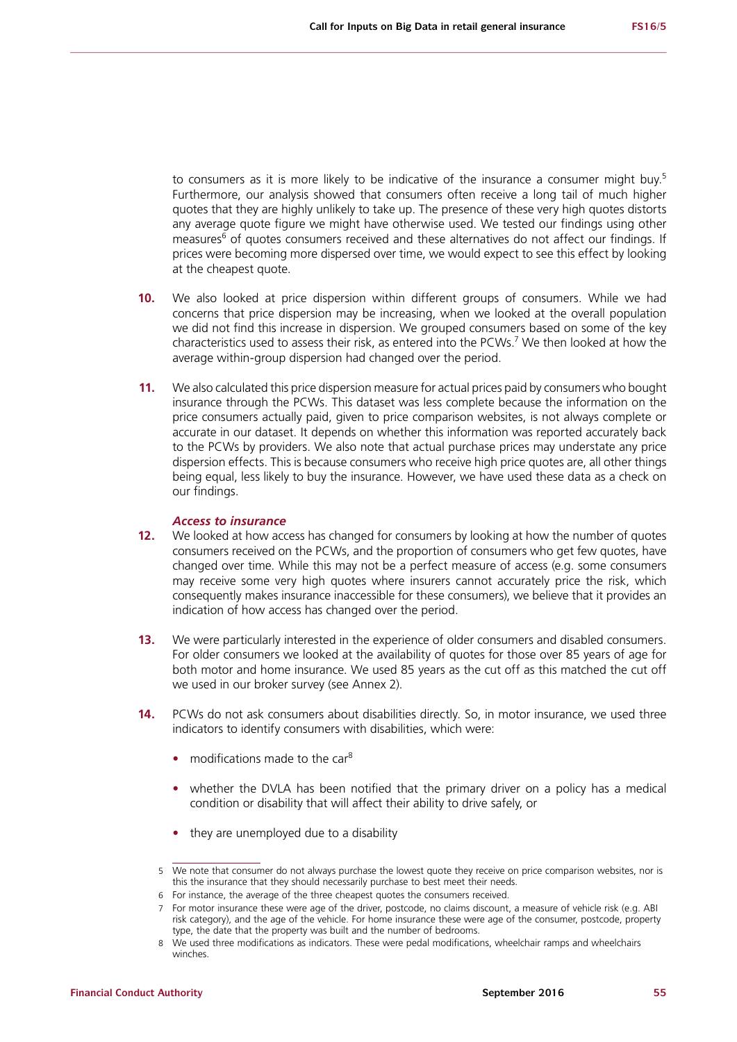to consumers as it is more likely to be indicative of the insurance a consumer might buy.[5] Furthermore, our analysis showed that consumers often receive a long tail of much higher quotes that they are highly unlikely to take up. The presence of these very high quotes distorts any average quote figure we might have otherwise used. We tested our findings using other measures[6] of quotes consumers received and these alternatives do not affect our findings. If prices were becoming more dispersed over time, we would expect to see this effect by looking at the cheapest quote.

**10.** We also looked at price dispersion within different groups of consumers. While we had concerns that price dispersion may be increasing, when we looked at the overall population we did not find this increase in dispersion. We grouped consumers based on some of the key characteristics used to assess their risk, as entered into the PCWs.[7] We then looked at how the average within-group dispersion had changed over the period.

**11.** We also calculated this price dispersion measure for actual prices paid by consumers who bought insurance through the PCWs. This dataset was less complete because the information on the price consumers actually paid, given to price comparison websites, is not always complete or accurate in our dataset. It depends on whether this information was reported accurately back to the PCWs by providers. We also note that actual purchase prices may understate any price dispersion effects. This is because consumers who receive high price quotes are, all other things being equal, less likely to buy the insurance. However, we have used these data as a check on our findings.

***Access to insurance***

**12.** We looked at how access has changed for consumers by looking at how the number of quotes consumers received on the PCWs, and the proportion of consumers who get few quotes, have changed over time. While this may not be a perfect measure of access (e.g. some consumers may receive some very high quotes where insurers cannot accurately price the risk, which consequently makes insurance inaccessible for these consumers), we believe that it provides an indication of how access has changed over the period.

**13.** We were particularly interested in the experience of older consumers and disabled consumers. For older consumers we looked at the availability of quotes for those over 85 years of age for both motor and home insurance. We used 85 years as the cut off as this matched the cut off we used in our broker survey (see Annex 2).

**14.** PCWs do not ask consumers about disabilities directly. So, in motor insurance, we used three indicators to identify consumers with disabilities, which were:

- modifications made to the car[8]
- whether the DVLA has been notified that the primary driver on a policy has a medical condition or disability that will affect their ability to drive safely, or
- they are unemployed due to a disability

5 We note that consumer do not always purchase the lowest quote they receive on price comparison websites, nor is this the insurance that they should necessarily purchase to best meet their needs.

6 For instance, the average of the three cheapest quotes the consumers received.

7 For motor insurance these were age of the driver, postcode, no claims discount, a measure of vehicle risk (e.g. ABI risk category), and the age of the vehicle. For home insurance these were age of the consumer, postcode, property type, the date that the property was built and the number of bedrooms.

8 We used three modifications as indicators. These were pedal modifications, wheelchair ramps and wheelchairs winches.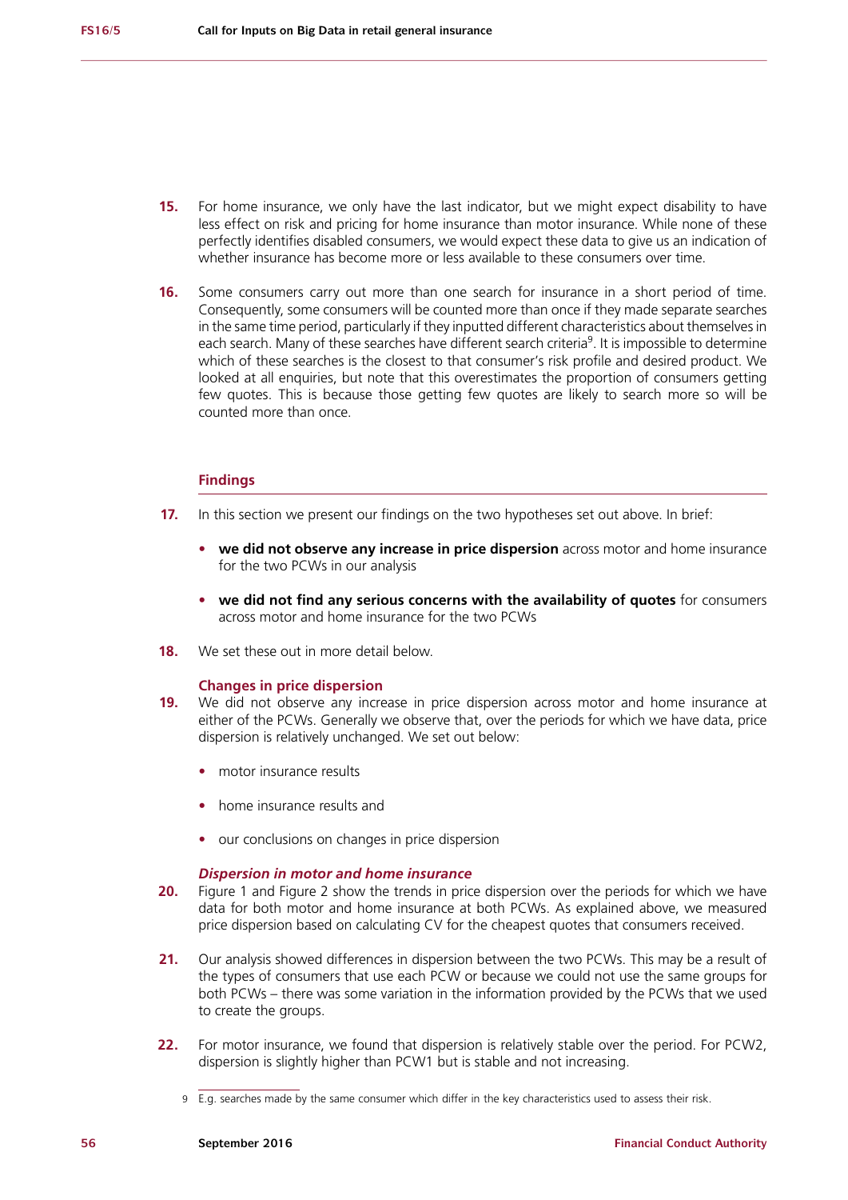**15.** For home insurance, we only have the last indicator, but we might expect disability to have less effect on risk and pricing for home insurance than motor insurance. While none of these perfectly identifies disabled consumers, we would expect these data to give us an indication of whether insurance has become more or less available to these consumers over time.

**16.** Some consumers carry out more than one search for insurance in a short period of time. Consequently, some consumers will be counted more than once if they made separate searches in the same time period, particularly if they inputted different characteristics about themselves in each search. Many of these searches have different search criteria[9]. It is impossible to determine which of these searches is the closest to that consumer's risk profile and desired product. We looked at all enquiries, but note that this overestimates the proportion of consumers getting few quotes. This is because those getting few quotes are likely to search more so will be counted more than once.

### Findings

**17.** In this section we present our findings on the two hypotheses set out above. In brief:

- **we did not observe any increase in price dispersion** across motor and home insurance for the two PCWs in our analysis
- **we did not find any serious concerns with the availability of quotes** for consumers across motor and home insurance for the two PCWs

**18.** We set these out in more detail below.

#### Changes in price dispersion

**19.** We did not observe any increase in price dispersion across motor and home insurance at either of the PCWs. Generally we observe that, over the periods for which we have data, price dispersion is relatively unchanged. We set out below:

- motor insurance results
- home insurance results and
- our conclusions on changes in price dispersion

#### *Dispersion in motor and home insurance*

**20.** Figure 1 and Figure 2 show the trends in price dispersion over the periods for which we have data for both motor and home insurance at both PCWs. As explained above, we measured price dispersion based on calculating CV for the cheapest quotes that consumers received.

**21.** Our analysis showed differences in dispersion between the two PCWs. This may be a result of the types of consumers that use each PCW or because we could not use the same groups for both PCWs – there was some variation in the information provided by the PCWs that we used to create the groups.

**22.** For motor insurance, we found that dispersion is relatively stable over the period. For PCW2, dispersion is slightly higher than PCW1 but is stable and not increasing.

---

9 E.g. searches made by the same consumer which differ in the key characteristics used to assess their risk.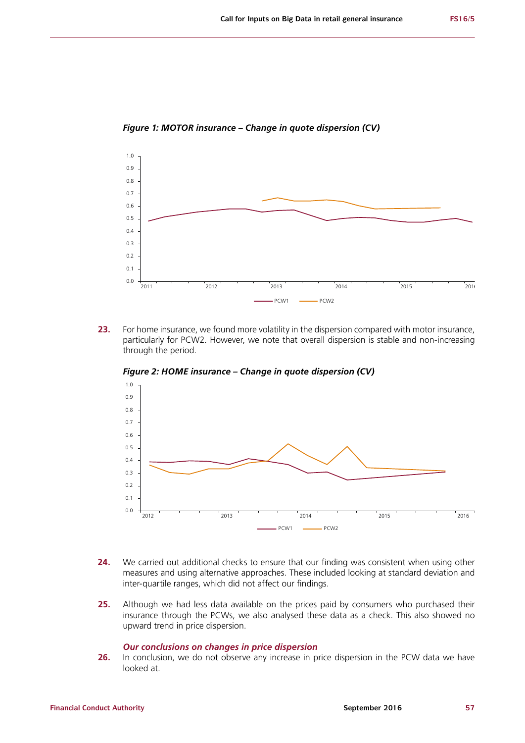*Figure 1: MOTOR insurance – Change in quote dispersion (CV)*

**23.** For home insurance, we found more volatility in the dispersion compared with motor insurance, particularly for PCW2. However, we note that overall dispersion is stable and non-increasing through the period.

*Figure 2: HOME insurance – Change in quote dispersion (CV)*

**24.** We carried out additional checks to ensure that our finding was consistent when using other measures and using alternative approaches. These included looking at standard deviation and inter-quartile ranges, which did not affect our findings.

**25.** Although we had less data available on the prices paid by consumers who purchased their insurance through the PCWs, we also analysed these data as a check. This also showed no upward trend in price dispersion.

### *Our conclusions on changes in price dispersion*

**26.** In conclusion, we do not observe any increase in price dispersion in the PCW data we have looked at.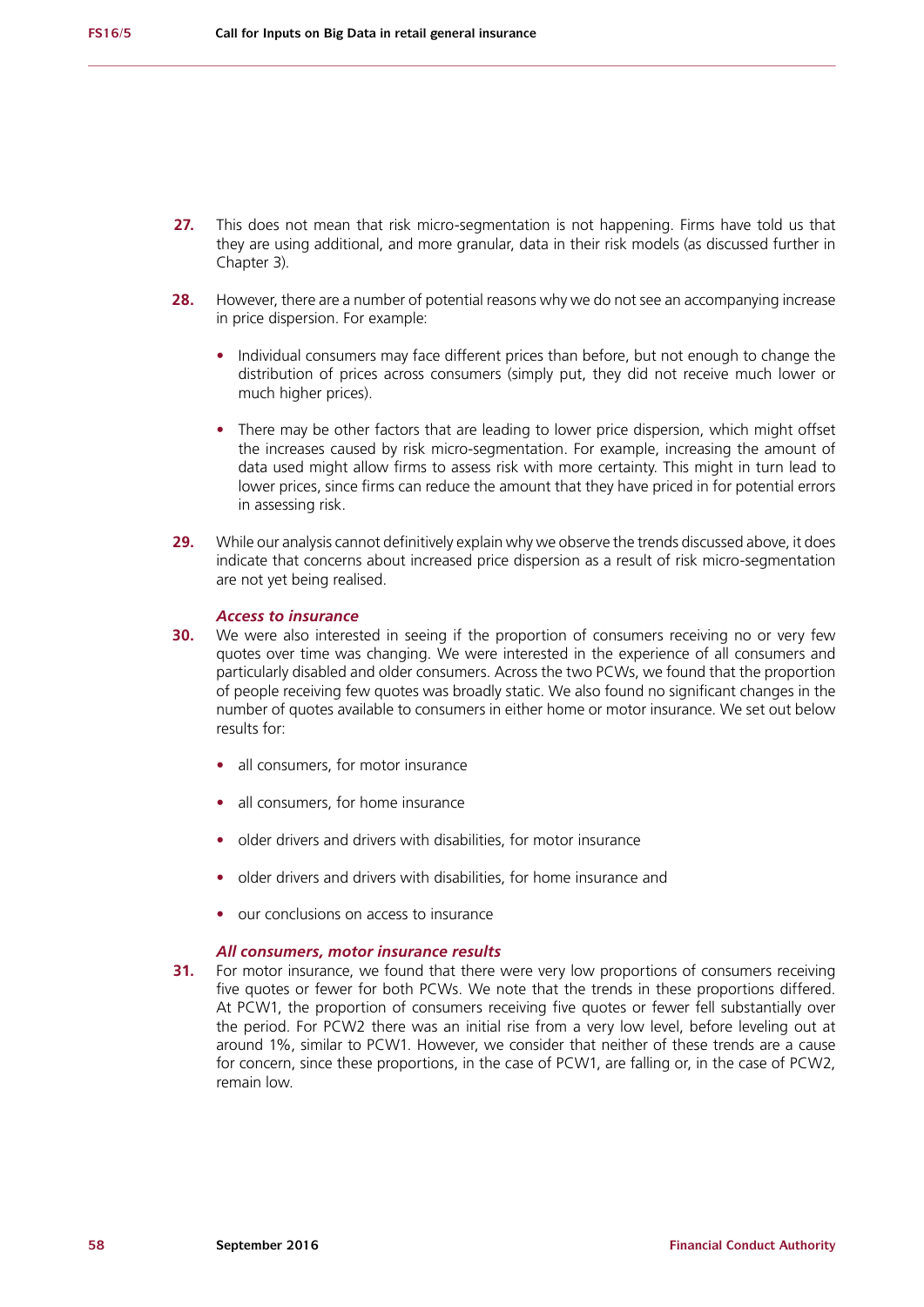**27.** This does not mean that risk micro-segmentation is not happening. Firms have told us that they are using additional, and more granular, data in their risk models (as discussed further in Chapter 3).

**28.** However, there are a number of potential reasons why we do not see an accompanying increase in price dispersion. For example:

- Individual consumers may face different prices than before, but not enough to change the distribution of prices across consumers (simply put, they did not receive much lower or much higher prices).
- There may be other factors that are leading to lower price dispersion, which might offset the increases caused by risk micro-segmentation. For example, increasing the amount of data used might allow firms to assess risk with more certainty. This might in turn lead to lower prices, since firms can reduce the amount that they have priced in for potential errors in assessing risk.

**29.** While our analysis cannot definitively explain why we observe the trends discussed above, it does indicate that concerns about increased price dispersion as a result of risk micro-segmentation are not yet being realised.

***Access to insurance***

**30.** We were also interested in seeing if the proportion of consumers receiving no or very few quotes over time was changing. We were interested in the experience of all consumers and particularly disabled and older consumers. Across the two PCWs, we found that the proportion of people receiving few quotes was broadly static. We also found no significant changes in the number of quotes available to consumers in either home or motor insurance. We set out below results for:

- all consumers, for motor insurance
- all consumers, for home insurance
- older drivers and drivers with disabilities, for motor insurance
- older drivers and drivers with disabilities, for home insurance and
- our conclusions on access to insurance

***All consumers, motor insurance results***

**31.** For motor insurance, we found that there were very low proportions of consumers receiving five quotes or fewer for both PCWs. We note that the trends in these proportions differed. At PCW1, the proportion of consumers receiving five quotes or fewer fell substantially over the period. For PCW2 there was an initial rise from a very low level, before leveling out at around 1%, similar to PCW1. However, we consider that neither of these trends are a cause for concern, since these proportions, in the case of PCW1, are falling or, in the case of PCW2, remain low.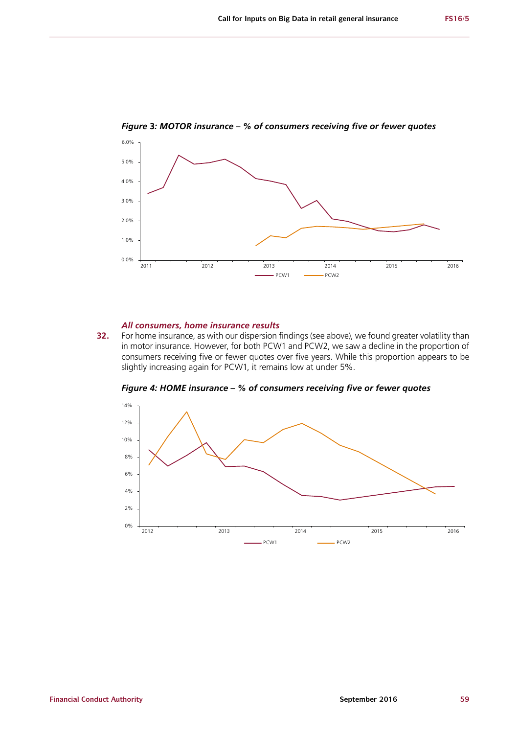*Figure 3: MOTOR insurance – % of consumers receiving five or fewer quotes*

*All consumers, home insurance results*

**32.** For home insurance, as with our dispersion findings (see above), we found greater volatility than in motor insurance. However, for both PCW1 and PCW2, we saw a decline in the proportion of consumers receiving five or fewer quotes over five years. While this proportion appears to be slightly increasing again for PCW1, it remains low at under 5%.

*Figure 4: HOME insurance – % of consumers receiving five or fewer quotes*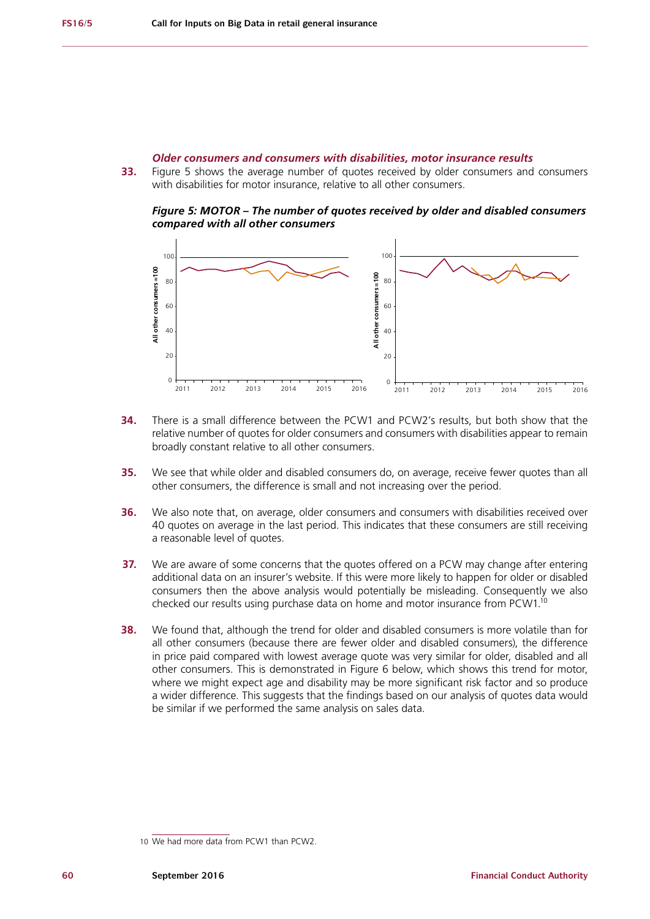### *Older consumers and consumers with disabilities, motor insurance results*

**33.** Figure 5 shows the average number of quotes received by older consumers and consumers with disabilities for motor insurance, relative to all other consumers.

***Figure 5: MOTOR – The number of quotes received by older and disabled consumers compared with all other consumers***

**34.** There is a small difference between the PCW1 and PCW2's results, but both show that the relative number of quotes for older consumers and consumers with disabilities appear to remain broadly constant relative to all other consumers.

**35.** We see that while older and disabled consumers do, on average, receive fewer quotes than all other consumers, the difference is small and not increasing over the period.

**36.** We also note that, on average, older consumers and consumers with disabilities received over 40 quotes on average in the last period. This indicates that these consumers are still receiving a reasonable level of quotes.

**37.** We are aware of some concerns that the quotes offered on a PCW may change after entering additional data on an insurer's website. If this were more likely to happen for older or disabled consumers then the above analysis would potentially be misleading. Consequently we also checked our results using purchase data on home and motor insurance from PCW1.[10]

**38.** We found that, although the trend for older and disabled consumers is more volatile than for all other consumers (because there are fewer older and disabled consumers), the difference in price paid compared with lowest average quote was very similar for older, disabled and all other consumers. This is demonstrated in Figure 6 below, which shows this trend for motor, where we might expect age and disability may be more significant risk factor and so produce a wider difference. This suggests that the findings based on our analysis of quotes data would be similar if we performed the same analysis on sales data.

---

10 We had more data from PCW1 than PCW2.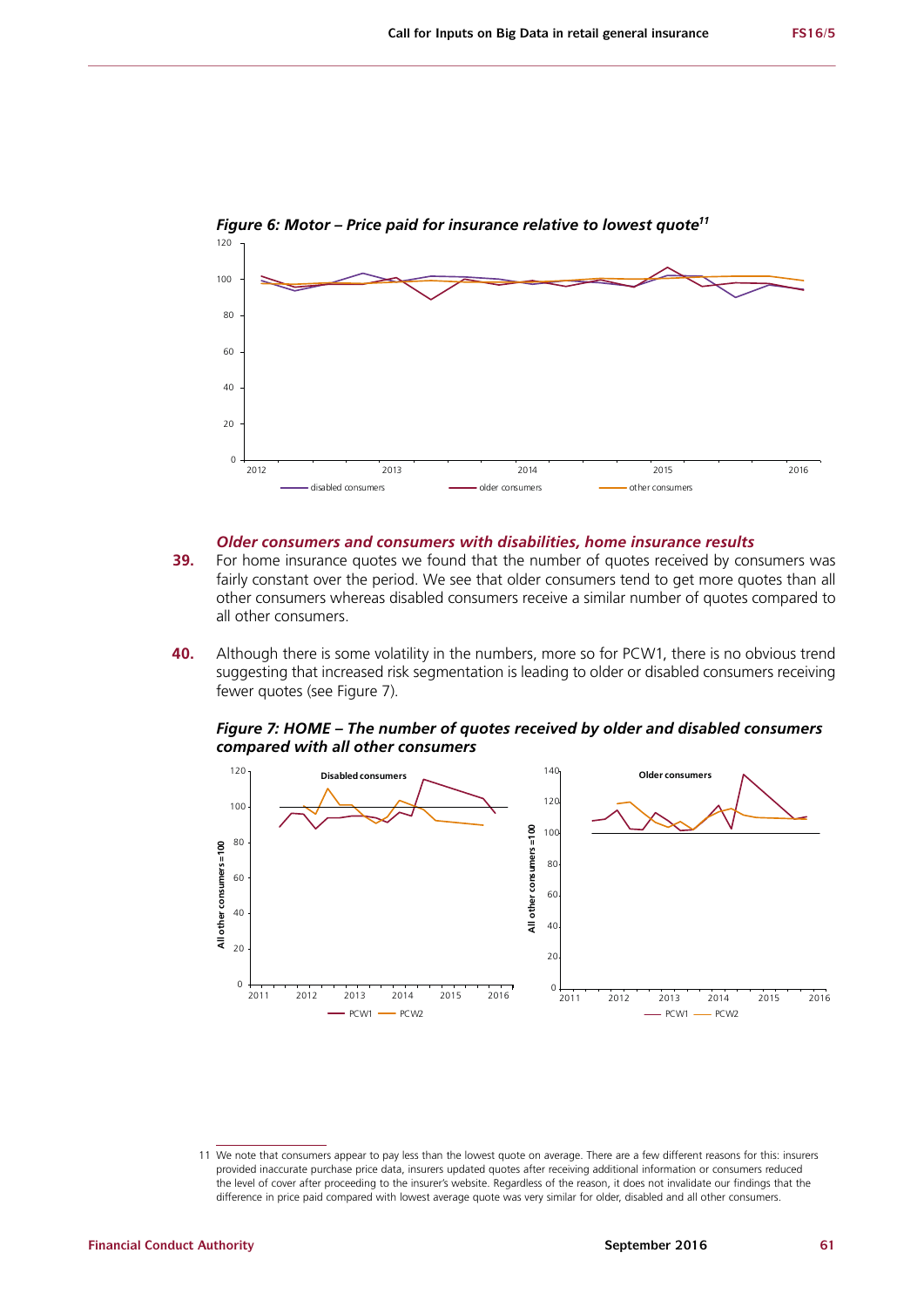*Figure 6: Motor – Price paid for insurance relative to lowest quote*[11]

### *Older consumers and consumers with disabilities, home insurance results*

**39.** For home insurance quotes we found that the number of quotes received by consumers was fairly constant over the period. We see that older consumers tend to get more quotes than all other consumers whereas disabled consumers receive a similar number of quotes compared to all other consumers.

**40.** Although there is some volatility in the numbers, more so for PCW1, there is no obvious trend suggesting that increased risk segmentation is leading to older or disabled consumers receiving fewer quotes (see Figure 7).

*Figure 7: HOME – The number of quotes received by older and disabled consumers compared with all other consumers*

11 We note that consumers appear to pay less than the lowest quote on average. There are a few different reasons for this: insurers provided inaccurate purchase price data, insurers updated quotes after receiving additional information or consumers reduced the level of cover after proceeding to the insurer's website. Regardless of the reason, it does not invalidate our findings that the difference in price paid compared with lowest average quote was very similar for older, disabled and all other consumers.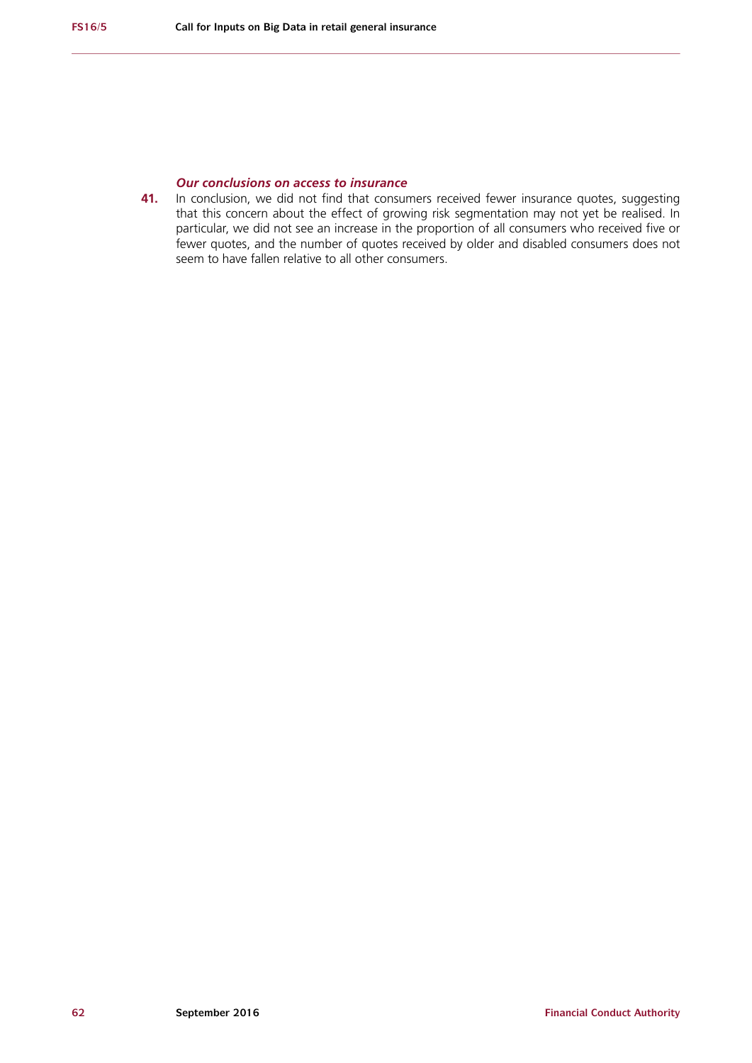### *Our conclusions on access to insurance*

**41.** In conclusion, we did not find that consumers received fewer insurance quotes, suggesting that this concern about the effect of growing risk segmentation may not yet be realised. In particular, we did not see an increase in the proportion of all consumers who received five or fewer quotes, and the number of quotes received by older and disabled consumers does not seem to have fallen relative to all other consumers.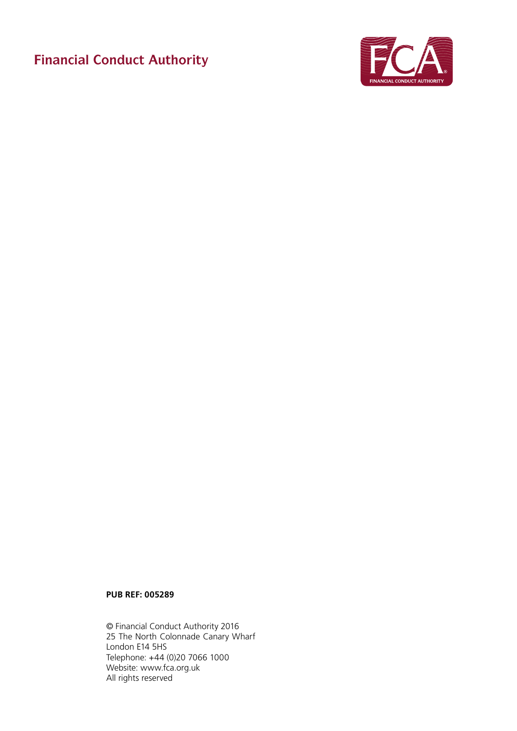**Financial Conduct Authority**

**PUB REF: 005289**

© Financial Conduct Authority 2016
25 The North Colonnade Canary Wharf
London E14 5HS
Telephone: +44 (0)20 7066 1000
Website: www.fca.org.uk
All rights reserved